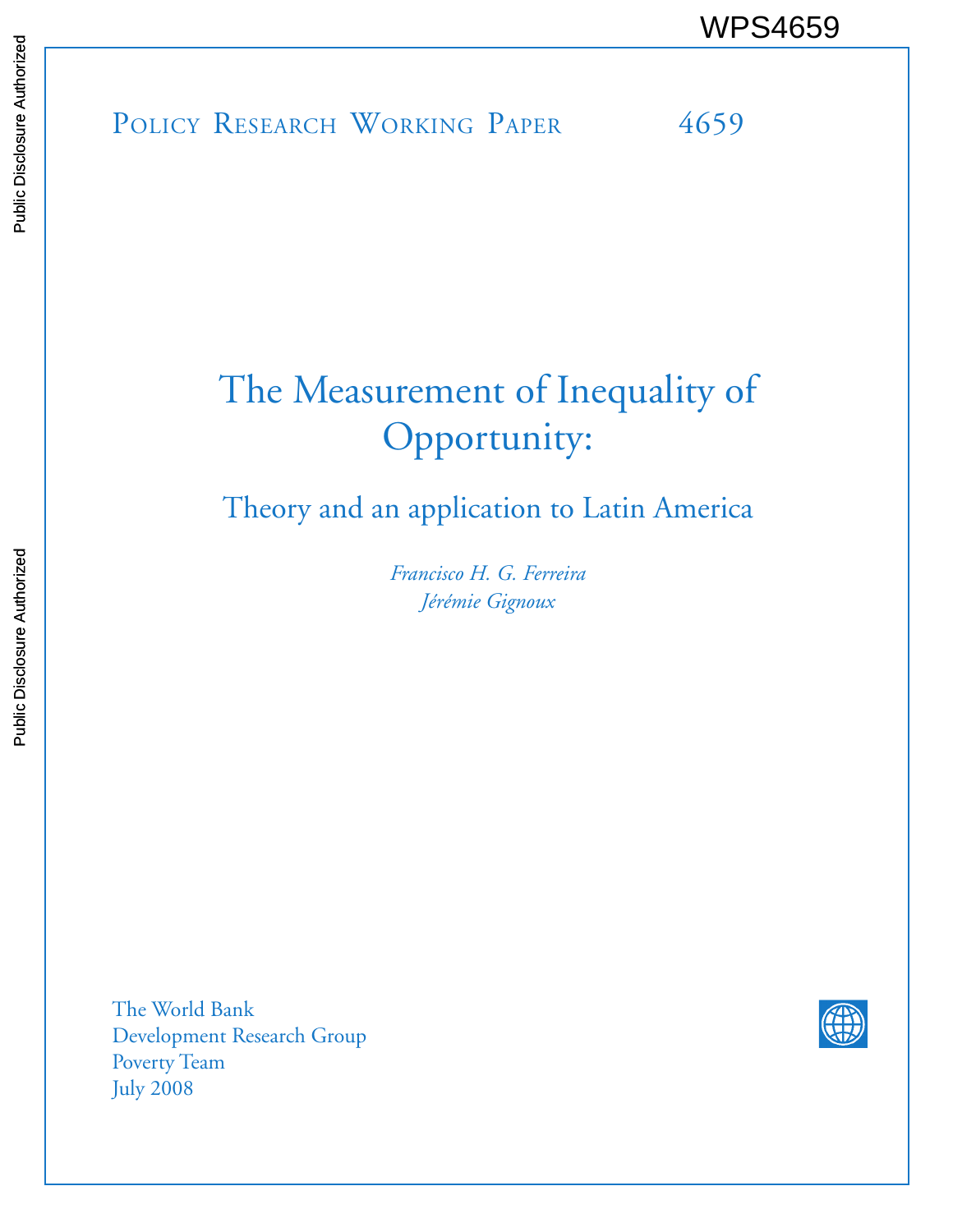WPS4659

Policy Research Working Paper 4659

# The Measurement of Inequality of Opportunity:

## Theory and an application to Latin America

*Francisco H. G. Ferreira*
*Jérémie Gignoux*

The World Bank
Development Research Group
Poverty Team
July 2008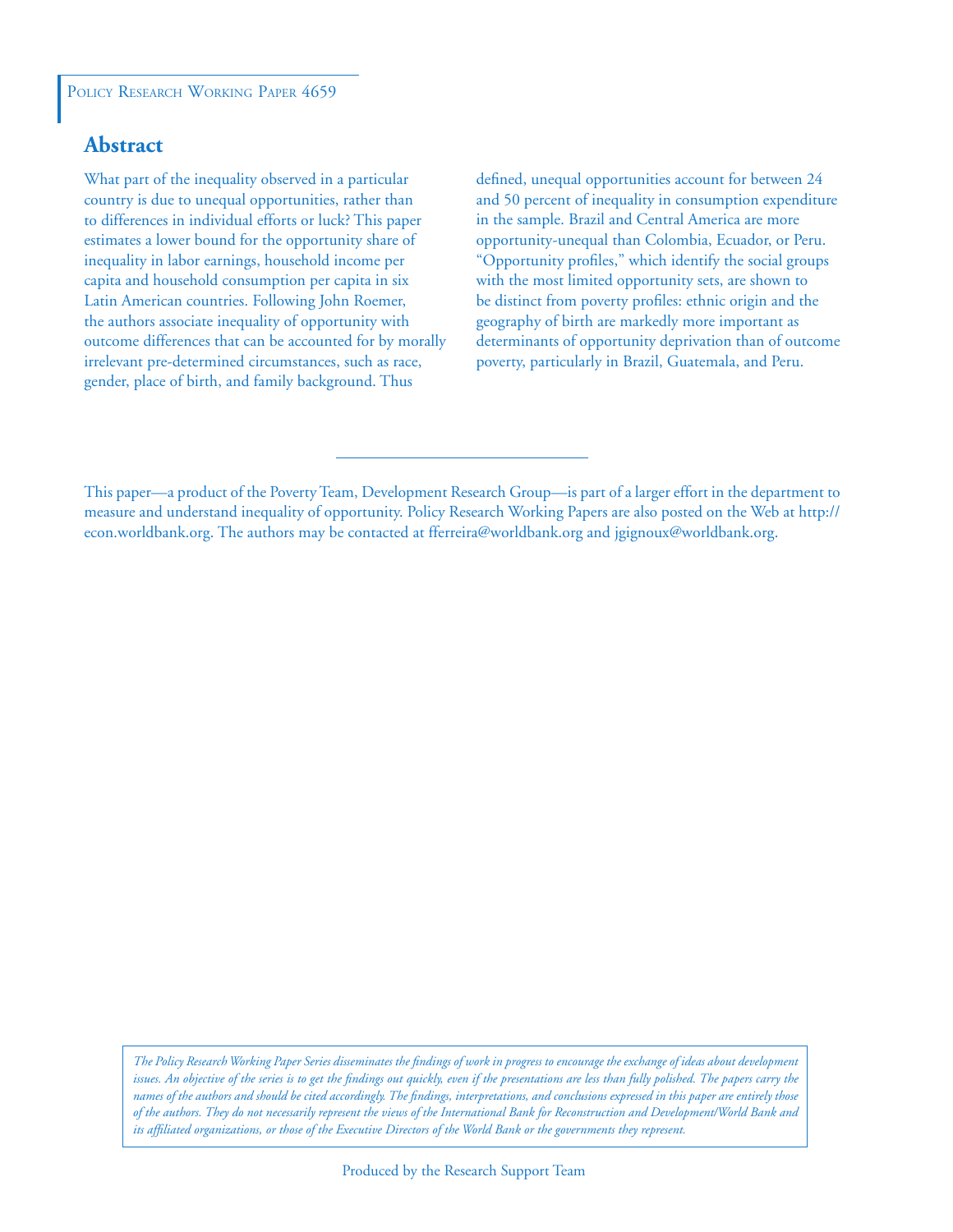Policy Research Working Paper 4659

## Abstract

What part of the inequality observed in a particular country is due to unequal opportunities, rather than to differences in individual efforts or luck? This paper estimates a lower bound for the opportunity share of inequality in labor earnings, household income per capita and household consumption per capita in six Latin American countries. Following John Roemer, the authors associate inequality of opportunity with outcome differences that can be accounted for by morally irrelevant pre-determined circumstances, such as race, gender, place of birth, and family background. Thus defined, unequal opportunities account for between 24 and 50 percent of inequality in consumption expenditure in the sample. Brazil and Central America are more opportunity-unequal than Colombia, Ecuador, or Peru. "Opportunity profiles," which identify the social groups with the most limited opportunity sets, are shown to be distinct from poverty profiles: ethnic origin and the geography of birth are markedly more important as determinants of opportunity deprivation than of outcome poverty, particularly in Brazil, Guatemala, and Peru.

---

This paper—a product of the Poverty Team, Development Research Group—is part of a larger effort in the department to measure and understand inequality of opportunity. Policy Research Working Papers are also posted on the Web at http://econ.worldbank.org. The authors may be contacted at fferreira@worldbank.org and jgignoux@worldbank.org.

*The Policy Research Working Paper Series disseminates the findings of work in progress to encourage the exchange of ideas about development issues. An objective of the series is to get the findings out quickly, even if the presentations are less than fully polished. The papers carry the names of the authors and should be cited accordingly. The findings, interpretations, and conclusions expressed in this paper are entirely those of the authors. They do not necessarily represent the views of the International Bank for Reconstruction and Development/World Bank and its affiliated organizations, or those of the Executive Directors of the World Bank or the governments they represent.*

Produced by the Research Support Team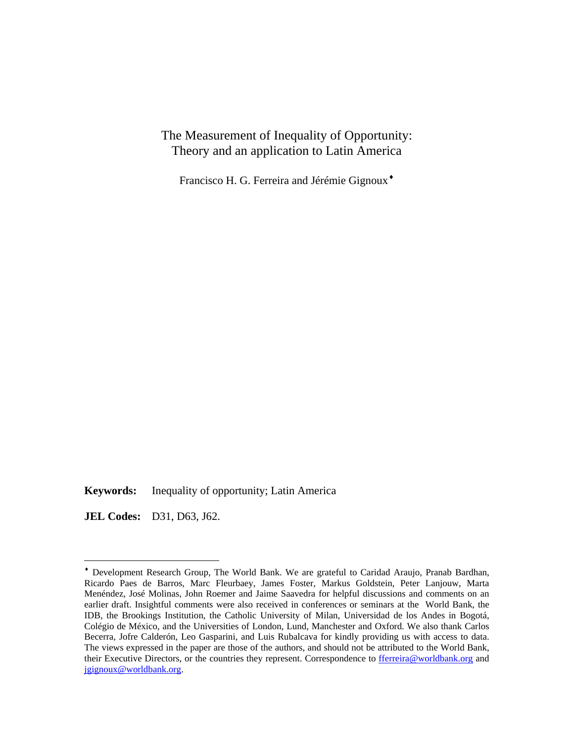# The Measurement of Inequality of Opportunity: Theory and an application to Latin America

Francisco H. G. Ferreira and Jérémie Gignoux[♦]

**Keywords:** Inequality of opportunity; Latin America

**JEL Codes:** D31, D63, J62.

---

[♦] Development Research Group, The World Bank. We are grateful to Caridad Araujo, Pranab Bardhan, Ricardo Paes de Barros, Marc Fleurbaey, James Foster, Markus Goldstein, Peter Lanjouw, Marta Menéndez, José Molinas, John Roemer and Jaime Saavedra for helpful discussions and comments on an earlier draft. Insightful comments were also received in conferences or seminars at the World Bank, the IDB, the Brookings Institution, the Catholic University of Milan, Universidad de los Andes in Bogotá, Colégio de México, and the Universities of London, Lund, Manchester and Oxford. We also thank Carlos Becerra, Jofre Calderón, Leo Gasparini, and Luis Rubalcava for kindly providing us with access to data. The views expressed in the paper are those of the authors, and should not be attributed to the World Bank, their Executive Directors, or the countries they represent. Correspondence to fferreira@worldbank.org and jgignoux@worldbank.org.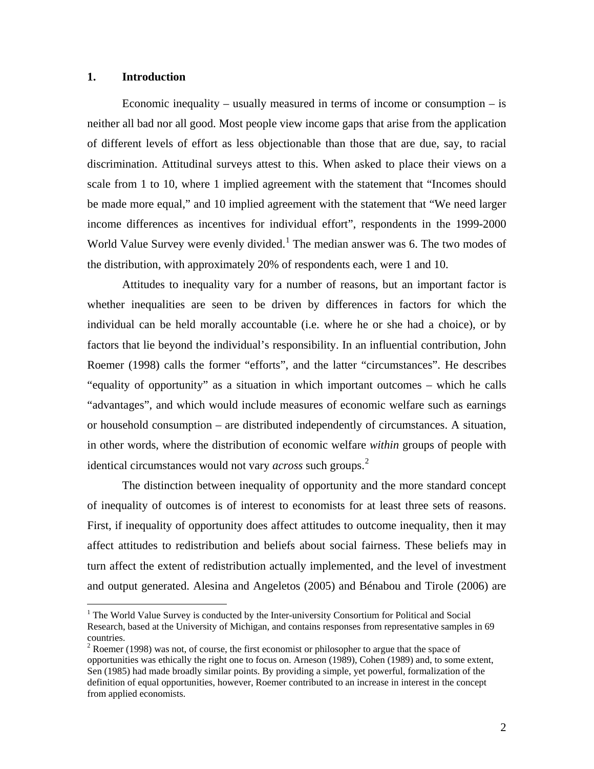## 1. Introduction

Economic inequality – usually measured in terms of income or consumption – is neither all bad nor all good. Most people view income gaps that arise from the application of different levels of effort as less objectionable than those that are due, say, to racial discrimination. Attitudinal surveys attest to this. When asked to place their views on a scale from 1 to 10, where 1 implied agreement with the statement that "Incomes should be made more equal," and 10 implied agreement with the statement that "We need larger income differences as incentives for individual effort", respondents in the 1999-2000 World Value Survey were evenly divided.[1] The median answer was 6. The two modes of the distribution, with approximately 20% of respondents each, were 1 and 10.

Attitudes to inequality vary for a number of reasons, but an important factor is whether inequalities are seen to be driven by differences in factors for which the individual can be held morally accountable (i.e. where he or she had a choice), or by factors that lie beyond the individual's responsibility. In an influential contribution, John Roemer (1998) calls the former "efforts", and the latter "circumstances". He describes "equality of opportunity" as a situation in which important outcomes – which he calls "advantages", and which would include measures of economic welfare such as earnings or household consumption – are distributed independently of circumstances. A situation, in other words, where the distribution of economic welfare *within* groups of people with identical circumstances would not vary *across* such groups.[2]

The distinction between inequality of opportunity and the more standard concept of inequality of outcomes is of interest to economists for at least three sets of reasons. First, if inequality of opportunity does affect attitudes to outcome inequality, then it may affect attitudes to redistribution and beliefs about social fairness. These beliefs may in turn affect the extent of redistribution actually implemented, and the level of investment and output generated. Alesina and Angeletos (2005) and Bénabou and Tirole (2006) are

---

[1] The World Value Survey is conducted by the Inter-university Consortium for Political and Social Research, based at the University of Michigan, and contains responses from representative samples in 69 countries.

[2] Roemer (1998) was not, of course, the first economist or philosopher to argue that the space of opportunities was ethically the right one to focus on. Arneson (1989), Cohen (1989) and, to some extent, Sen (1985) had made broadly similar points. By providing a simple, yet powerful, formalization of the definition of equal opportunities, however, Roemer contributed to an increase in interest in the concept from applied economists.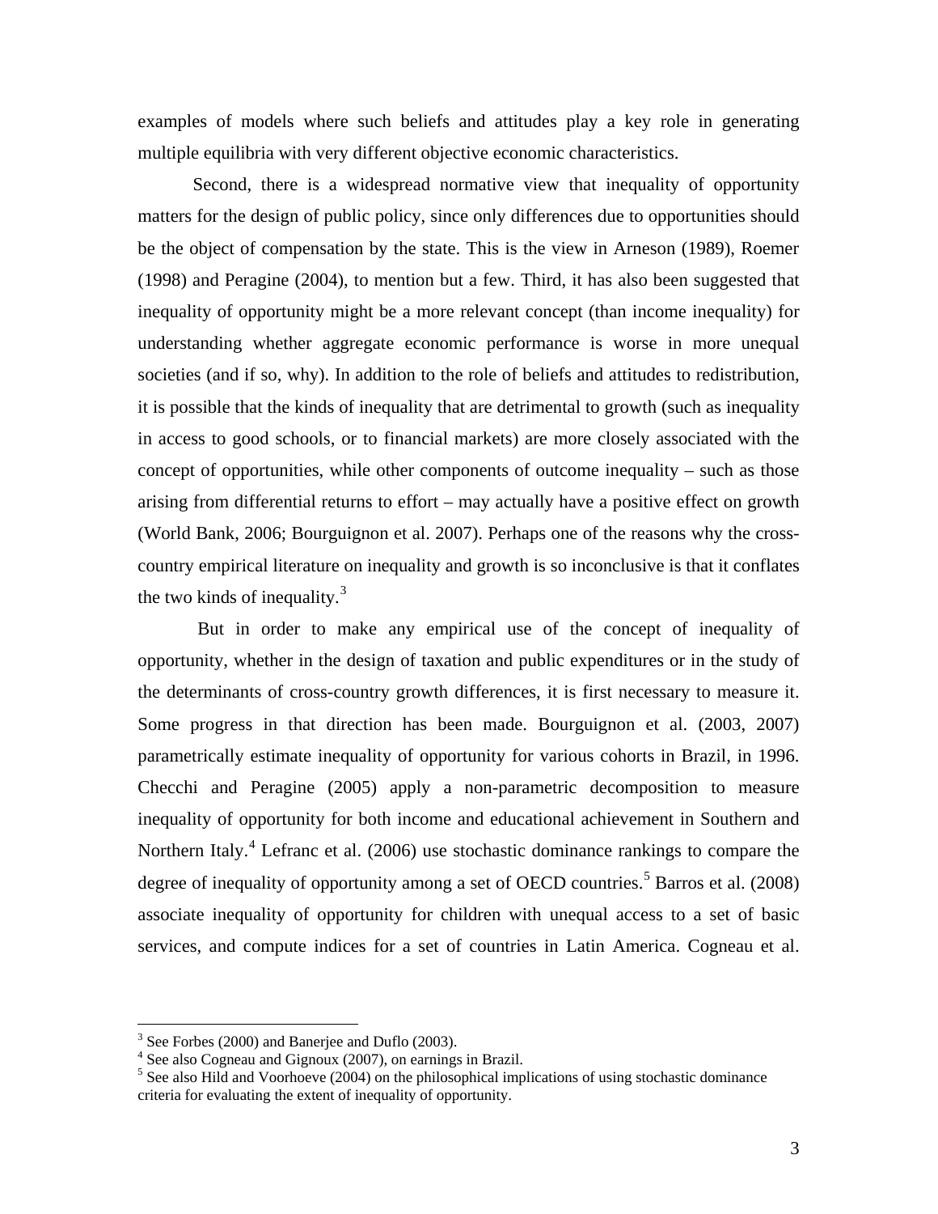examples of models where such beliefs and attitudes play a key role in generating multiple equilibria with very different objective economic characteristics.

Second, there is a widespread normative view that inequality of opportunity matters for the design of public policy, since only differences due to opportunities should be the object of compensation by the state. This is the view in Arneson (1989), Roemer (1998) and Peragine (2004), to mention but a few. Third, it has also been suggested that inequality of opportunity might be a more relevant concept (than income inequality) for understanding whether aggregate economic performance is worse in more unequal societies (and if so, why). In addition to the role of beliefs and attitudes to redistribution, it is possible that the kinds of inequality that are detrimental to growth (such as inequality in access to good schools, or to financial markets) are more closely associated with the concept of opportunities, while other components of outcome inequality – such as those arising from differential returns to effort – may actually have a positive effect on growth (World Bank, 2006; Bourguignon et al. 2007). Perhaps one of the reasons why the cross-country empirical literature on inequality and growth is so inconclusive is that it conflates the two kinds of inequality.[3]

But in order to make any empirical use of the concept of inequality of opportunity, whether in the design of taxation and public expenditures or in the study of the determinants of cross-country growth differences, it is first necessary to measure it. Some progress in that direction has been made. Bourguignon et al. (2003, 2007) parametrically estimate inequality of opportunity for various cohorts in Brazil, in 1996. Checchi and Peragine (2005) apply a non-parametric decomposition to measure inequality of opportunity for both income and educational achievement in Southern and Northern Italy.[4] Lefranc et al. (2006) use stochastic dominance rankings to compare the degree of inequality of opportunity among a set of OECD countries.[5] Barros et al. (2008) associate inequality of opportunity for children with unequal access to a set of basic services, and compute indices for a set of countries in Latin America. Cogneau et al.

[3] See Forbes (2000) and Banerjee and Duflo (2003).

[4] See also Cogneau and Gignoux (2007), on earnings in Brazil.

[5] See also Hild and Voorhoeve (2004) on the philosophical implications of using stochastic dominance criteria for evaluating the extent of inequality of opportunity.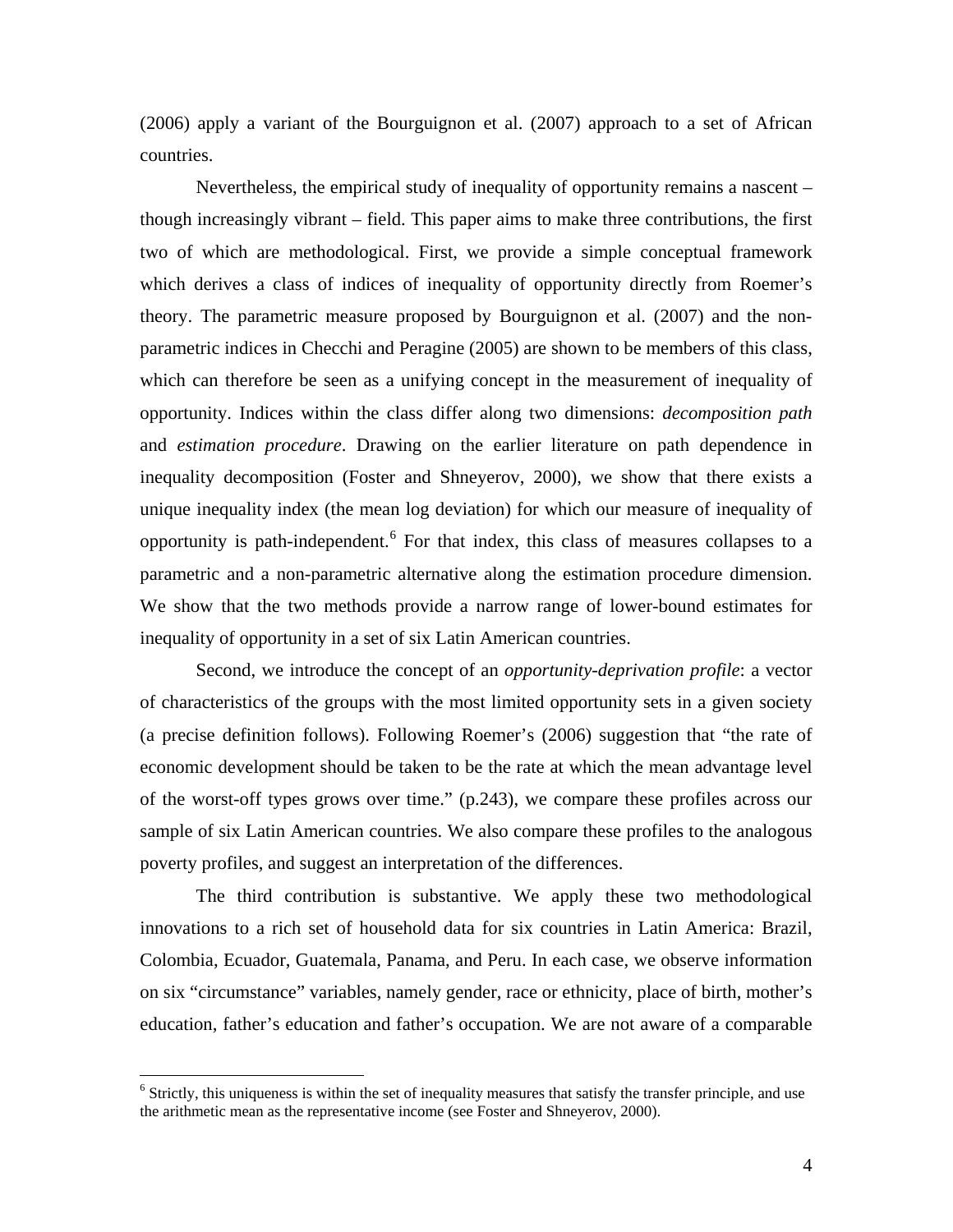(2006) apply a variant of the Bourguignon et al. (2007) approach to a set of African countries.

Nevertheless, the empirical study of inequality of opportunity remains a nascent – though increasingly vibrant – field. This paper aims to make three contributions, the first two of which are methodological. First, we provide a simple conceptual framework which derives a class of indices of inequality of opportunity directly from Roemer's theory. The parametric measure proposed by Bourguignon et al. (2007) and the non-parametric indices in Checchi and Peragine (2005) are shown to be members of this class, which can therefore be seen as a unifying concept in the measurement of inequality of opportunity. Indices within the class differ along two dimensions: *decomposition path* and *estimation procedure*. Drawing on the earlier literature on path dependence in inequality decomposition (Foster and Shneyerov, 2000), we show that there exists a unique inequality index (the mean log deviation) for which our measure of inequality of opportunity is path-independent.[6] For that index, this class of measures collapses to a parametric and a non-parametric alternative along the estimation procedure dimension. We show that the two methods provide a narrow range of lower-bound estimates for inequality of opportunity in a set of six Latin American countries.

Second, we introduce the concept of an *opportunity-deprivation profile*: a vector of characteristics of the groups with the most limited opportunity sets in a given society (a precise definition follows). Following Roemer's (2006) suggestion that "the rate of economic development should be taken to be the rate at which the mean advantage level of the worst-off types grows over time." (p.243), we compare these profiles across our sample of six Latin American countries. We also compare these profiles to the analogous poverty profiles, and suggest an interpretation of the differences.

The third contribution is substantive. We apply these two methodological innovations to a rich set of household data for six countries in Latin America: Brazil, Colombia, Ecuador, Guatemala, Panama, and Peru. In each case, we observe information on six "circumstance" variables, namely gender, race or ethnicity, place of birth, mother's education, father's education and father's occupation. We are not aware of a comparable

[6] Strictly, this uniqueness is within the set of inequality measures that satisfy the transfer principle, and use the arithmetic mean as the representative income (see Foster and Shneyerov, 2000).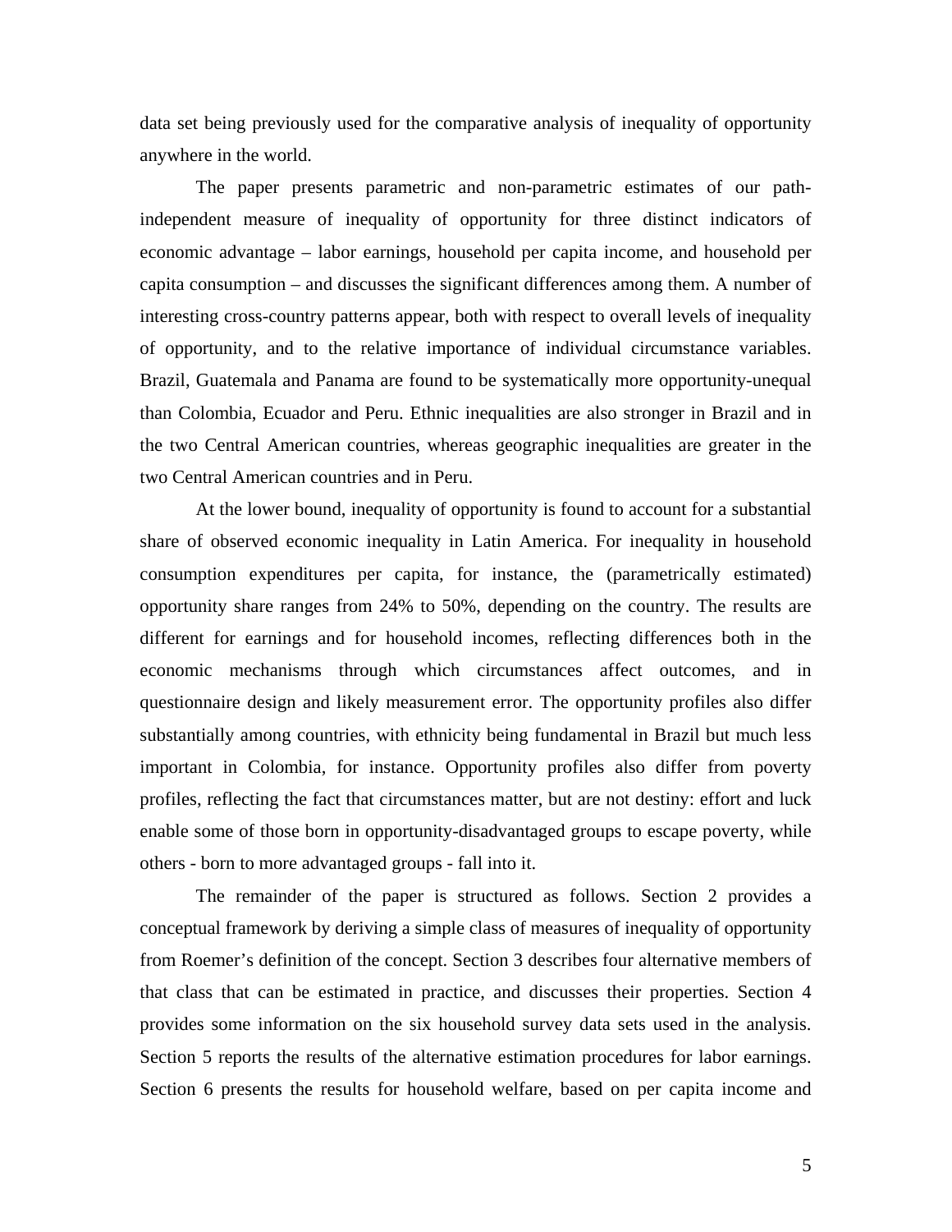data set being previously used for the comparative analysis of inequality of opportunity anywhere in the world.

The paper presents parametric and non-parametric estimates of our path-independent measure of inequality of opportunity for three distinct indicators of economic advantage – labor earnings, household per capita income, and household per capita consumption – and discusses the significant differences among them. A number of interesting cross-country patterns appear, both with respect to overall levels of inequality of opportunity, and to the relative importance of individual circumstance variables. Brazil, Guatemala and Panama are found to be systematically more opportunity-unequal than Colombia, Ecuador and Peru. Ethnic inequalities are also stronger in Brazil and in the two Central American countries, whereas geographic inequalities are greater in the two Central American countries and in Peru.

At the lower bound, inequality of opportunity is found to account for a substantial share of observed economic inequality in Latin America. For inequality in household consumption expenditures per capita, for instance, the (parametrically estimated) opportunity share ranges from 24% to 50%, depending on the country. The results are different for earnings and for household incomes, reflecting differences both in the economic mechanisms through which circumstances affect outcomes, and in questionnaire design and likely measurement error. The opportunity profiles also differ substantially among countries, with ethnicity being fundamental in Brazil but much less important in Colombia, for instance. Opportunity profiles also differ from poverty profiles, reflecting the fact that circumstances matter, but are not destiny: effort and luck enable some of those born in opportunity-disadvantaged groups to escape poverty, while others - born to more advantaged groups - fall into it.

The remainder of the paper is structured as follows. Section 2 provides a conceptual framework by deriving a simple class of measures of inequality of opportunity from Roemer's definition of the concept. Section 3 describes four alternative members of that class that can be estimated in practice, and discusses their properties. Section 4 provides some information on the six household survey data sets used in the analysis. Section 5 reports the results of the alternative estimation procedures for labor earnings. Section 6 presents the results for household welfare, based on per capita income and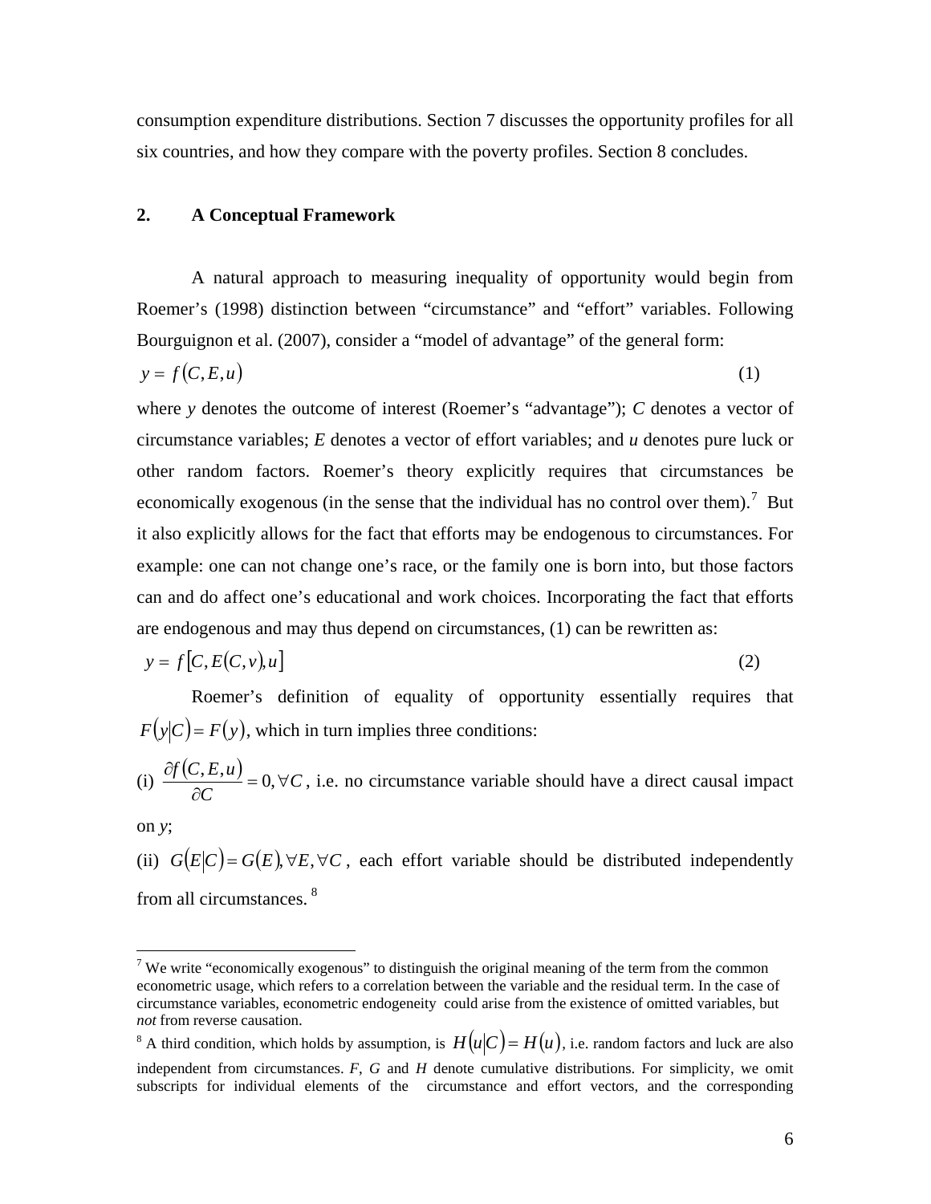consumption expenditure distributions. Section 7 discusses the opportunity profiles for all six countries, and how they compare with the poverty profiles. Section 8 concludes.

## 2. A Conceptual Framework

A natural approach to measuring inequality of opportunity would begin from Roemer's (1998) distinction between "circumstance" and "effort" variables. Following Bourguignon et al. (2007), consider a "model of advantage" of the general form:

$$y = f(C, E, u) \qquad (1)$$

where *y* denotes the outcome of interest (Roemer's "advantage"); *C* denotes a vector of circumstance variables; *E* denotes a vector of effort variables; and *u* denotes pure luck or other random factors. Roemer's theory explicitly requires that circumstances be economically exogenous (in the sense that the individual has no control over them).[7] But it also explicitly allows for the fact that efforts may be endogenous to circumstances. For example: one can not change one's race, or the family one is born into, but those factors can and do affect one's educational and work choices. Incorporating the fact that efforts are endogenous and may thus depend on circumstances, (1) can be rewritten as:

$$y = f[C, E(C, v), u] \qquad (2)$$

Roemer's definition of equality of opportunity essentially requires that $F(y|C) = F(y)$, which in turn implies three conditions:

(i) $\frac{\partial f(C,E,u)}{\partial C} = 0, \forall C$, i.e. no circumstance variable should have a direct causal impact on *y*;

(ii) $G(E|C) = G(E), \forall E, \forall C$, each effort variable should be distributed independently from all circumstances.[8]

---

[7] We write "economically exogenous" to distinguish the original meaning of the term from the common econometric usage, which refers to a correlation between the variable and the residual term. In the case of circumstance variables, econometric endogeneity could arise from the existence of omitted variables, but *not* from reverse causation.

[8] A third condition, which holds by assumption, is $H(u|C) = H(u)$, i.e. random factors and luck are also independent from circumstances. *F*, *G* and *H* denote cumulative distributions. For simplicity, we omit subscripts for individual elements of the circumstance and effort vectors, and the corresponding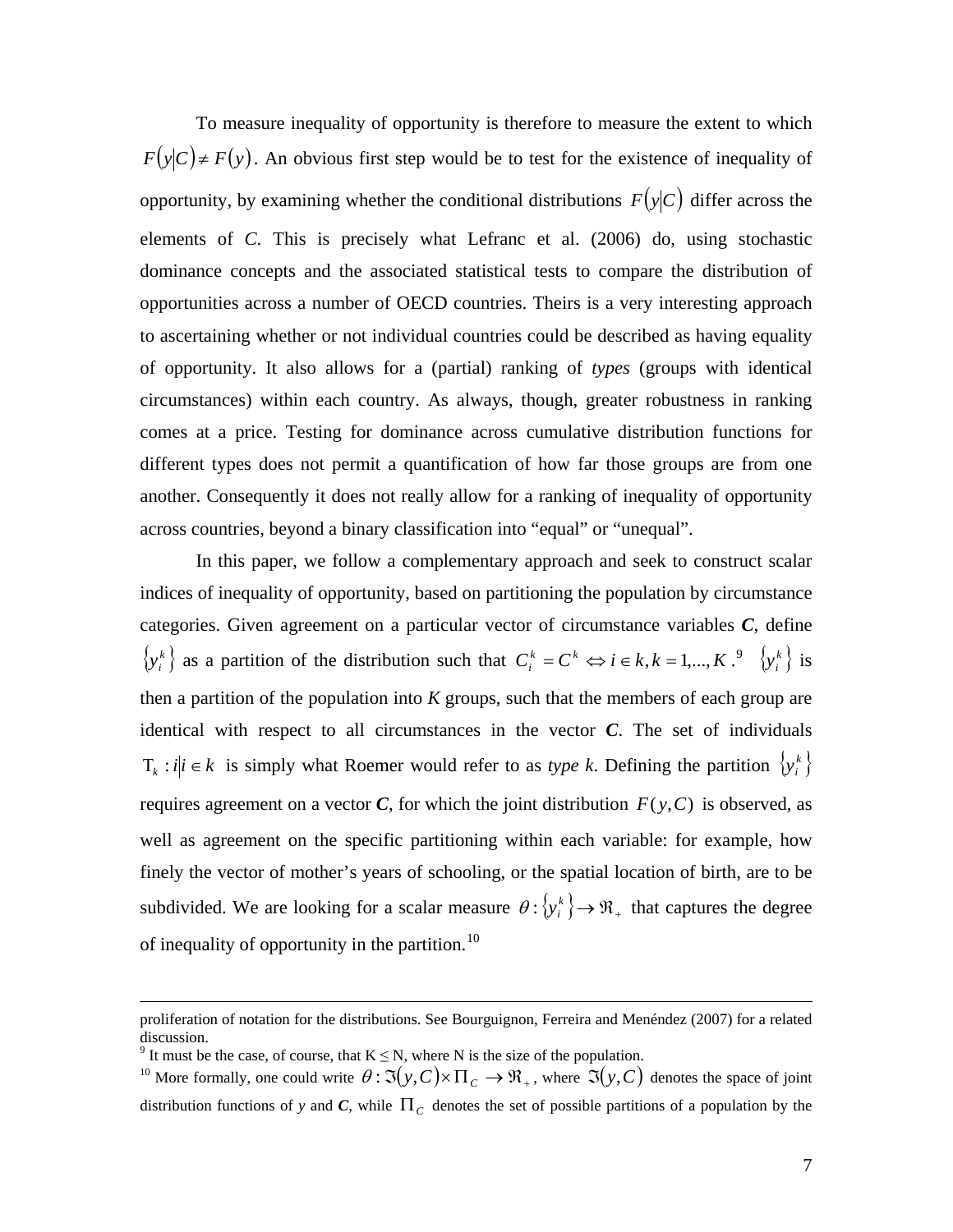To measure inequality of opportunity is therefore to measure the extent to which $F(y|C) \neq F(y)$. An obvious first step would be to test for the existence of inequality of opportunity, by examining whether the conditional distributions $F(y|C)$ differ across the elements of *C*. This is precisely what Lefranc et al. (2006) do, using stochastic dominance concepts and the associated statistical tests to compare the distribution of opportunities across a number of OECD countries. Theirs is a very interesting approach to ascertaining whether or not individual countries could be described as having equality of opportunity. It also allows for a (partial) ranking of *types* (groups with identical circumstances) within each country. As always, though, greater robustness in ranking comes at a price. Testing for dominance across cumulative distribution functions for different types does not permit a quantification of how far those groups are from one another. Consequently it does not really allow for a ranking of inequality of opportunity across countries, beyond a binary classification into "equal" or "unequal".

In this paper, we follow a complementary approach and seek to construct scalar indices of inequality of opportunity, based on partitioning the population by circumstance categories. Given agreement on a particular vector of circumstance variables ***C***, define $\{y_i^k\}$ as a partition of the distribution such that $C_i^k = C^k \Leftrightarrow i \in k, k = 1,...,K$.[9] $\{y_i^k\}$ is then a partition of the population into *K* groups, such that the members of each group are identical with respect to all circumstances in the vector ***C***. The set of individuals $\mathrm{T}_k : i | i \in k$ is simply what Roemer would refer to as *type k*. Defining the partition $\{y_i^k\}$ requires agreement on a vector ***C***, for which the joint distribution $F(y, C)$ is observed, as well as agreement on the specific partitioning within each variable: for example, how finely the vector of mother's years of schooling, or the spatial location of birth, are to be subdivided. We are looking for a scalar measure $\theta : \{y_i^k\} \rightarrow \Re_+$ that captures the degree of inequality of opportunity in the partition.[10]

---

proliferation of notation for the distributions. See Bourguignon, Ferreira and Menéndez (2007) for a related discussion.

[9] It must be the case, of course, that K ≤ N, where N is the size of the population.

[10] More formally, one could write $\theta : \Im(y, C) \times \Pi_C \rightarrow \Re_+$, where $\Im(y, C)$ denotes the space of joint distribution functions of *y* and ***C***, while $\Pi_C$ denotes the set of possible partitions of a population by the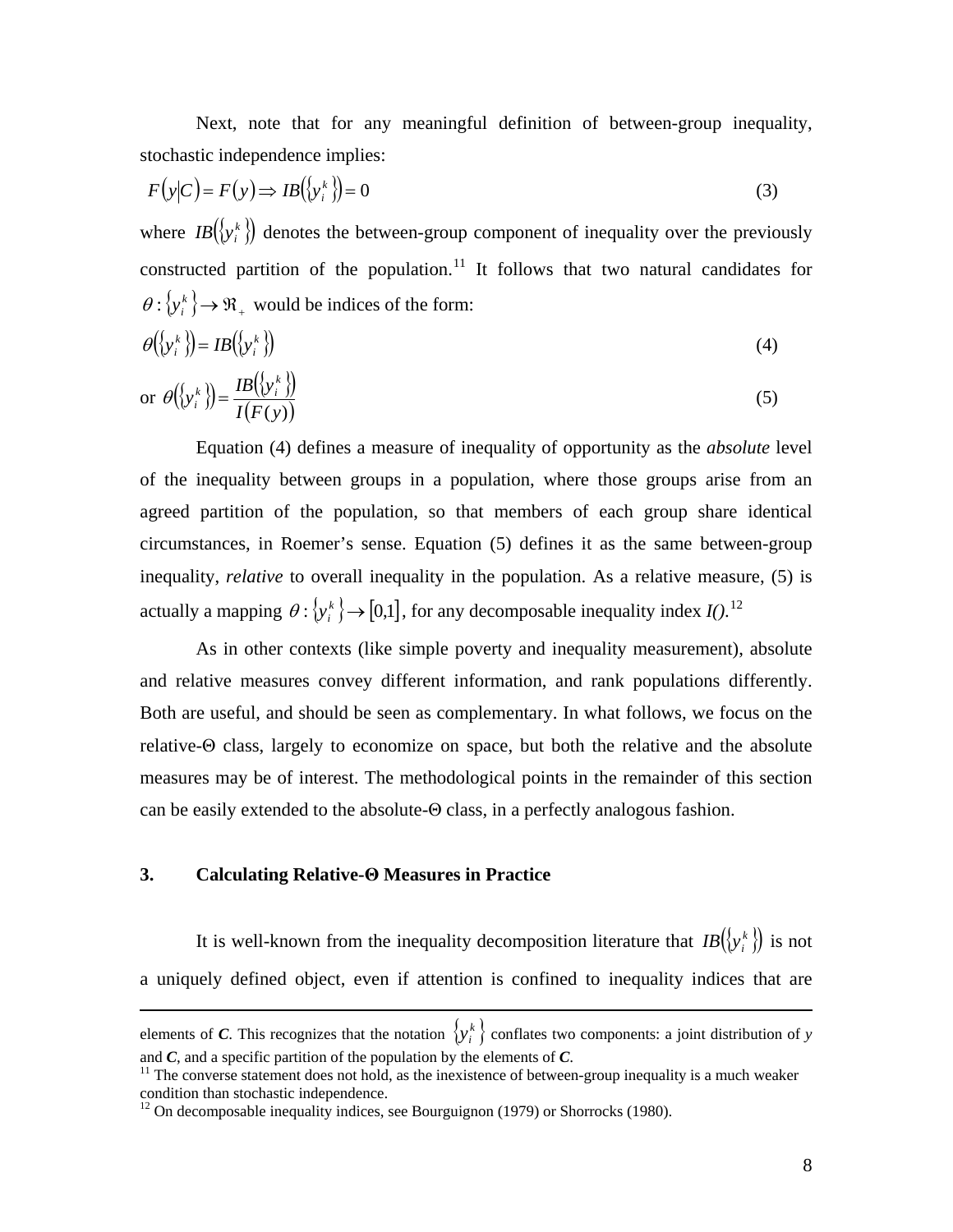Next, note that for any meaningful definition of between-group inequality, stochastic independence implies:

$$F(y|C) = F(y) \Rightarrow IB(\{y_i^k\}) = 0 \tag{3}$$

where $IB(\{y_i^k\})$ denotes the between-group component of inequality over the previously constructed partition of the population.[11] It follows that two natural candidates for $\theta : \{y_i^k\} \rightarrow \Re_+$ would be indices of the form:

$$\theta(\{y_i^k\}) = IB(\{y_i^k\}) \tag{4}$$

or $$\theta(\{y_i^k\}) = \frac{IB(\{y_i^k\})}{I(F(y))} \tag{5}$$

Equation (4) defines a measure of inequality of opportunity as the *absolute* level of the inequality between groups in a population, where those groups arise from an agreed partition of the population, so that members of each group share identical circumstances, in Roemer's sense. Equation (5) defines it as the same between-group inequality, *relative* to overall inequality in the population. As a relative measure, (5) is actually a mapping $\theta : \{y_i^k\} \rightarrow [0,1]$, for any decomposable inequality index *I()*.[12]

As in other contexts (like simple poverty and inequality measurement), absolute and relative measures convey different information, and rank populations differently. Both are useful, and should be seen as complementary. In what follows, we focus on the relative-Θ class, largely to economize on space, but both the relative and the absolute measures may be of interest. The methodological points in the remainder of this section can be easily extended to the absolute-Θ class, in a perfectly analogous fashion.

## 3. Calculating Relative-Θ Measures in Practice

It is well-known from the inequality decomposition literature that $IB(\{y_i^k\})$ is not a uniquely defined object, even if attention is confined to inequality indices that are

---

elements of ***C***. This recognizes that the notation $\{y_i^k\}$ conflates two components: a joint distribution of *y* and ***C***, and a specific partition of the population by the elements of ***C***.

[11] The converse statement does not hold, as the inexistence of between-group inequality is a much weaker condition than stochastic independence.

[12] On decomposable inequality indices, see Bourguignon (1979) or Shorrocks (1980).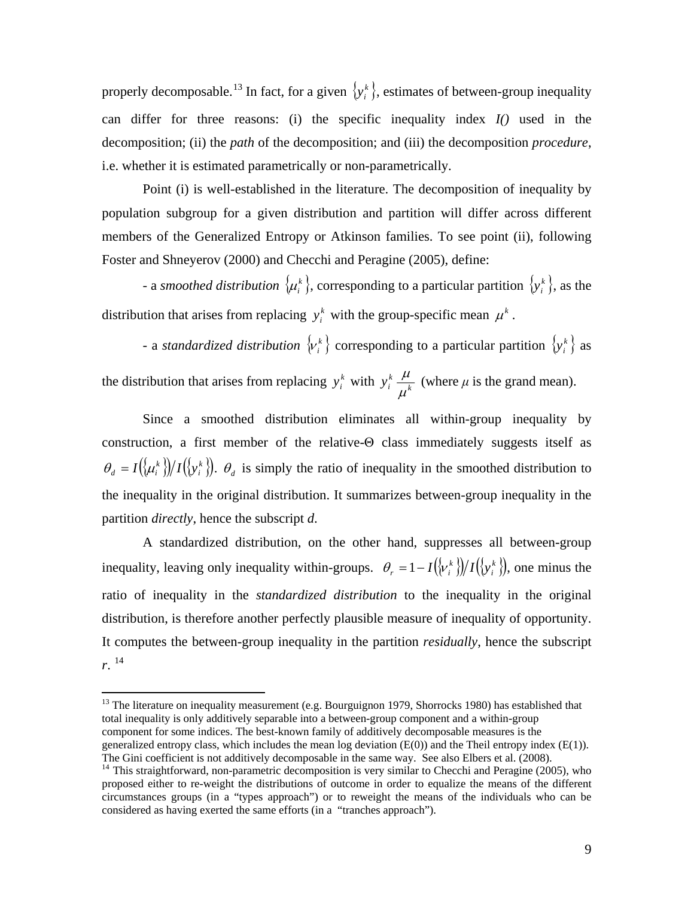properly decomposable.[13] In fact, for a given $\{y_i^k\}$, estimates of between-group inequality can differ for three reasons: (i) the specific inequality index *I()* used in the decomposition; (ii) the *path* of the decomposition; and (iii) the decomposition *procedure*, i.e. whether it is estimated parametrically or non-parametrically.

Point (i) is well-established in the literature. The decomposition of inequality by population subgroup for a given distribution and partition will differ across different members of the Generalized Entropy or Atkinson families. To see point (ii), following Foster and Shneyerov (2000) and Checchi and Peragine (2005), define:

- a *smoothed distribution* $\{\mu_i^k\}$, corresponding to a particular partition $\{y_i^k\}$, as the distribution that arises from replacing $y_i^k$ with the group-specific mean $\mu^k$.

- a *standardized distribution* $\{v_i^k\}$ corresponding to a particular partition $\{y_i^k\}$ as the distribution that arises from replacing $y_i^k$ with $y_i^k \dfrac{\mu}{\mu^k}$ (where $\mu$ is the grand mean).

Since a smoothed distribution eliminates all within-group inequality by construction, a first member of the relative-Θ class immediately suggests itself as $\theta_d = I(\{\mu_i^k\})/I(\{y_i^k\})$. $\theta_d$ is simply the ratio of inequality in the smoothed distribution to the inequality in the original distribution. It summarizes between-group inequality in the partition *directly*, hence the subscript *d*.

A standardized distribution, on the other hand, suppresses all between-group inequality, leaving only inequality within-groups. $\theta_r = 1 - I(\{v_i^k\})/I(\{y_i^k\})$, one minus the ratio of inequality in the *standardized distribution* to the inequality in the original distribution, is therefore another perfectly plausible measure of inequality of opportunity. It computes the between-group inequality in the partition *residually*, hence the subscript *r*. [14]

---

[13] The literature on inequality measurement (e.g. Bourguignon 1979, Shorrocks 1980) has established that total inequality is only additively separable into a between-group component and a within-group component for some indices. The best-known family of additively decomposable measures is the generalized entropy class, which includes the mean log deviation (E(0)) and the Theil entropy index (E(1)). The Gini coefficient is not additively decomposable in the same way. See also Elbers et al. (2008).

[14] This straightforward, non-parametric decomposition is very similar to Checchi and Peragine (2005), who proposed either to re-weight the distributions of outcome in order to equalize the means of the different circumstances groups (in a "types approach") or to reweight the means of the individuals who can be considered as having exerted the same efforts (in a "tranches approach").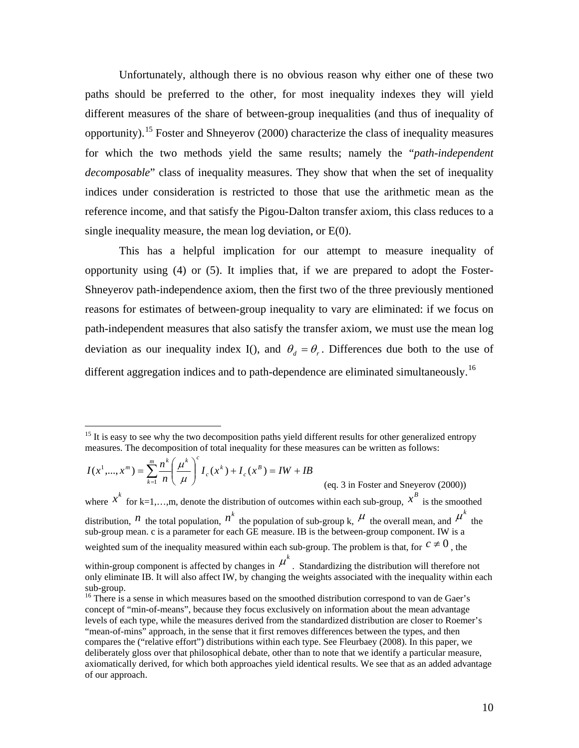Unfortunately, although there is no obvious reason why either one of these two paths should be preferred to the other, for most inequality indexes they will yield different measures of the share of between-group inequalities (and thus of inequality of opportunity).[15] Foster and Shneyerov (2000) characterize the class of inequality measures for which the two methods yield the same results; namely the "*path-independent decomposable*" class of inequality measures. They show that when the set of inequality indices under consideration is restricted to those that use the arithmetic mean as the reference income, and that satisfy the Pigou-Dalton transfer axiom, this class reduces to a single inequality measure, the mean log deviation, or E(0).

This has a helpful implication for our attempt to measure inequality of opportunity using (4) or (5). It implies that, if we are prepared to adopt the Foster-Shneyerov path-independence axiom, then the first two of the three previously mentioned reasons for estimates of between-group inequality to vary are eliminated: if we focus on path-independent measures that also satisfy the transfer axiom, we must use the mean log deviation as our inequality index I(), and $\theta_d = \theta_r$. Differences due both to the use of different aggregation indices and to path-dependence are eliminated simultaneously.[16]

---

[15] It is easy to see why the two decomposition paths yield different results for other generalized entropy measures. The decomposition of total inequality for these measures can be written as follows:

$$I(x^1,...,x^m) = \sum_{k=1}^{m} \frac{n^k}{n}\left(\frac{\mu^k}{\mu}\right)^c I_c(x^k) + I_c(x^B) = IW + IB$$

(eq. 3 in Foster and Sneyerov (2000))

where $x^k$ for k=1,…,m, denote the distribution of outcomes within each sub-group, $x^B$ is the smoothed distribution, $n$ the total population, $n^k$ the population of sub-group k, $\mu$ the overall mean, and $\mu^k$ the sub-group mean. c is a parameter for each GE measure. IB is the between-group component. IW is a weighted sum of the inequality measured within each sub-group. The problem is that, for $c \neq 0$, the within-group component is affected by changes in $\mu^k$. Standardizing the distribution will therefore not only eliminate IB. It will also affect IW, by changing the weights associated with the inequality within each sub-group.

[16] There is a sense in which measures based on the smoothed distribution correspond to van de Gaer's concept of "min-of-means", because they focus exclusively on information about the mean advantage levels of each type, while the measures derived from the standardized distribution are closer to Roemer's "mean-of-mins" approach, in the sense that it first removes differences between the types, and then compares the ("relative effort") distributions within each type. See Fleurbaey (2008). In this paper, we deliberately gloss over that philosophical debate, other than to note that we identify a particular measure, axiomatically derived, for which both approaches yield identical results. We see that as an added advantage of our approach.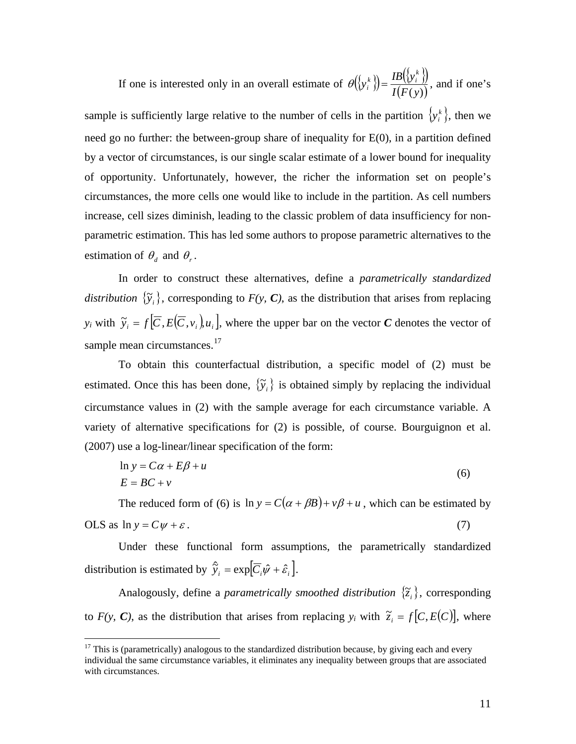If one is interested only in an overall estimate of $\theta\left(\left\{y_i^k\right\}\right) = \frac{IB\left(\left\{y_i^k\right\}\right)}{I(F(y))}$, and if one's sample is sufficiently large relative to the number of cells in the partition $\left\{y_i^k\right\}$, then we need go no further: the between-group share of inequality for E(0), in a partition defined by a vector of circumstances, is our single scalar estimate of a lower bound for inequality of opportunity. Unfortunately, however, the richer the information set on people's circumstances, the more cells one would like to include in the partition. As cell numbers increase, cell sizes diminish, leading to the classic problem of data insufficiency for non-parametric estimation. This has led some authors to propose parametric alternatives to the estimation of $\theta_d$ and $\theta_r$.

In order to construct these alternatives, define a *parametrically standardized distribution* $\{\tilde{y}_i\}$, corresponding to *F(y, **C**)*, as the distribution that arises from replacing $y_i$ with $\tilde{y}_i = f\left[\overline{C}, E\left(\overline{C}, v_i\right), u_i\right]$, where the upper bar on the vector ***C*** denotes the vector of sample mean circumstances.[17]

To obtain this counterfactual distribution, a specific model of (2) must be estimated. Once this has been done, $\{\tilde{y}_i\}$ is obtained simply by replacing the individual circumstance values in (2) with the sample average for each circumstance variable. A variety of alternative specifications for (2) is possible, of course. Bourguignon et al. (2007) use a log-linear/linear specification of the form:

$$\begin{aligned} \ln y &= C\alpha + E\beta + u \\ E &= BC + v \end{aligned} \tag{6}$$

The reduced form of (6) is $\ln y = C(\alpha + \beta B) + v\beta + u$, which can be estimated by OLS as $\ln y = C\psi + \varepsilon$. (7)

Under these functional form assumptions, the parametrically standardized distribution is estimated by $\hat{\tilde{y}}_i = \exp\left[\overline{C}_i\hat{\psi} + \hat{\varepsilon}_i\right]$.

Analogously, define a *parametrically smoothed distribution* $\{\tilde{z}_i\}$, corresponding to *F(y, **C**)*, as the distribution that arises from replacing $y_i$ with $\tilde{z}_i = f\left[C, E(C)\right]$, where

[17] This is (parametrically) analogous to the standardized distribution because, by giving each and every individual the same circumstance variables, it eliminates any inequality between groups that are associated with circumstances.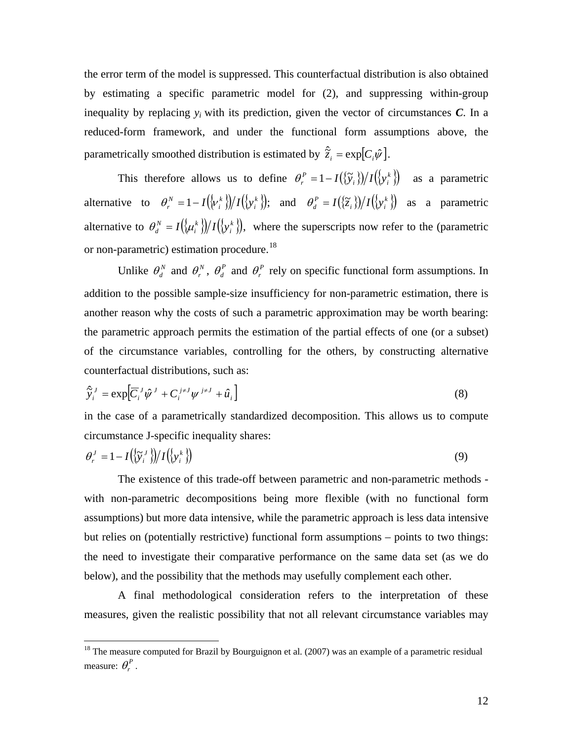the error term of the model is suppressed. This counterfactual distribution is also obtained by estimating a specific parametric model for (2), and suppressing within-group inequality by replacing $y_i$ with its prediction, given the vector of circumstances $\boldsymbol{C}$. In a reduced-form framework, and under the functional form assumptions above, the parametrically smoothed distribution is estimated by $\hat{\tilde{z}}_i = \exp\left[C_i \hat{\psi}\right]$.

This therefore allows us to define $\theta_r^P = 1 - I(\{\tilde{y}_i\}) / I(\{y_i^k\})$ as a parametric alternative to $\theta_r^N = 1 - I(\{v_i^k\}) / I(\{y_i^k\})$; and $\theta_d^P = I(\{\tilde{z}_i\}) / I(\{y_i^k\})$ as a parametric alternative to $\theta_d^N = I(\{\mu_i^k\}) / I(\{y_i^k\})$, where the superscripts now refer to the (parametric or non-parametric) estimation procedure.[18]

Unlike $\theta_d^N$ and $\theta_r^N$, $\theta_d^P$ and $\theta_r^P$ rely on specific functional form assumptions. In addition to the possible sample-size insufficiency for non-parametric estimation, there is another reason why the costs of such a parametric approximation may be worth bearing: the parametric approach permits the estimation of the partial effects of one (or a subset) of the circumstance variables, controlling for the others, by constructing alternative counterfactual distributions, such as:

$$\hat{\tilde{y}}_i^J = \exp\left[\overline{C}_i^J \hat{\psi}^J + C_i^{j \neq J} \psi^{j \neq J} + \hat{u}_i\right] \tag{8}$$

in the case of a parametrically standardized decomposition. This allows us to compute circumstance J-specific inequality shares:

$$\theta_r^J = 1 - I(\{\tilde{y}_i^J\}) / I(\{y_i^k\}) \tag{9}$$

The existence of this trade-off between parametric and non-parametric methods - with non-parametric decompositions being more flexible (with no functional form assumptions) but more data intensive, while the parametric approach is less data intensive but relies on (potentially restrictive) functional form assumptions – points to two things: the need to investigate their comparative performance on the same data set (as we do below), and the possibility that the methods may usefully complement each other.

A final methodological consideration refers to the interpretation of these measures, given the realistic possibility that not all relevant circumstance variables may

[18] The measure computed for Brazil by Bourguignon et al. (2007) was an example of a parametric residual measure: $\theta_r^P$.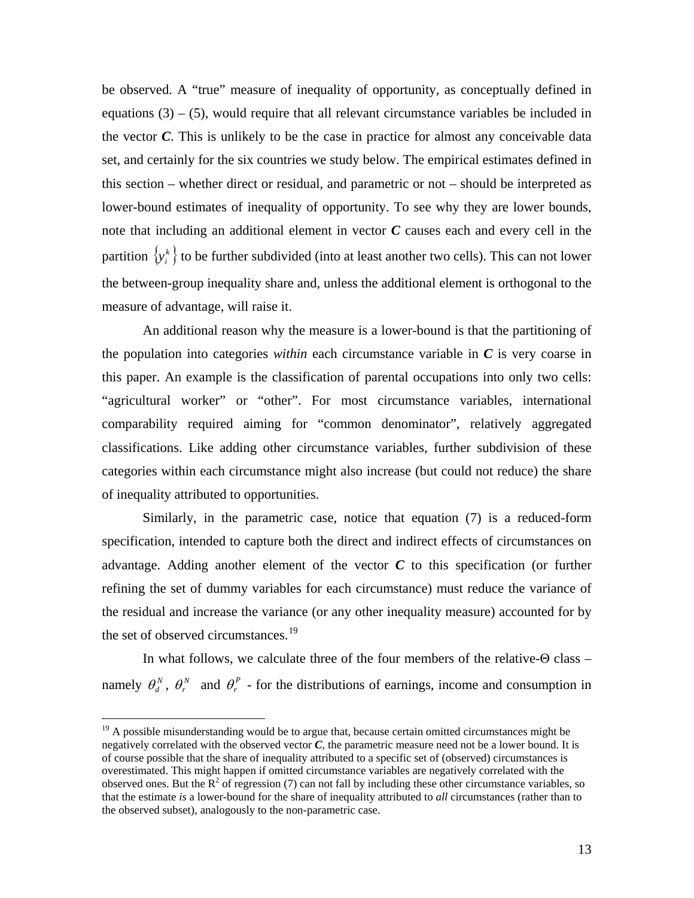be observed. A "true" measure of inequality of opportunity, as conceptually defined in equations (3) – (5), would require that all relevant circumstance variables be included in the vector ***C***. This is unlikely to be the case in practice for almost any conceivable data set, and certainly for the six countries we study below. The empirical estimates defined in this section – whether direct or residual, and parametric or not – should be interpreted as lower-bound estimates of inequality of opportunity. To see why they are lower bounds, note that including an additional element in vector ***C*** causes each and every cell in the partition $\{y_i^k\}$ to be further subdivided (into at least another two cells). This can not lower the between-group inequality share and, unless the additional element is orthogonal to the measure of advantage, will raise it.

An additional reason why the measure is a lower-bound is that the partitioning of the population into categories *within* each circumstance variable in ***C*** is very coarse in this paper. An example is the classification of parental occupations into only two cells: "agricultural worker" or "other". For most circumstance variables, international comparability required aiming for "common denominator", relatively aggregated classifications. Like adding other circumstance variables, further subdivision of these categories within each circumstance might also increase (but could not reduce) the share of inequality attributed to opportunities.

Similarly, in the parametric case, notice that equation (7) is a reduced-form specification, intended to capture both the direct and indirect effects of circumstances on advantage. Adding another element of the vector ***C*** to this specification (or further refining the set of dummy variables for each circumstance) must reduce the variance of the residual and increase the variance (or any other inequality measure) accounted for by the set of observed circumstances.[19]

In what follows, we calculate three of the four members of the relative-Θ class – namely $\theta_d^N$, $\theta_r^N$ and $\theta_r^P$ - for the distributions of earnings, income and consumption in

---

[19] A possible misunderstanding would be to argue that, because certain omitted circumstances might be negatively correlated with the observed vector ***C***, the parametric measure need not be a lower bound. It is of course possible that the share of inequality attributed to a specific set of (observed) circumstances is overestimated. This might happen if omitted circumstance variables are negatively correlated with the observed ones. But the $R^2$ of regression (7) can not fall by including these other circumstance variables, so that the estimate *is* a lower-bound for the share of inequality attributed to *all* circumstances (rather than to the observed subset), analogously to the non-parametric case.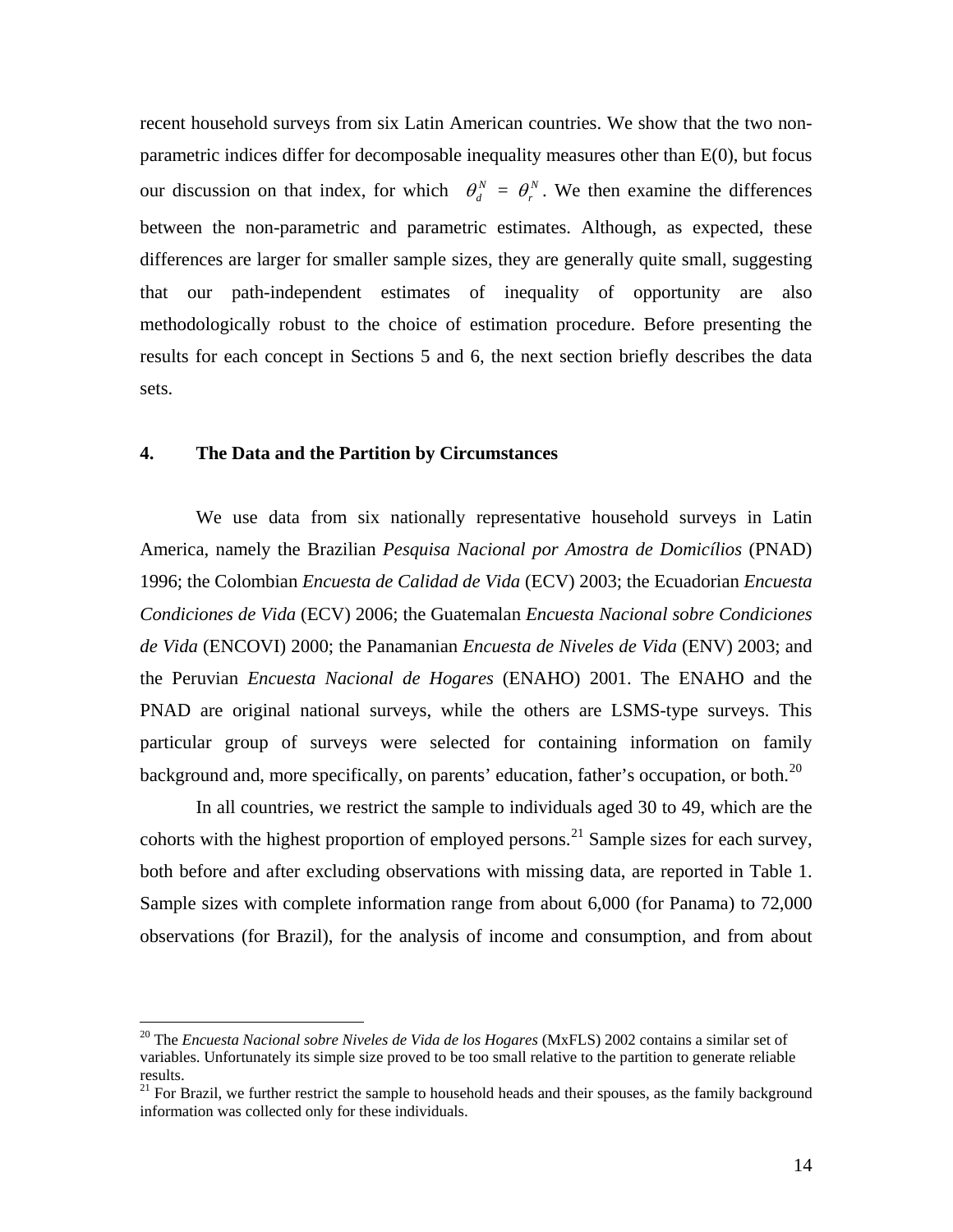recent household surveys from six Latin American countries. We show that the two non-parametric indices differ for decomposable inequality measures other than E(0), but focus our discussion on that index, for which $\theta_d^N = \theta_r^N$. We then examine the differences between the non-parametric and parametric estimates. Although, as expected, these differences are larger for smaller sample sizes, they are generally quite small, suggesting that our path-independent estimates of inequality of opportunity are also methodologically robust to the choice of estimation procedure. Before presenting the results for each concept in Sections 5 and 6, the next section briefly describes the data sets.

## 4. The Data and the Partition by Circumstances

We use data from six nationally representative household surveys in Latin America, namely the Brazilian *Pesquisa Nacional por Amostra de Domicílios* (PNAD) 1996; the Colombian *Encuesta de Calidad de Vida* (ECV) 2003; the Ecuadorian *Encuesta Condiciones de Vida* (ECV) 2006; the Guatemalan *Encuesta Nacional sobre Condiciones de Vida* (ENCOVI) 2000; the Panamanian *Encuesta de Niveles de Vida* (ENV) 2003; and the Peruvian *Encuesta Nacional de Hogares* (ENAHO) 2001. The ENAHO and the PNAD are original national surveys, while the others are LSMS-type surveys. This particular group of surveys were selected for containing information on family background and, more specifically, on parents' education, father's occupation, or both.[20]

In all countries, we restrict the sample to individuals aged 30 to 49, which are the cohorts with the highest proportion of employed persons.[21] Sample sizes for each survey, both before and after excluding observations with missing data, are reported in Table 1. Sample sizes with complete information range from about 6,000 (for Panama) to 72,000 observations (for Brazil), for the analysis of income and consumption, and from about

---

[20] The *Encuesta Nacional sobre Niveles de Vida de los Hogares* (MxFLS) 2002 contains a similar set of variables. Unfortunately its simple size proved to be too small relative to the partition to generate reliable results.

[21] For Brazil, we further restrict the sample to household heads and their spouses, as the family background information was collected only for these individuals.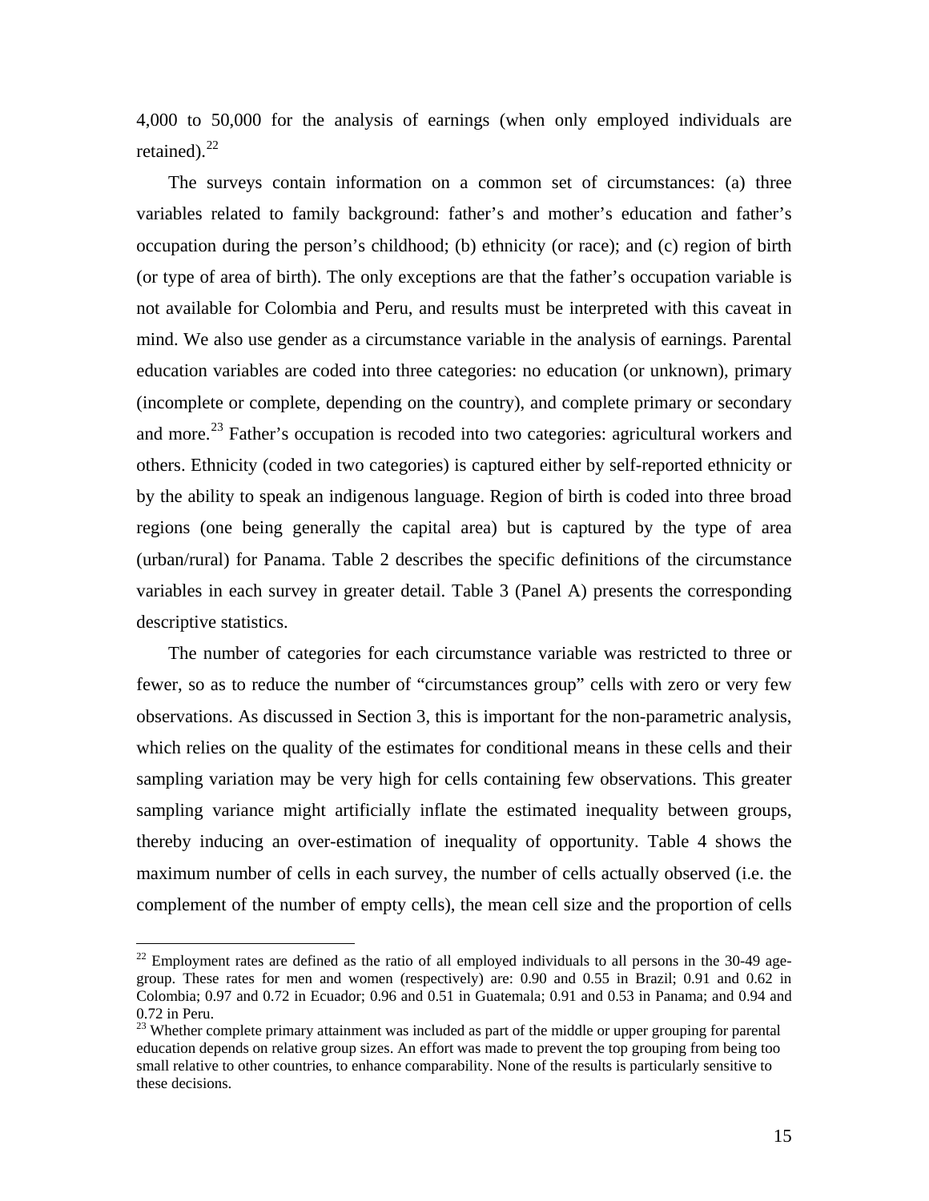4,000 to 50,000 for the analysis of earnings (when only employed individuals are retained).[22]

The surveys contain information on a common set of circumstances: (a) three variables related to family background: father's and mother's education and father's occupation during the person's childhood; (b) ethnicity (or race); and (c) region of birth (or type of area of birth). The only exceptions are that the father's occupation variable is not available for Colombia and Peru, and results must be interpreted with this caveat in mind. We also use gender as a circumstance variable in the analysis of earnings. Parental education variables are coded into three categories: no education (or unknown), primary (incomplete or complete, depending on the country), and complete primary or secondary and more.[23] Father's occupation is recoded into two categories: agricultural workers and others. Ethnicity (coded in two categories) is captured either by self-reported ethnicity or by the ability to speak an indigenous language. Region of birth is coded into three broad regions (one being generally the capital area) but is captured by the type of area (urban/rural) for Panama. Table 2 describes the specific definitions of the circumstance variables in each survey in greater detail. Table 3 (Panel A) presents the corresponding descriptive statistics.

The number of categories for each circumstance variable was restricted to three or fewer, so as to reduce the number of "circumstances group" cells with zero or very few observations. As discussed in Section 3, this is important for the non-parametric analysis, which relies on the quality of the estimates for conditional means in these cells and their sampling variation may be very high for cells containing few observations. This greater sampling variance might artificially inflate the estimated inequality between groups, thereby inducing an over-estimation of inequality of opportunity. Table 4 shows the maximum number of cells in each survey, the number of cells actually observed (i.e. the complement of the number of empty cells), the mean cell size and the proportion of cells

---

[22] Employment rates are defined as the ratio of all employed individuals to all persons in the 30-49 age-group. These rates for men and women (respectively) are: 0.90 and 0.55 in Brazil; 0.91 and 0.62 in Colombia; 0.97 and 0.72 in Ecuador; 0.96 and 0.51 in Guatemala; 0.91 and 0.53 in Panama; and 0.94 and 0.72 in Peru.

[23] Whether complete primary attainment was included as part of the middle or upper grouping for parental education depends on relative group sizes. An effort was made to prevent the top grouping from being too small relative to other countries, to enhance comparability. None of the results is particularly sensitive to these decisions.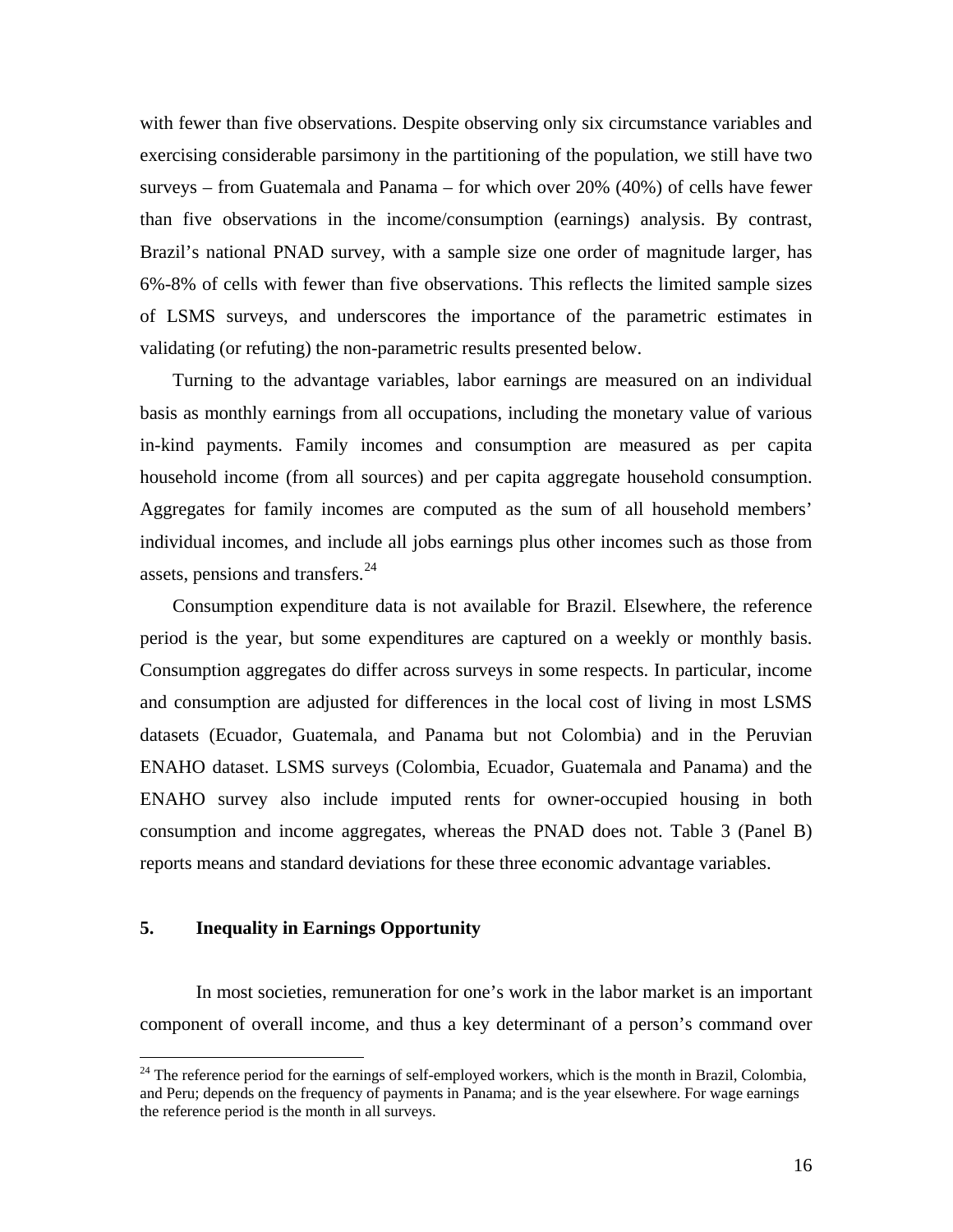with fewer than five observations. Despite observing only six circumstance variables and exercising considerable parsimony in the partitioning of the population, we still have two surveys – from Guatemala and Panama – for which over 20% (40%) of cells have fewer than five observations in the income/consumption (earnings) analysis. By contrast, Brazil's national PNAD survey, with a sample size one order of magnitude larger, has 6%-8% of cells with fewer than five observations. This reflects the limited sample sizes of LSMS surveys, and underscores the importance of the parametric estimates in validating (or refuting) the non-parametric results presented below.

Turning to the advantage variables, labor earnings are measured on an individual basis as monthly earnings from all occupations, including the monetary value of various in-kind payments. Family incomes and consumption are measured as per capita household income (from all sources) and per capita aggregate household consumption. Aggregates for family incomes are computed as the sum of all household members' individual incomes, and include all jobs earnings plus other incomes such as those from assets, pensions and transfers.[24]

Consumption expenditure data is not available for Brazil. Elsewhere, the reference period is the year, but some expenditures are captured on a weekly or monthly basis. Consumption aggregates do differ across surveys in some respects. In particular, income and consumption are adjusted for differences in the local cost of living in most LSMS datasets (Ecuador, Guatemala, and Panama but not Colombia) and in the Peruvian ENAHO dataset. LSMS surveys (Colombia, Ecuador, Guatemala and Panama) and the ENAHO survey also include imputed rents for owner-occupied housing in both consumption and income aggregates, whereas the PNAD does not. Table 3 (Panel B) reports means and standard deviations for these three economic advantage variables.

## 5. Inequality in Earnings Opportunity

In most societies, remuneration for one's work in the labor market is an important component of overall income, and thus a key determinant of a person's command over

[24] The reference period for the earnings of self-employed workers, which is the month in Brazil, Colombia, and Peru; depends on the frequency of payments in Panama; and is the year elsewhere. For wage earnings the reference period is the month in all surveys.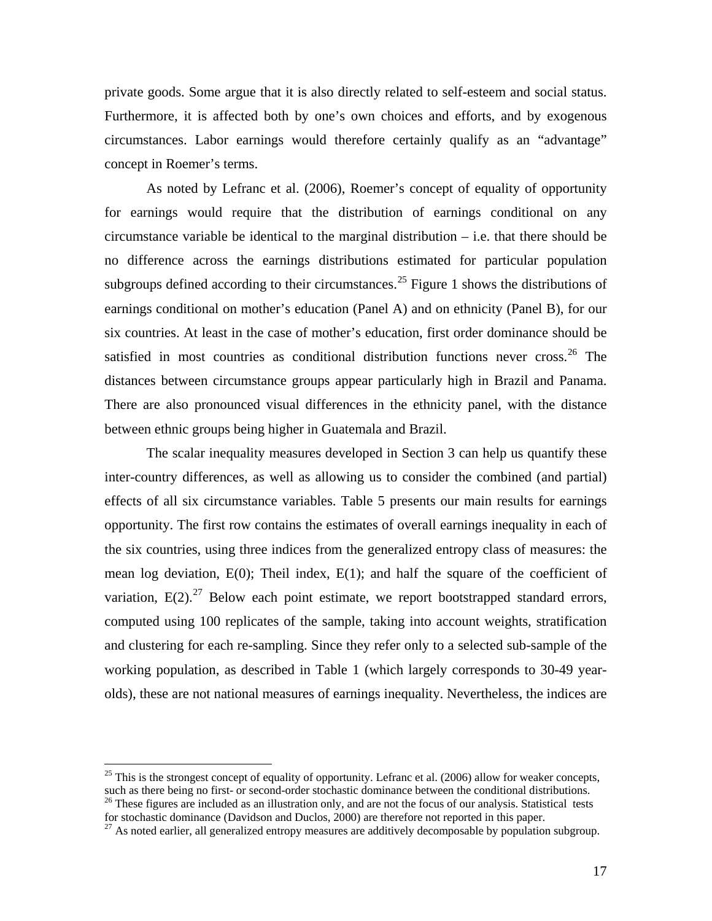private goods. Some argue that it is also directly related to self-esteem and social status. Furthermore, it is affected both by one's own choices and efforts, and by exogenous circumstances. Labor earnings would therefore certainly qualify as an "advantage" concept in Roemer's terms.

As noted by Lefranc et al. (2006), Roemer's concept of equality of opportunity for earnings would require that the distribution of earnings conditional on any circumstance variable be identical to the marginal distribution – i.e. that there should be no difference across the earnings distributions estimated for particular population subgroups defined according to their circumstances.[25] Figure 1 shows the distributions of earnings conditional on mother's education (Panel A) and on ethnicity (Panel B), for our six countries. At least in the case of mother's education, first order dominance should be satisfied in most countries as conditional distribution functions never cross.[26] The distances between circumstance groups appear particularly high in Brazil and Panama. There are also pronounced visual differences in the ethnicity panel, with the distance between ethnic groups being higher in Guatemala and Brazil.

The scalar inequality measures developed in Section 3 can help us quantify these inter-country differences, as well as allowing us to consider the combined (and partial) effects of all six circumstance variables. Table 5 presents our main results for earnings opportunity. The first row contains the estimates of overall earnings inequality in each of the six countries, using three indices from the generalized entropy class of measures: the mean log deviation, E(0); Theil index, E(1); and half the square of the coefficient of variation, E(2).[27] Below each point estimate, we report bootstrapped standard errors, computed using 100 replicates of the sample, taking into account weights, stratification and clustering for each re-sampling. Since they refer only to a selected sub-sample of the working population, as described in Table 1 (which largely corresponds to 30-49 year-olds), these are not national measures of earnings inequality. Nevertheless, the indices are

---

[25] This is the strongest concept of equality of opportunity. Lefranc et al. (2006) allow for weaker concepts, such as there being no first- or second-order stochastic dominance between the conditional distributions.

[26] These figures are included as an illustration only, and are not the focus of our analysis. Statistical tests for stochastic dominance (Davidson and Duclos, 2000) are therefore not reported in this paper.

[27] As noted earlier, all generalized entropy measures are additively decomposable by population subgroup.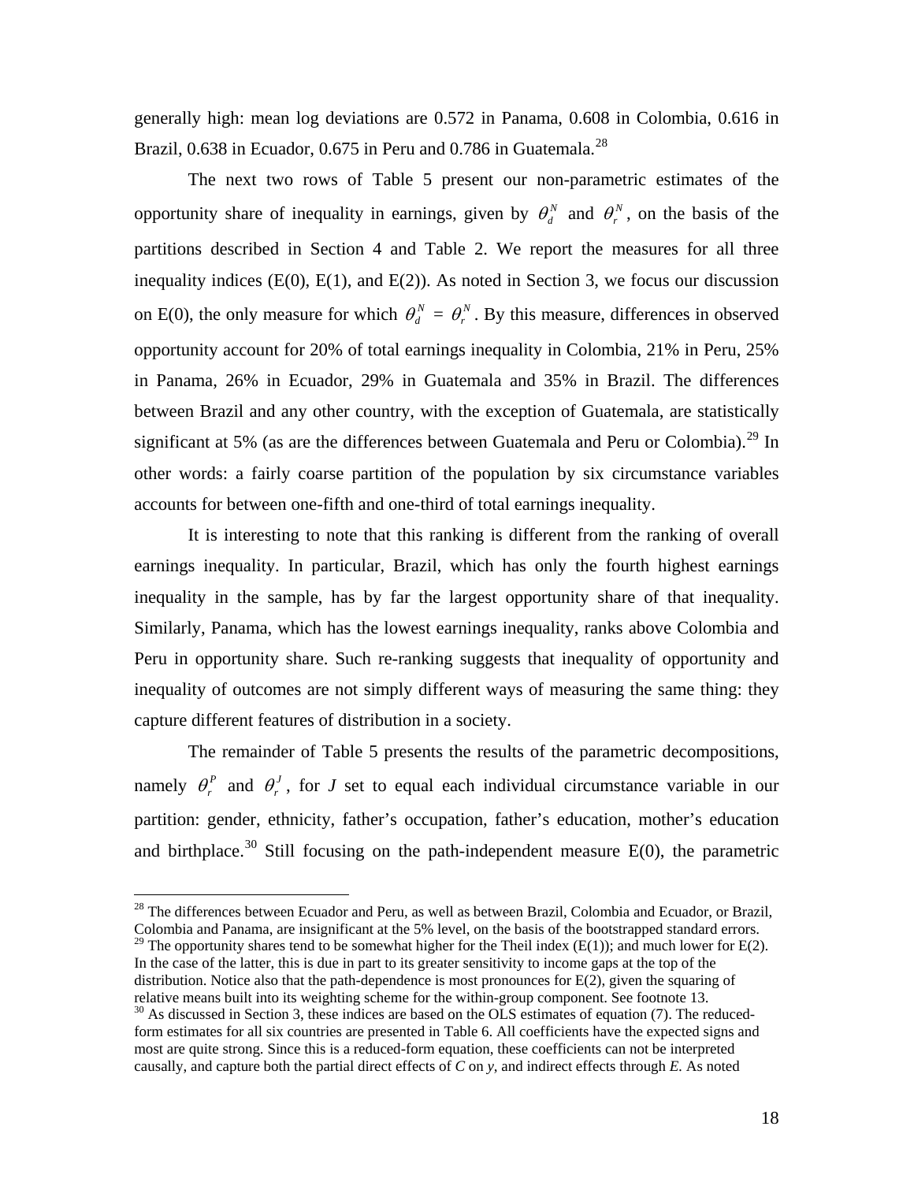generally high: mean log deviations are 0.572 in Panama, 0.608 in Colombia, 0.616 in Brazil, 0.638 in Ecuador, 0.675 in Peru and 0.786 in Guatemala.[28]

The next two rows of Table 5 present our non-parametric estimates of the opportunity share of inequality in earnings, given by $\theta_d^N$ and $\theta_r^N$, on the basis of the partitions described in Section 4 and Table 2. We report the measures for all three inequality indices (E(0), E(1), and E(2)). As noted in Section 3, we focus our discussion on E(0), the only measure for which $\theta_d^N = \theta_r^N$. By this measure, differences in observed opportunity account for 20% of total earnings inequality in Colombia, 21% in Peru, 25% in Panama, 26% in Ecuador, 29% in Guatemala and 35% in Brazil. The differences between Brazil and any other country, with the exception of Guatemala, are statistically significant at 5% (as are the differences between Guatemala and Peru or Colombia).[29] In other words: a fairly coarse partition of the population by six circumstance variables accounts for between one-fifth and one-third of total earnings inequality.

It is interesting to note that this ranking is different from the ranking of overall earnings inequality. In particular, Brazil, which has only the fourth highest earnings inequality in the sample, has by far the largest opportunity share of that inequality. Similarly, Panama, which has the lowest earnings inequality, ranks above Colombia and Peru in opportunity share. Such re-ranking suggests that inequality of opportunity and inequality of outcomes are not simply different ways of measuring the same thing: they capture different features of distribution in a society.

The remainder of Table 5 presents the results of the parametric decompositions, namely $\theta_r^P$ and $\theta_r^J$, for $J$ set to equal each individual circumstance variable in our partition: gender, ethnicity, father's occupation, father's education, mother's education and birthplace.[30] Still focusing on the path-independent measure E(0), the parametric

---

[28] The differences between Ecuador and Peru, as well as between Brazil, Colombia and Ecuador, or Brazil, Colombia and Panama, are insignificant at the 5% level, on the basis of the bootstrapped standard errors.

[29] The opportunity shares tend to be somewhat higher for the Theil index (E(1)); and much lower for E(2). In the case of the latter, this is due in part to its greater sensitivity to income gaps at the top of the distribution. Notice also that the path-dependence is most pronounces for E(2), given the squaring of relative means built into its weighting scheme for the within-group component. See footnote 13.

[30] As discussed in Section 3, these indices are based on the OLS estimates of equation (7). The reduced-form estimates for all six countries are presented in Table 6. All coefficients have the expected signs and most are quite strong. Since this is a reduced-form equation, these coefficients can not be interpreted causally, and capture both the partial direct effects of $C$ on $y$, and indirect effects through $E$. As noted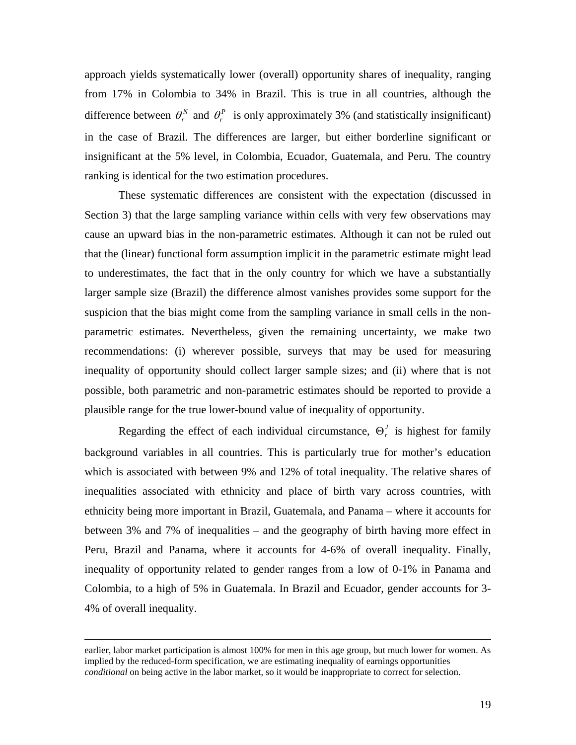approach yields systematically lower (overall) opportunity shares of inequality, ranging from 17% in Colombia to 34% in Brazil. This is true in all countries, although the difference between $\theta_r^N$ and $\theta_r^P$ is only approximately 3% (and statistically insignificant) in the case of Brazil. The differences are larger, but either borderline significant or insignificant at the 5% level, in Colombia, Ecuador, Guatemala, and Peru. The country ranking is identical for the two estimation procedures.

These systematic differences are consistent with the expectation (discussed in Section 3) that the large sampling variance within cells with very few observations may cause an upward bias in the non-parametric estimates. Although it can not be ruled out that the (linear) functional form assumption implicit in the parametric estimate might lead to underestimates, the fact that in the only country for which we have a substantially larger sample size (Brazil) the difference almost vanishes provides some support for the suspicion that the bias might come from the sampling variance in small cells in the non-parametric estimates. Nevertheless, given the remaining uncertainty, we make two recommendations: (i) wherever possible, surveys that may be used for measuring inequality of opportunity should collect larger sample sizes; and (ii) where that is not possible, both parametric and non-parametric estimates should be reported to provide a plausible range for the true lower-bound value of inequality of opportunity.

Regarding the effect of each individual circumstance, $\Theta_r^J$ is highest for family background variables in all countries. This is particularly true for mother's education which is associated with between 9% and 12% of total inequality. The relative shares of inequalities associated with ethnicity and place of birth vary across countries, with ethnicity being more important in Brazil, Guatemala, and Panama – where it accounts for between 3% and 7% of inequalities – and the geography of birth having more effect in Peru, Brazil and Panama, where it accounts for 4-6% of overall inequality. Finally, inequality of opportunity related to gender ranges from a low of 0-1% in Panama and Colombia, to a high of 5% in Guatemala. In Brazil and Ecuador, gender accounts for 3-4% of overall inequality.

---

earlier, labor market participation is almost 100% for men in this age group, but much lower for women. As implied by the reduced-form specification, we are estimating inequality of earnings opportunities *conditional* on being active in the labor market, so it would be inappropriate to correct for selection.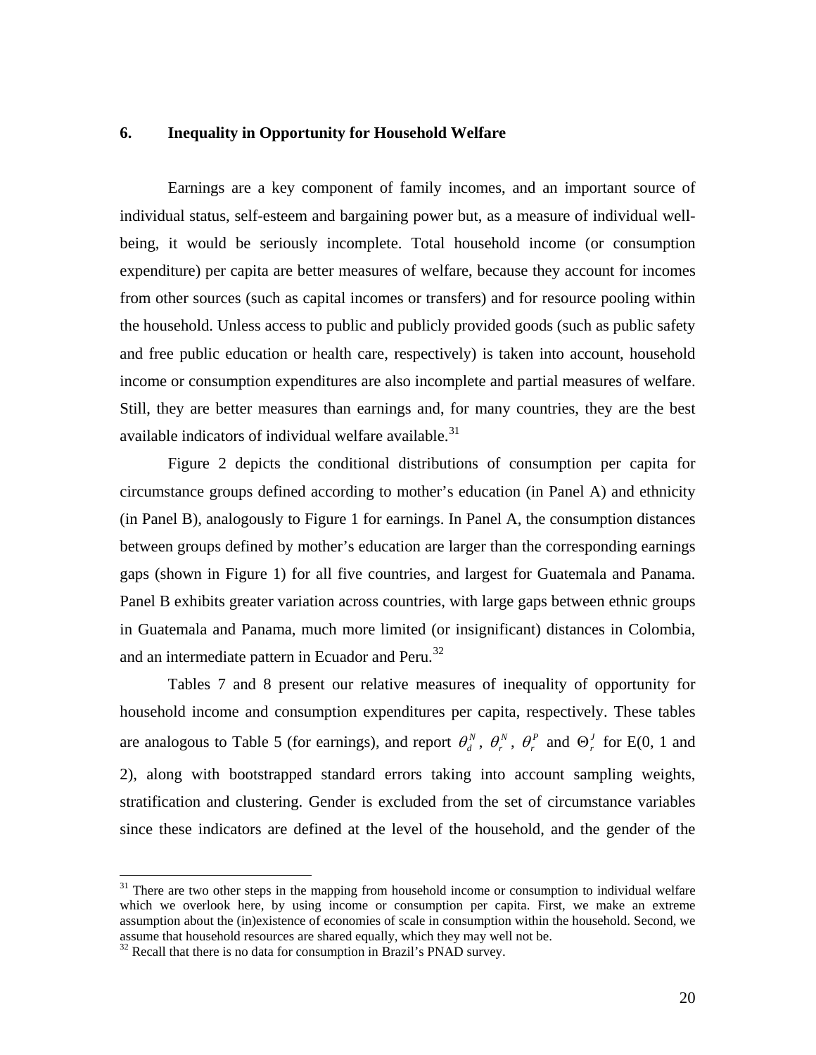## 6. Inequality in Opportunity for Household Welfare

Earnings are a key component of family incomes, and an important source of individual status, self-esteem and bargaining power but, as a measure of individual well-being, it would be seriously incomplete. Total household income (or consumption expenditure) per capita are better measures of welfare, because they account for incomes from other sources (such as capital incomes or transfers) and for resource pooling within the household. Unless access to public and publicly provided goods (such as public safety and free public education or health care, respectively) is taken into account, household income or consumption expenditures are also incomplete and partial measures of welfare. Still, they are better measures than earnings and, for many countries, they are the best available indicators of individual welfare available.[31]

Figure 2 depicts the conditional distributions of consumption per capita for circumstance groups defined according to mother's education (in Panel A) and ethnicity (in Panel B), analogously to Figure 1 for earnings. In Panel A, the consumption distances between groups defined by mother's education are larger than the corresponding earnings gaps (shown in Figure 1) for all five countries, and largest for Guatemala and Panama. Panel B exhibits greater variation across countries, with large gaps between ethnic groups in Guatemala and Panama, much more limited (or insignificant) distances in Colombia, and an intermediate pattern in Ecuador and Peru.[32]

Tables 7 and 8 present our relative measures of inequality of opportunity for household income and consumption expenditures per capita, respectively. These tables are analogous to Table 5 (for earnings), and report $\theta_d^N$, $\theta_r^N$, $\theta_r^P$ and $\Theta_r^J$ for E(0, 1 and 2), along with bootstrapped standard errors taking into account sampling weights, stratification and clustering. Gender is excluded from the set of circumstance variables since these indicators are defined at the level of the household, and the gender of the

[31] There are two other steps in the mapping from household income or consumption to individual welfare which we overlook here, by using income or consumption per capita. First, we make an extreme assumption about the (in)existence of economies of scale in consumption within the household. Second, we assume that household resources are shared equally, which they may well not be.

[32] Recall that there is no data for consumption in Brazil's PNAD survey.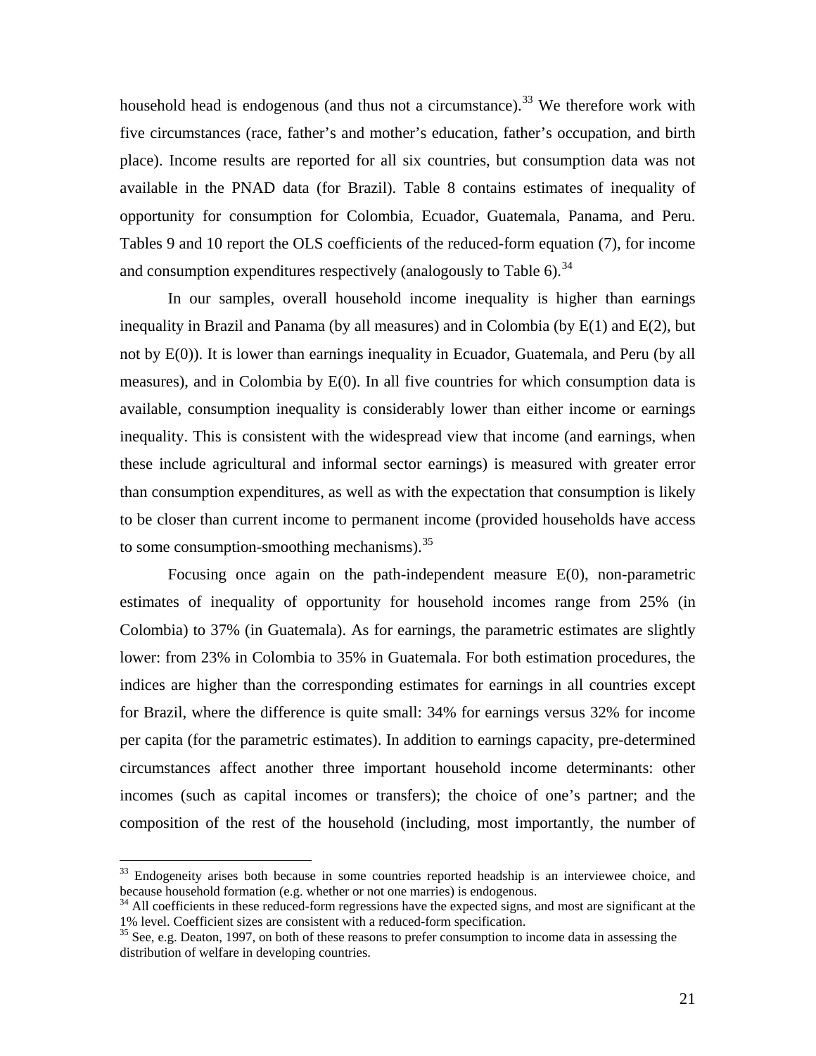household head is endogenous (and thus not a circumstance).[33] We therefore work with five circumstances (race, father's and mother's education, father's occupation, and birth place). Income results are reported for all six countries, but consumption data was not available in the PNAD data (for Brazil). Table 8 contains estimates of inequality of opportunity for consumption for Colombia, Ecuador, Guatemala, Panama, and Peru. Tables 9 and 10 report the OLS coefficients of the reduced-form equation (7), for income and consumption expenditures respectively (analogously to Table 6).[34]

In our samples, overall household income inequality is higher than earnings inequality in Brazil and Panama (by all measures) and in Colombia (by E(1) and E(2), but not by E(0)). It is lower than earnings inequality in Ecuador, Guatemala, and Peru (by all measures), and in Colombia by E(0). In all five countries for which consumption data is available, consumption inequality is considerably lower than either income or earnings inequality. This is consistent with the widespread view that income (and earnings, when these include agricultural and informal sector earnings) is measured with greater error than consumption expenditures, as well as with the expectation that consumption is likely to be closer than current income to permanent income (provided households have access to some consumption-smoothing mechanisms).[35]

Focusing once again on the path-independent measure E(0), non-parametric estimates of inequality of opportunity for household incomes range from 25% (in Colombia) to 37% (in Guatemala). As for earnings, the parametric estimates are slightly lower: from 23% in Colombia to 35% in Guatemala. For both estimation procedures, the indices are higher than the corresponding estimates for earnings in all countries except for Brazil, where the difference is quite small: 34% for earnings versus 32% for income per capita (for the parametric estimates). In addition to earnings capacity, pre-determined circumstances affect another three important household income determinants: other incomes (such as capital incomes or transfers); the choice of one's partner; and the composition of the rest of the household (including, most importantly, the number of

---

[33] Endogeneity arises both because in some countries reported headship is an interviewee choice, and because household formation (e.g. whether or not one marries) is endogenous.

[34] All coefficients in these reduced-form regressions have the expected signs, and most are significant at the 1% level. Coefficient sizes are consistent with a reduced-form specification.

[35] See, e.g. Deaton, 1997, on both of these reasons to prefer consumption to income data in assessing the distribution of welfare in developing countries.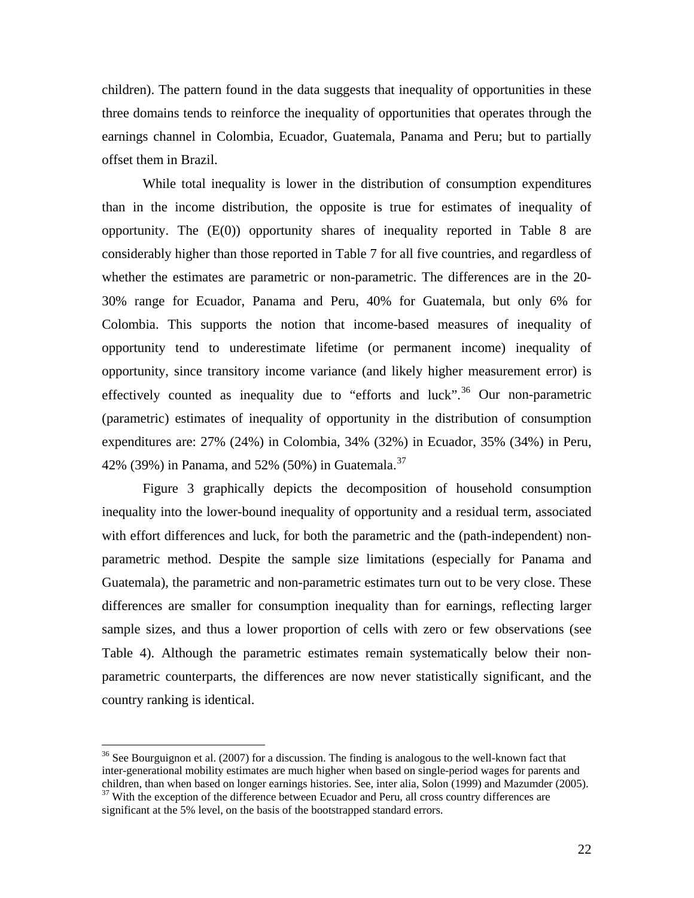children). The pattern found in the data suggests that inequality of opportunities in these three domains tends to reinforce the inequality of opportunities that operates through the earnings channel in Colombia, Ecuador, Guatemala, Panama and Peru; but to partially offset them in Brazil.

While total inequality is lower in the distribution of consumption expenditures than in the income distribution, the opposite is true for estimates of inequality of opportunity. The (E(0)) opportunity shares of inequality reported in Table 8 are considerably higher than those reported in Table 7 for all five countries, and regardless of whether the estimates are parametric or non-parametric. The differences are in the 20-30% range for Ecuador, Panama and Peru, 40% for Guatemala, but only 6% for Colombia. This supports the notion that income-based measures of inequality of opportunity tend to underestimate lifetime (or permanent income) inequality of opportunity, since transitory income variance (and likely higher measurement error) is effectively counted as inequality due to "efforts and luck".[36] Our non-parametric (parametric) estimates of inequality of opportunity in the distribution of consumption expenditures are: 27% (24%) in Colombia, 34% (32%) in Ecuador, 35% (34%) in Peru, 42% (39%) in Panama, and 52% (50%) in Guatemala.[37]

Figure 3 graphically depicts the decomposition of household consumption inequality into the lower-bound inequality of opportunity and a residual term, associated with effort differences and luck, for both the parametric and the (path-independent) non-parametric method. Despite the sample size limitations (especially for Panama and Guatemala), the parametric and non-parametric estimates turn out to be very close. These differences are smaller for consumption inequality than for earnings, reflecting larger sample sizes, and thus a lower proportion of cells with zero or few observations (see Table 4). Although the parametric estimates remain systematically below their non-parametric counterparts, the differences are now never statistically significant, and the country ranking is identical.

---

[36] See Bourguignon et al. (2007) for a discussion. The finding is analogous to the well-known fact that inter-generational mobility estimates are much higher when based on single-period wages for parents and children, than when based on longer earnings histories. See, inter alia, Solon (1999) and Mazumder (2005).

[37] With the exception of the difference between Ecuador and Peru, all cross country differences are significant at the 5% level, on the basis of the bootstrapped standard errors.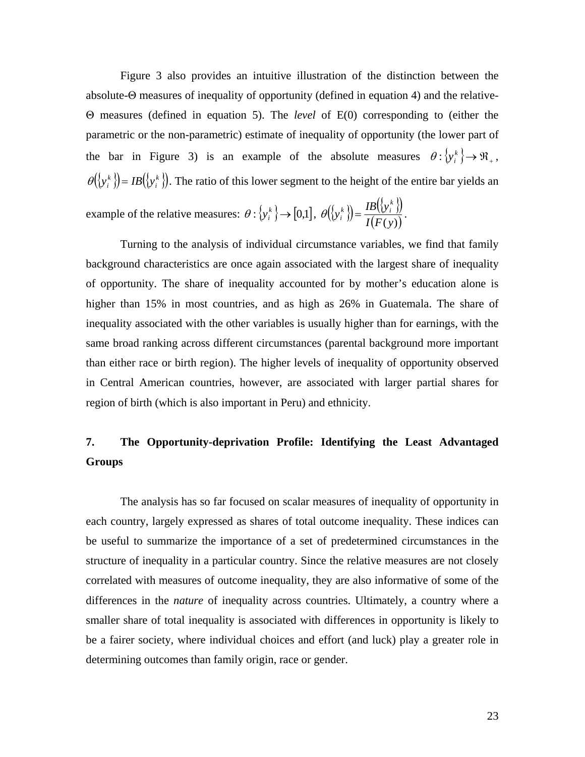Figure 3 also provides an intuitive illustration of the distinction between the absolute-Θ measures of inequality of opportunity (defined in equation 4) and the relative-Θ measures (defined in equation 5). The *level* of E(0) corresponding to (either the parametric or the non-parametric) estimate of inequality of opportunity (the lower part of the bar in Figure 3) is an example of the absolute measures $\theta : \{y_i^k\} \rightarrow \Re_+$, $\theta(\{y_i^k\}) = IB(\{y_i^k\})$. The ratio of this lower segment to the height of the entire bar yields an example of the relative measures: $\theta : \{y_i^k\} \rightarrow [0,1]$, $\theta(\{y_i^k\}) = \dfrac{IB(\{y_i^k\})}{I(F(y))}$.

Turning to the analysis of individual circumstance variables, we find that family background characteristics are once again associated with the largest share of inequality of opportunity. The share of inequality accounted for by mother's education alone is higher than 15% in most countries, and as high as 26% in Guatemala. The share of inequality associated with the other variables is usually higher than for earnings, with the same broad ranking across different circumstances (parental background more important than either race or birth region). The higher levels of inequality of opportunity observed in Central American countries, however, are associated with larger partial shares for region of birth (which is also important in Peru) and ethnicity.

## 7. The Opportunity-deprivation Profile: Identifying the Least Advantaged Groups

The analysis has so far focused on scalar measures of inequality of opportunity in each country, largely expressed as shares of total outcome inequality. These indices can be useful to summarize the importance of a set of predetermined circumstances in the structure of inequality in a particular country. Since the relative measures are not closely correlated with measures of outcome inequality, they are also informative of some of the differences in the *nature* of inequality across countries. Ultimately, a country where a smaller share of total inequality is associated with differences in opportunity is likely to be a fairer society, where individual choices and effort (and luck) play a greater role in determining outcomes than family origin, race or gender.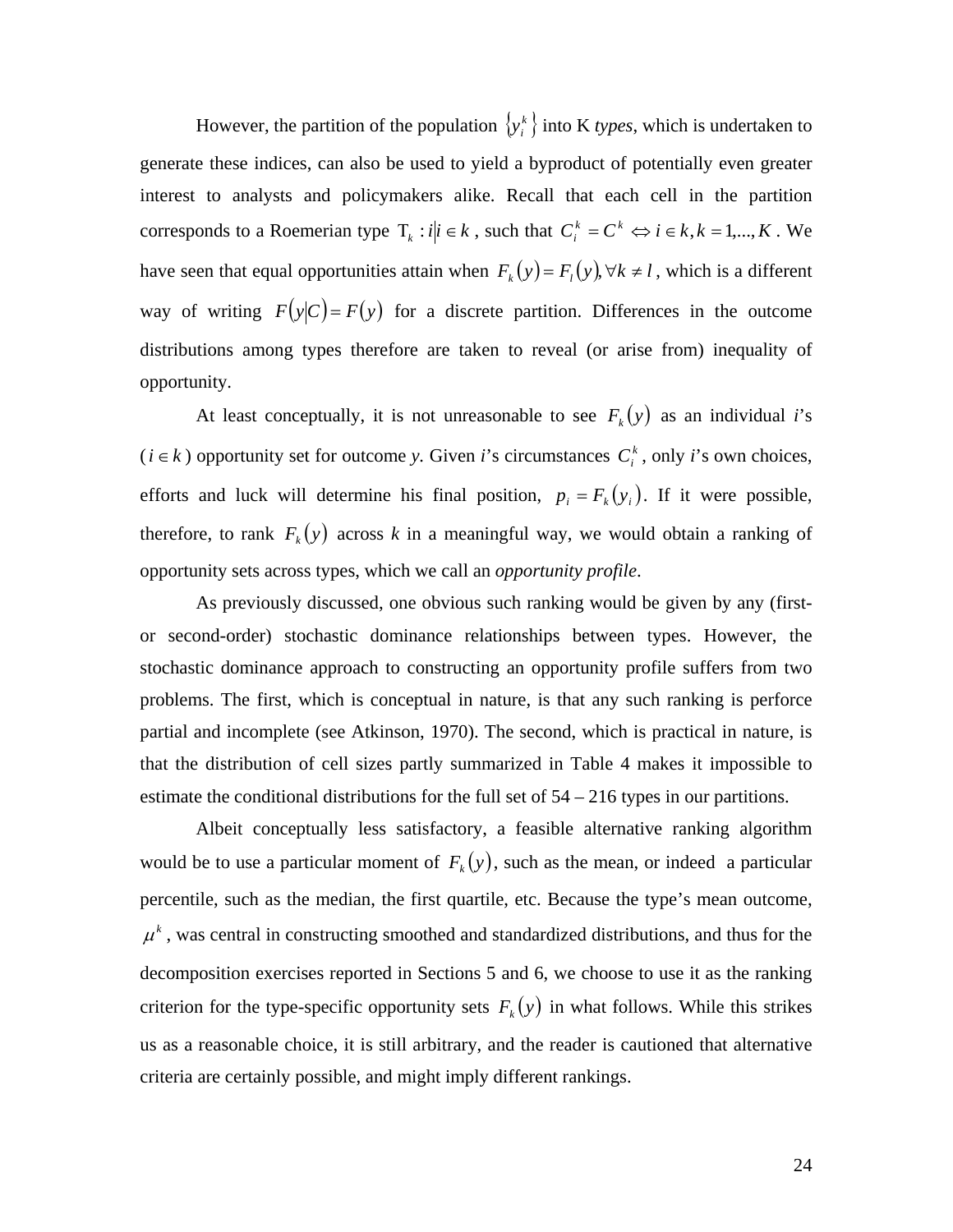However, the partition of the population $\{y_i^k\}$ into K *types*, which is undertaken to generate these indices, can also be used to yield a byproduct of potentially even greater interest to analysts and policymakers alike. Recall that each cell in the partition corresponds to a Roemerian type $\mathrm{T}_k : i | i \in k$, such that $C_i^k = C^k \Leftrightarrow i \in k, k = 1,..., K$. We have seen that equal opportunities attain when $F_k(y) = F_l(y), \forall k \neq l$, which is a different way of writing $F(y|C) = F(y)$ for a discrete partition. Differences in the outcome distributions among types therefore are taken to reveal (or arise from) inequality of opportunity.

At least conceptually, it is not unreasonable to see $F_k(y)$ as an individual *i*'s ($i \in k$) opportunity set for outcome *y*. Given *i*'s circumstances $C_i^k$, only *i*'s own choices, efforts and luck will determine his final position, $p_i = F_k(y_i)$. If it were possible, therefore, to rank $F_k(y)$ across *k* in a meaningful way, we would obtain a ranking of opportunity sets across types, which we call an *opportunity profile*.

As previously discussed, one obvious such ranking would be given by any (first- or second-order) stochastic dominance relationships between types. However, the stochastic dominance approach to constructing an opportunity profile suffers from two problems. The first, which is conceptual in nature, is that any such ranking is perforce partial and incomplete (see Atkinson, 1970). The second, which is practical in nature, is that the distribution of cell sizes partly summarized in Table 4 makes it impossible to estimate the conditional distributions for the full set of 54 – 216 types in our partitions.

Albeit conceptually less satisfactory, a feasible alternative ranking algorithm would be to use a particular moment of $F_k(y)$, such as the mean, or indeed a particular percentile, such as the median, the first quartile, etc. Because the type's mean outcome, $\mu^k$, was central in constructing smoothed and standardized distributions, and thus for the decomposition exercises reported in Sections 5 and 6, we choose to use it as the ranking criterion for the type-specific opportunity sets $F_k(y)$ in what follows. While this strikes us as a reasonable choice, it is still arbitrary, and the reader is cautioned that alternative criteria are certainly possible, and might imply different rankings.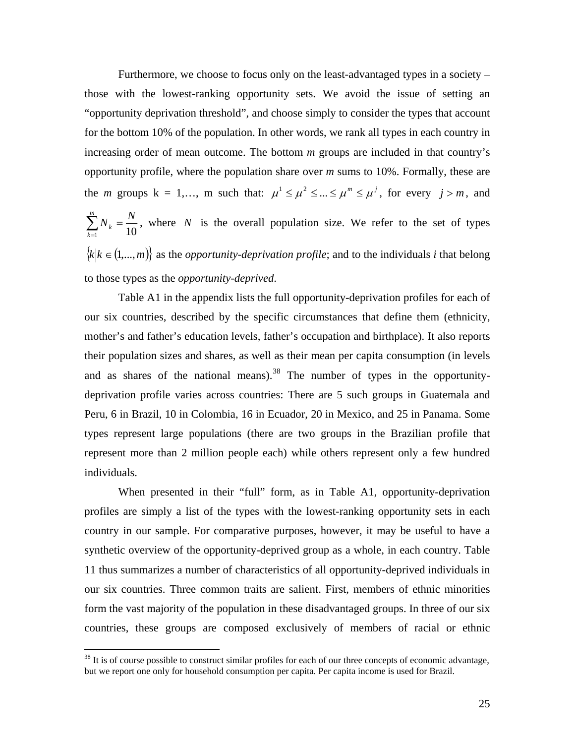Furthermore, we choose to focus only on the least-advantaged types in a society – those with the lowest-ranking opportunity sets. We avoid the issue of setting an "opportunity deprivation threshold", and choose simply to consider the types that account for the bottom 10% of the population. In other words, we rank all types in each country in increasing order of mean outcome. The bottom *m* groups are included in that country's opportunity profile, where the population share over *m* sums to 10%. Formally, these are the *m* groups k = 1,…, m such that: $\mu^1 \leq \mu^2 \leq ... \leq \mu^m \leq \mu^j$, for every $j > m$, and $\sum_{k=1}^{m} N_k = \frac{N}{10}$, where $N$ is the overall population size. We refer to the set of types $\{k | k \in (1,...,m)\}$ as the *opportunity-deprivation profile*; and to the individuals *i* that belong to those types as the *opportunity-deprived*.

Table A1 in the appendix lists the full opportunity-deprivation profiles for each of our six countries, described by the specific circumstances that define them (ethnicity, mother's and father's education levels, father's occupation and birthplace). It also reports their population sizes and shares, as well as their mean per capita consumption (in levels and as shares of the national means).[38] The number of types in the opportunity-deprivation profile varies across countries: There are 5 such groups in Guatemala and Peru, 6 in Brazil, 10 in Colombia, 16 in Ecuador, 20 in Mexico, and 25 in Panama. Some types represent large populations (there are two groups in the Brazilian profile that represent more than 2 million people each) while others represent only a few hundred individuals.

When presented in their "full" form, as in Table A1, opportunity-deprivation profiles are simply a list of the types with the lowest-ranking opportunity sets in each country in our sample. For comparative purposes, however, it may be useful to have a synthetic overview of the opportunity-deprived group as a whole, in each country. Table 11 thus summarizes a number of characteristics of all opportunity-deprived individuals in our six countries. Three common traits are salient. First, members of ethnic minorities form the vast majority of the population in these disadvantaged groups. In three of our six countries, these groups are composed exclusively of members of racial or ethnic

[38] It is of course possible to construct similar profiles for each of our three concepts of economic advantage, but we report one only for household consumption per capita. Per capita income is used for Brazil.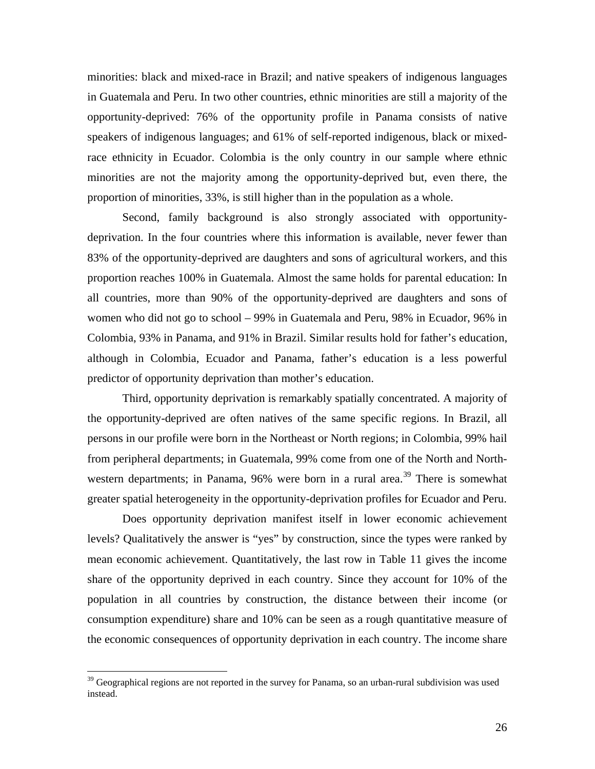minorities: black and mixed-race in Brazil; and native speakers of indigenous languages in Guatemala and Peru. In two other countries, ethnic minorities are still a majority of the opportunity-deprived: 76% of the opportunity profile in Panama consists of native speakers of indigenous languages; and 61% of self-reported indigenous, black or mixed-race ethnicity in Ecuador. Colombia is the only country in our sample where ethnic minorities are not the majority among the opportunity-deprived but, even there, the proportion of minorities, 33%, is still higher than in the population as a whole.

Second, family background is also strongly associated with opportunity-deprivation. In the four countries where this information is available, never fewer than 83% of the opportunity-deprived are daughters and sons of agricultural workers, and this proportion reaches 100% in Guatemala. Almost the same holds for parental education: In all countries, more than 90% of the opportunity-deprived are daughters and sons of women who did not go to school – 99% in Guatemala and Peru, 98% in Ecuador, 96% in Colombia, 93% in Panama, and 91% in Brazil. Similar results hold for father's education, although in Colombia, Ecuador and Panama, father's education is a less powerful predictor of opportunity deprivation than mother's education.

Third, opportunity deprivation is remarkably spatially concentrated. A majority of the opportunity-deprived are often natives of the same specific regions. In Brazil, all persons in our profile were born in the Northeast or North regions; in Colombia, 99% hail from peripheral departments; in Guatemala, 99% come from one of the North and North-western departments; in Panama, 96% were born in a rural area.[39] There is somewhat greater spatial heterogeneity in the opportunity-deprivation profiles for Ecuador and Peru.

Does opportunity deprivation manifest itself in lower economic achievement levels? Qualitatively the answer is "yes" by construction, since the types were ranked by mean economic achievement. Quantitatively, the last row in Table 11 gives the income share of the opportunity deprived in each country. Since they account for 10% of the population in all countries by construction, the distance between their income (or consumption expenditure) share and 10% can be seen as a rough quantitative measure of the economic consequences of opportunity deprivation in each country. The income share

[39] Geographical regions are not reported in the survey for Panama, so an urban-rural subdivision was used instead.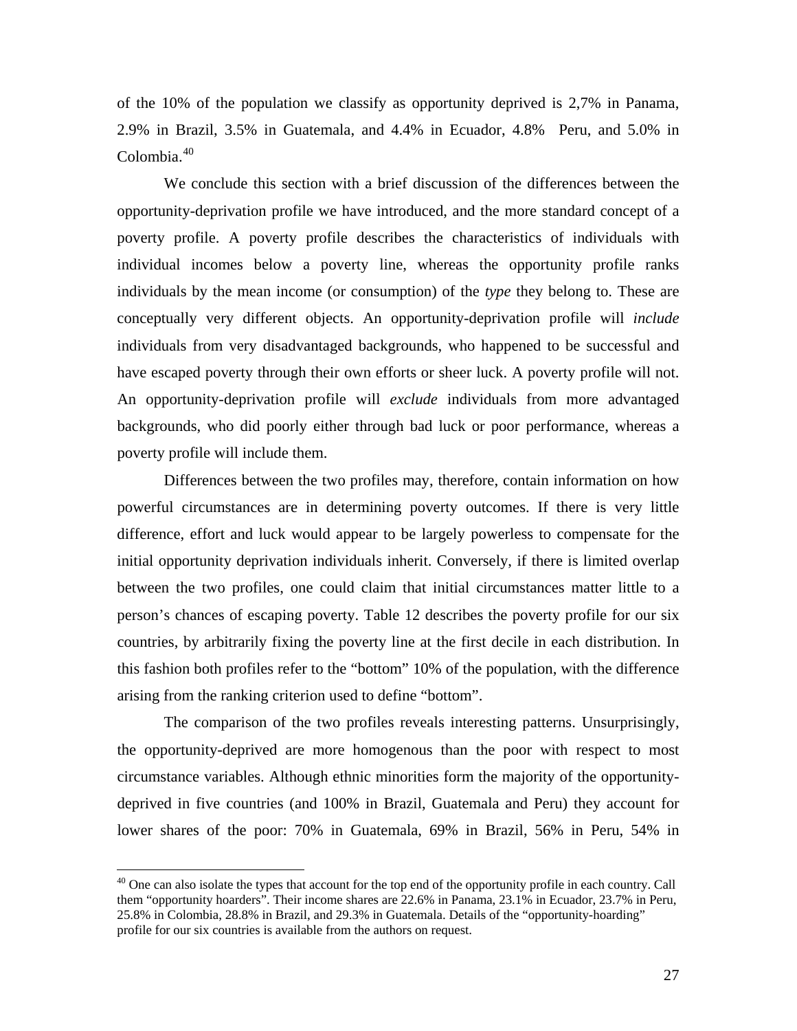of the 10% of the population we classify as opportunity deprived is 2,7% in Panama, 2.9% in Brazil, 3.5% in Guatemala, and 4.4% in Ecuador, 4.8% Peru, and 5.0% in Colombia.[40]

We conclude this section with a brief discussion of the differences between the opportunity-deprivation profile we have introduced, and the more standard concept of a poverty profile. A poverty profile describes the characteristics of individuals with individual incomes below a poverty line, whereas the opportunity profile ranks individuals by the mean income (or consumption) of the *type* they belong to. These are conceptually very different objects. An opportunity-deprivation profile will *include* individuals from very disadvantaged backgrounds, who happened to be successful and have escaped poverty through their own efforts or sheer luck. A poverty profile will not. An opportunity-deprivation profile will *exclude* individuals from more advantaged backgrounds, who did poorly either through bad luck or poor performance, whereas a poverty profile will include them.

Differences between the two profiles may, therefore, contain information on how powerful circumstances are in determining poverty outcomes. If there is very little difference, effort and luck would appear to be largely powerless to compensate for the initial opportunity deprivation individuals inherit. Conversely, if there is limited overlap between the two profiles, one could claim that initial circumstances matter little to a person's chances of escaping poverty. Table 12 describes the poverty profile for our six countries, by arbitrarily fixing the poverty line at the first decile in each distribution. In this fashion both profiles refer to the "bottom" 10% of the population, with the difference arising from the ranking criterion used to define "bottom".

The comparison of the two profiles reveals interesting patterns. Unsurprisingly, the opportunity-deprived are more homogenous than the poor with respect to most circumstance variables. Although ethnic minorities form the majority of the opportunity-deprived in five countries (and 100% in Brazil, Guatemala and Peru) they account for lower shares of the poor: 70% in Guatemala, 69% in Brazil, 56% in Peru, 54% in

[40] One can also isolate the types that account for the top end of the opportunity profile in each country. Call them "opportunity hoarders". Their income shares are 22.6% in Panama, 23.1% in Ecuador, 23.7% in Peru, 25.8% in Colombia, 28.8% in Brazil, and 29.3% in Guatemala. Details of the "opportunity-hoarding" profile for our six countries is available from the authors on request.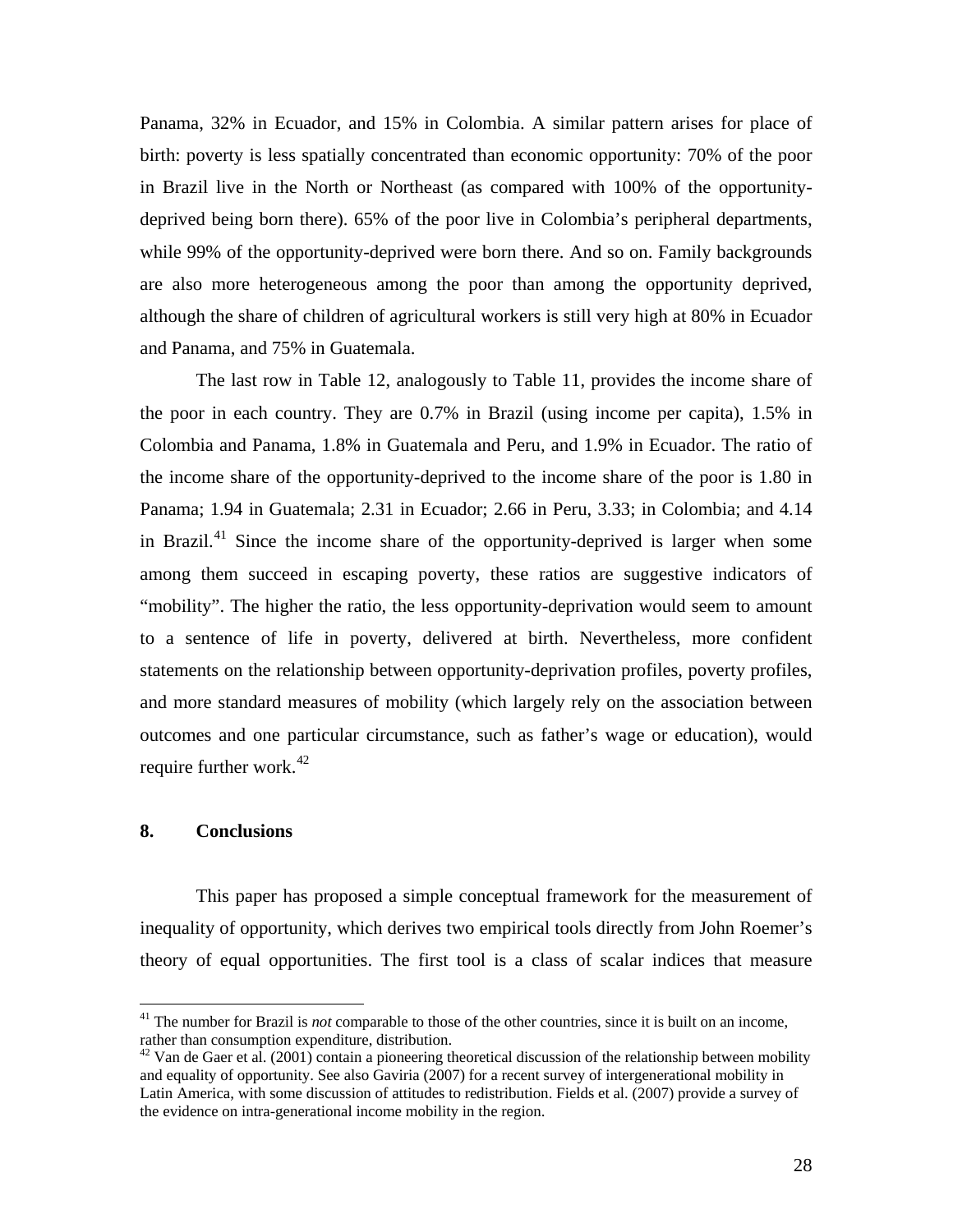Panama, 32% in Ecuador, and 15% in Colombia. A similar pattern arises for place of birth: poverty is less spatially concentrated than economic opportunity: 70% of the poor in Brazil live in the North or Northeast (as compared with 100% of the opportunity-deprived being born there). 65% of the poor live in Colombia's peripheral departments, while 99% of the opportunity-deprived were born there. And so on. Family backgrounds are also more heterogeneous among the poor than among the opportunity deprived, although the share of children of agricultural workers is still very high at 80% in Ecuador and Panama, and 75% in Guatemala.

The last row in Table 12, analogously to Table 11, provides the income share of the poor in each country. They are 0.7% in Brazil (using income per capita), 1.5% in Colombia and Panama, 1.8% in Guatemala and Peru, and 1.9% in Ecuador. The ratio of the income share of the opportunity-deprived to the income share of the poor is 1.80 in Panama; 1.94 in Guatemala; 2.31 in Ecuador; 2.66 in Peru, 3.33; in Colombia; and 4.14 in Brazil.[41] Since the income share of the opportunity-deprived is larger when some among them succeed in escaping poverty, these ratios are suggestive indicators of "mobility". The higher the ratio, the less opportunity-deprivation would seem to amount to a sentence of life in poverty, delivered at birth. Nevertheless, more confident statements on the relationship between opportunity-deprivation profiles, poverty profiles, and more standard measures of mobility (which largely rely on the association between outcomes and one particular circumstance, such as father's wage or education), would require further work.[42]

## 8. Conclusions

This paper has proposed a simple conceptual framework for the measurement of inequality of opportunity, which derives two empirical tools directly from John Roemer's theory of equal opportunities. The first tool is a class of scalar indices that measure

---

[41] The number for Brazil is *not* comparable to those of the other countries, since it is built on an income, rather than consumption expenditure, distribution.

[42] Van de Gaer et al. (2001) contain a pioneering theoretical discussion of the relationship between mobility and equality of opportunity. See also Gaviria (2007) for a recent survey of intergenerational mobility in Latin America, with some discussion of attitudes to redistribution. Fields et al. (2007) provide a survey of the evidence on intra-generational income mobility in the region.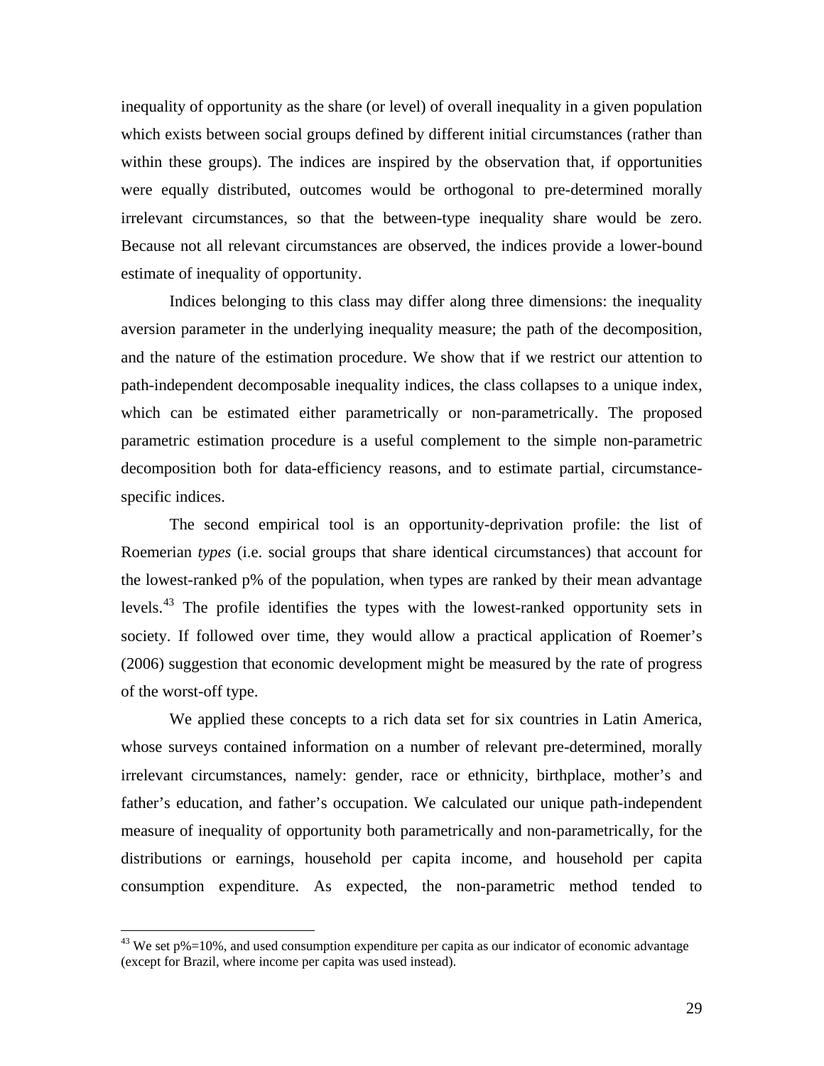inequality of opportunity as the share (or level) of overall inequality in a given population which exists between social groups defined by different initial circumstances (rather than within these groups). The indices are inspired by the observation that, if opportunities were equally distributed, outcomes would be orthogonal to pre-determined morally irrelevant circumstances, so that the between-type inequality share would be zero. Because not all relevant circumstances are observed, the indices provide a lower-bound estimate of inequality of opportunity.

Indices belonging to this class may differ along three dimensions: the inequality aversion parameter in the underlying inequality measure; the path of the decomposition, and the nature of the estimation procedure. We show that if we restrict our attention to path-independent decomposable inequality indices, the class collapses to a unique index, which can be estimated either parametrically or non-parametrically. The proposed parametric estimation procedure is a useful complement to the simple non-parametric decomposition both for data-efficiency reasons, and to estimate partial, circumstance-specific indices.

The second empirical tool is an opportunity-deprivation profile: the list of Roemerian *types* (i.e. social groups that share identical circumstances) that account for the lowest-ranked p% of the population, when types are ranked by their mean advantage levels.[43] The profile identifies the types with the lowest-ranked opportunity sets in society. If followed over time, they would allow a practical application of Roemer's (2006) suggestion that economic development might be measured by the rate of progress of the worst-off type.

We applied these concepts to a rich data set for six countries in Latin America, whose surveys contained information on a number of relevant pre-determined, morally irrelevant circumstances, namely: gender, race or ethnicity, birthplace, mother's and father's education, and father's occupation. We calculated our unique path-independent measure of inequality of opportunity both parametrically and non-parametrically, for the distributions or earnings, household per capita income, and household per capita consumption expenditure. As expected, the non-parametric method tended to

[43] We set p%=10%, and used consumption expenditure per capita as our indicator of economic advantage (except for Brazil, where income per capita was used instead).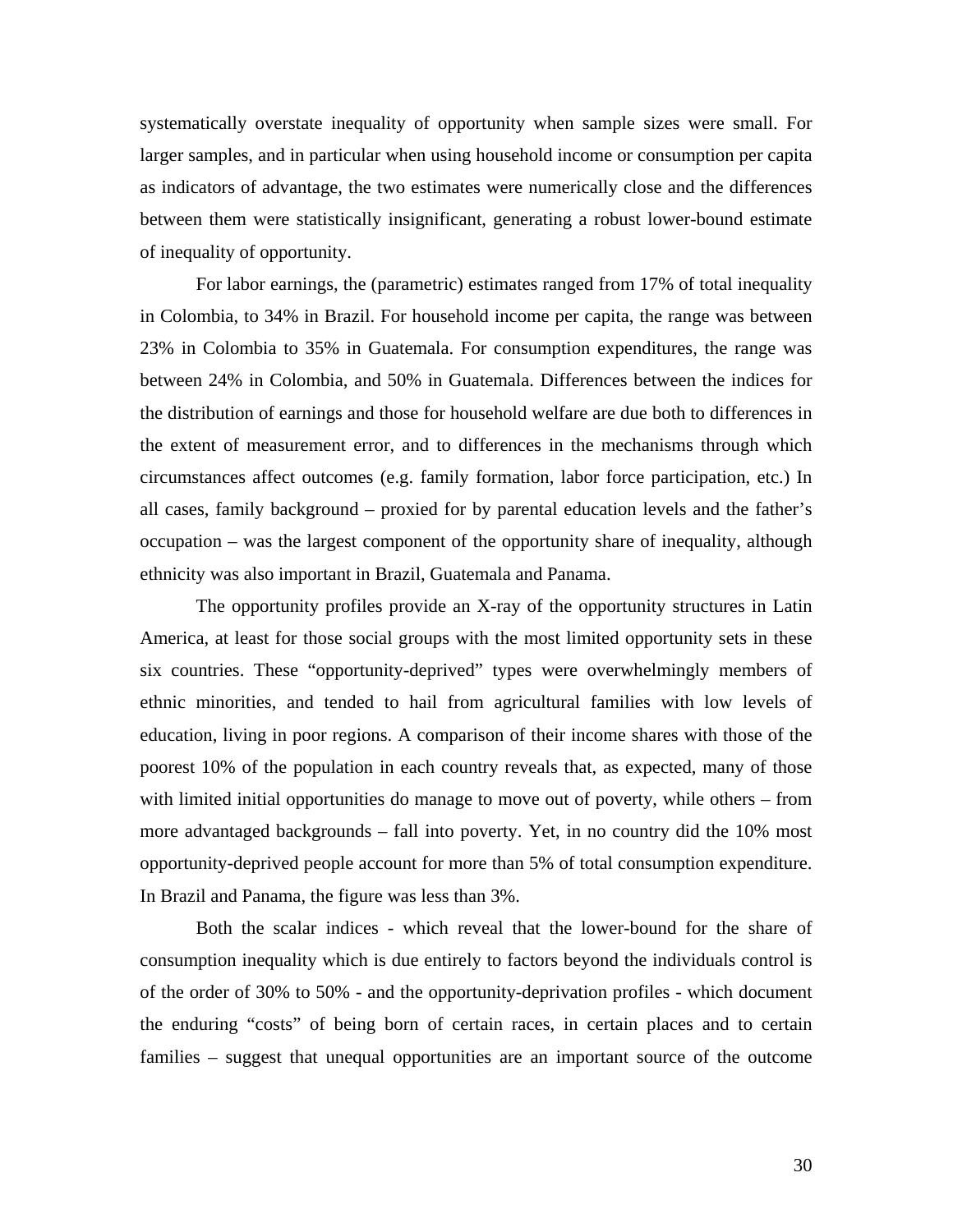systematically overstate inequality of opportunity when sample sizes were small. For larger samples, and in particular when using household income or consumption per capita as indicators of advantage, the two estimates were numerically close and the differences between them were statistically insignificant, generating a robust lower-bound estimate of inequality of opportunity.

For labor earnings, the (parametric) estimates ranged from 17% of total inequality in Colombia, to 34% in Brazil. For household income per capita, the range was between 23% in Colombia to 35% in Guatemala. For consumption expenditures, the range was between 24% in Colombia, and 50% in Guatemala. Differences between the indices for the distribution of earnings and those for household welfare are due both to differences in the extent of measurement error, and to differences in the mechanisms through which circumstances affect outcomes (e.g. family formation, labor force participation, etc.) In all cases, family background – proxied for by parental education levels and the father's occupation – was the largest component of the opportunity share of inequality, although ethnicity was also important in Brazil, Guatemala and Panama.

The opportunity profiles provide an X-ray of the opportunity structures in Latin America, at least for those social groups with the most limited opportunity sets in these six countries. These "opportunity-deprived" types were overwhelmingly members of ethnic minorities, and tended to hail from agricultural families with low levels of education, living in poor regions. A comparison of their income shares with those of the poorest 10% of the population in each country reveals that, as expected, many of those with limited initial opportunities do manage to move out of poverty, while others – from more advantaged backgrounds – fall into poverty. Yet, in no country did the 10% most opportunity-deprived people account for more than 5% of total consumption expenditure. In Brazil and Panama, the figure was less than 3%.

Both the scalar indices - which reveal that the lower-bound for the share of consumption inequality which is due entirely to factors beyond the individuals control is of the order of 30% to 50% - and the opportunity-deprivation profiles - which document the enduring "costs" of being born of certain races, in certain places and to certain families – suggest that unequal opportunities are an important source of the outcome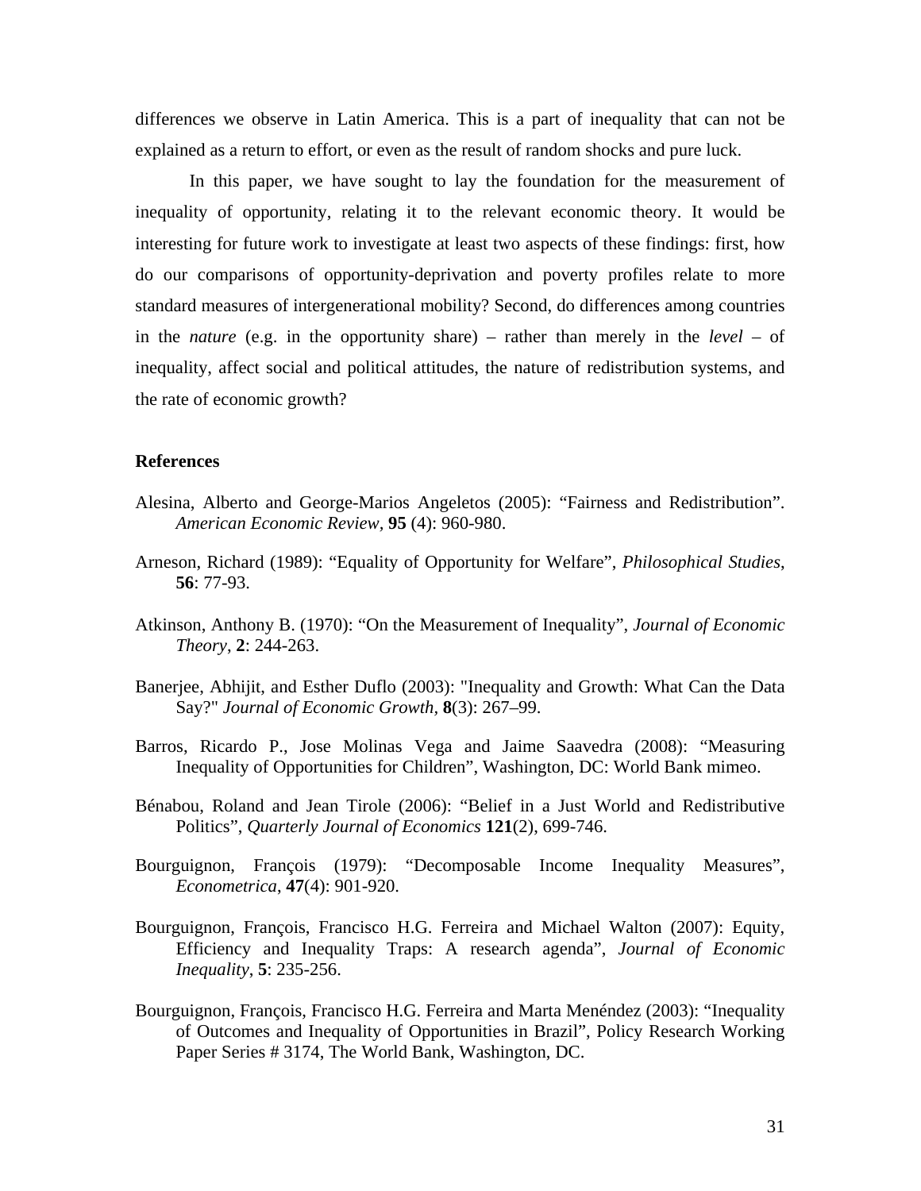differences we observe in Latin America. This is a part of inequality that can not be explained as a return to effort, or even as the result of random shocks and pure luck.

In this paper, we have sought to lay the foundation for the measurement of inequality of opportunity, relating it to the relevant economic theory. It would be interesting for future work to investigate at least two aspects of these findings: first, how do our comparisons of opportunity-deprivation and poverty profiles relate to more standard measures of intergenerational mobility? Second, do differences among countries in the *nature* (e.g. in the opportunity share) – rather than merely in the *level* – of inequality, affect social and political attitudes, the nature of redistribution systems, and the rate of economic growth?

**References**

Alesina, Alberto and George-Marios Angeletos (2005): "Fairness and Redistribution". *American Economic Review*, **95** (4): 960-980.

Arneson, Richard (1989): "Equality of Opportunity for Welfare", *Philosophical Studies*, **56**: 77-93.

Atkinson, Anthony B. (1970): "On the Measurement of Inequality", *Journal of Economic Theory*, **2**: 244-263.

Banerjee, Abhijit, and Esther Duflo (2003): "Inequality and Growth: What Can the Data Say?" *Journal of Economic Growth*, **8**(3): 267–99.

Barros, Ricardo P., Jose Molinas Vega and Jaime Saavedra (2008): "Measuring Inequality of Opportunities for Children", Washington, DC: World Bank mimeo.

Bénabou, Roland and Jean Tirole (2006): "Belief in a Just World and Redistributive Politics", *Quarterly Journal of Economics* **121**(2), 699-746.

Bourguignon, François (1979): "Decomposable Income Inequality Measures", *Econometrica*, **47**(4): 901-920.

Bourguignon, François, Francisco H.G. Ferreira and Michael Walton (2007): Equity, Efficiency and Inequality Traps: A research agenda", *Journal of Economic Inequality*, **5**: 235-256.

Bourguignon, François, Francisco H.G. Ferreira and Marta Menéndez (2003): "Inequality of Outcomes and Inequality of Opportunities in Brazil", Policy Research Working Paper Series # 3174, The World Bank, Washington, DC.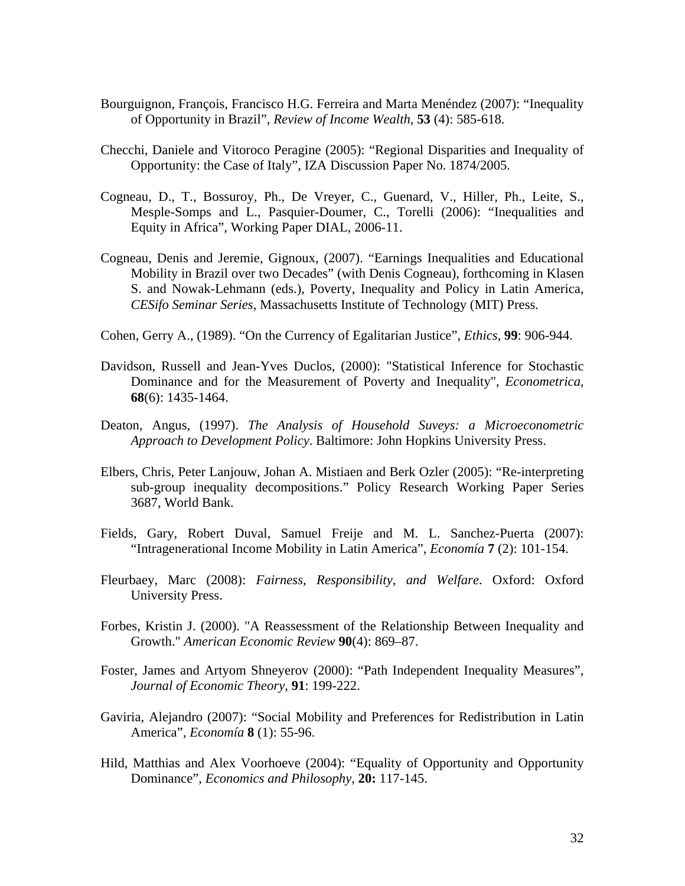Bourguignon, François, Francisco H.G. Ferreira and Marta Menéndez (2007): "Inequality of Opportunity in Brazil", *Review of Income Wealth*, **53** (4): 585-618.

Checchi, Daniele and Vitoroco Peragine (2005): "Regional Disparities and Inequality of Opportunity: the Case of Italy", IZA Discussion Paper No. 1874/2005.

Cogneau, D., T., Bossuroy, Ph., De Vreyer, C., Guenard, V., Hiller, Ph., Leite, S., Mesple-Somps and L., Pasquier-Doumer, C., Torelli (2006): "Inequalities and Equity in Africa", Working Paper DIAL, 2006-11.

Cogneau, Denis and Jeremie, Gignoux, (2007). "Earnings Inequalities and Educational Mobility in Brazil over two Decades" (with Denis Cogneau), forthcoming in Klasen S. and Nowak-Lehmann (eds.), Poverty, Inequality and Policy in Latin America, *CESifo Seminar Series*, Massachusetts Institute of Technology (MIT) Press.

Cohen, Gerry A., (1989). "On the Currency of Egalitarian Justice", *Ethics*, **99**: 906-944.

Davidson, Russell and Jean-Yves Duclos, (2000): "Statistical Inference for Stochastic Dominance and for the Measurement of Poverty and Inequality", *Econometrica*, **68**(6): 1435-1464.

Deaton, Angus, (1997). *The Analysis of Household Suveys: a Microeconometric Approach to Development Policy*. Baltimore: John Hopkins University Press.

Elbers, Chris, Peter Lanjouw, Johan A. Mistiaen and Berk Ozler (2005): "Re-interpreting sub-group inequality decompositions." Policy Research Working Paper Series 3687, World Bank.

Fields, Gary, Robert Duval, Samuel Freije and M. L. Sanchez-Puerta (2007): "Intragenerational Income Mobility in Latin America", *Economía* **7** (2): 101-154.

Fleurbaey, Marc (2008): *Fairness, Responsibility, and Welfare*. Oxford: Oxford University Press.

Forbes, Kristin J. (2000). "A Reassessment of the Relationship Between Inequality and Growth." *American Economic Review* **90**(4): 869–87.

Foster, James and Artyom Shneyerov (2000): "Path Independent Inequality Measures", *Journal of Economic Theory*, **91**: 199-222.

Gaviria, Alejandro (2007): "Social Mobility and Preferences for Redistribution in Latin America", *Economía* **8** (1): 55-96.

Hild, Matthias and Alex Voorhoeve (2004): "Equality of Opportunity and Opportunity Dominance", *Economics and Philosophy*, **20:** 117-145.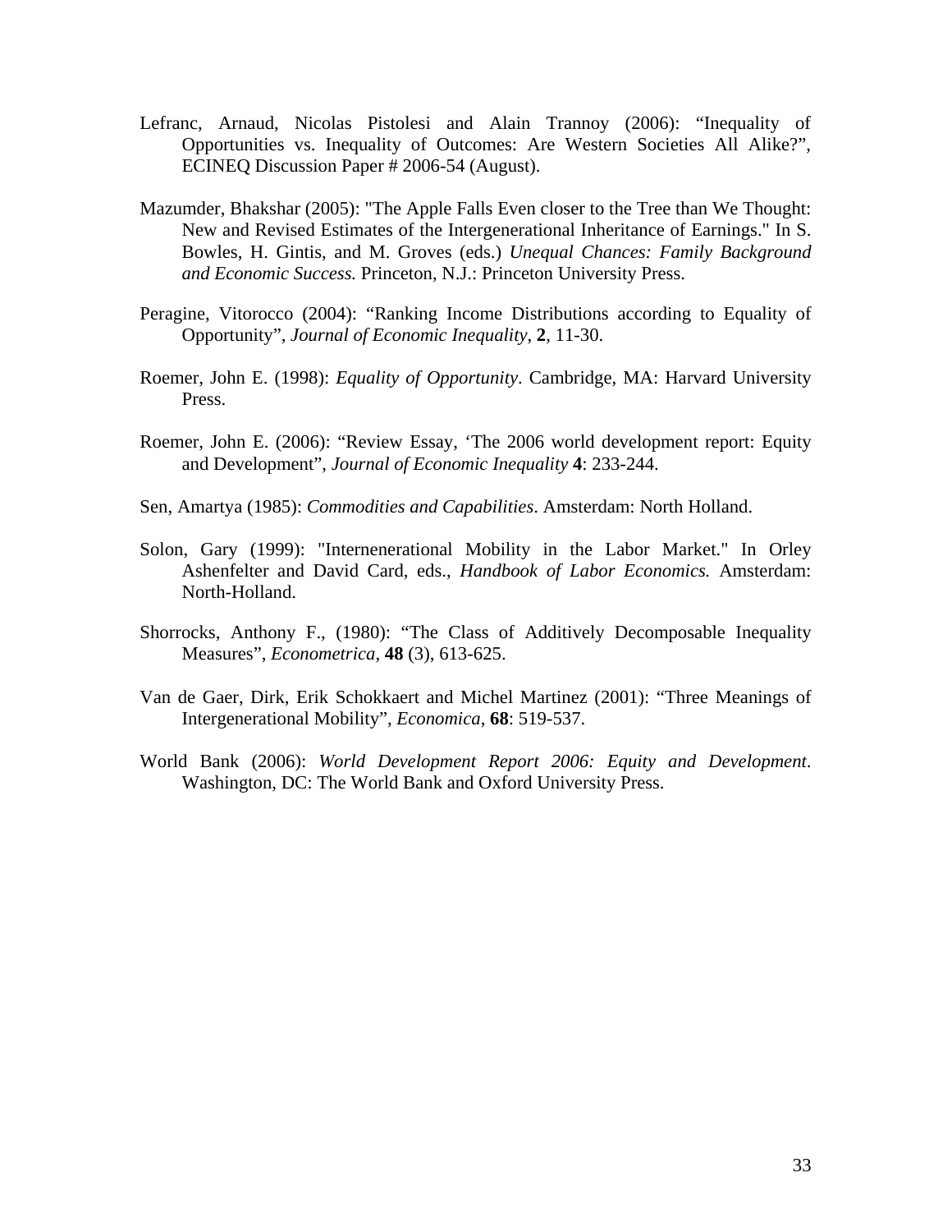Lefranc, Arnaud, Nicolas Pistolesi and Alain Trannoy (2006): "Inequality of Opportunities vs. Inequality of Outcomes: Are Western Societies All Alike?", ECINEQ Discussion Paper # 2006-54 (August).

Mazumder, Bhakshar (2005): "The Apple Falls Even closer to the Tree than We Thought: New and Revised Estimates of the Intergenerational Inheritance of Earnings." In S. Bowles, H. Gintis, and M. Groves (eds.) *Unequal Chances: Family Background and Economic Success.* Princeton, N.J.: Princeton University Press.

Peragine, Vitorocco (2004): "Ranking Income Distributions according to Equality of Opportunity", *Journal of Economic Inequality*, **2**, 11-30.

Roemer, John E. (1998): *Equality of Opportunity*. Cambridge, MA: Harvard University Press.

Roemer, John E. (2006): "Review Essay, 'The 2006 world development report: Equity and Development", *Journal of Economic Inequality* **4**: 233-244.

Sen, Amartya (1985): *Commodities and Capabilities*. Amsterdam: North Holland.

Solon, Gary (1999): "Internenerational Mobility in the Labor Market." In Orley Ashenfelter and David Card, eds., *Handbook of Labor Economics.* Amsterdam: North-Holland.

Shorrocks, Anthony F., (1980): "The Class of Additively Decomposable Inequality Measures", *Econometrica*, **48** (3), 613-625.

Van de Gaer, Dirk, Erik Schokkaert and Michel Martinez (2001): "Three Meanings of Intergenerational Mobility", *Economica*, **68**: 519-537.

World Bank (2006): *World Development Report 2006: Equity and Development*. Washington, DC: The World Bank and Oxford University Press.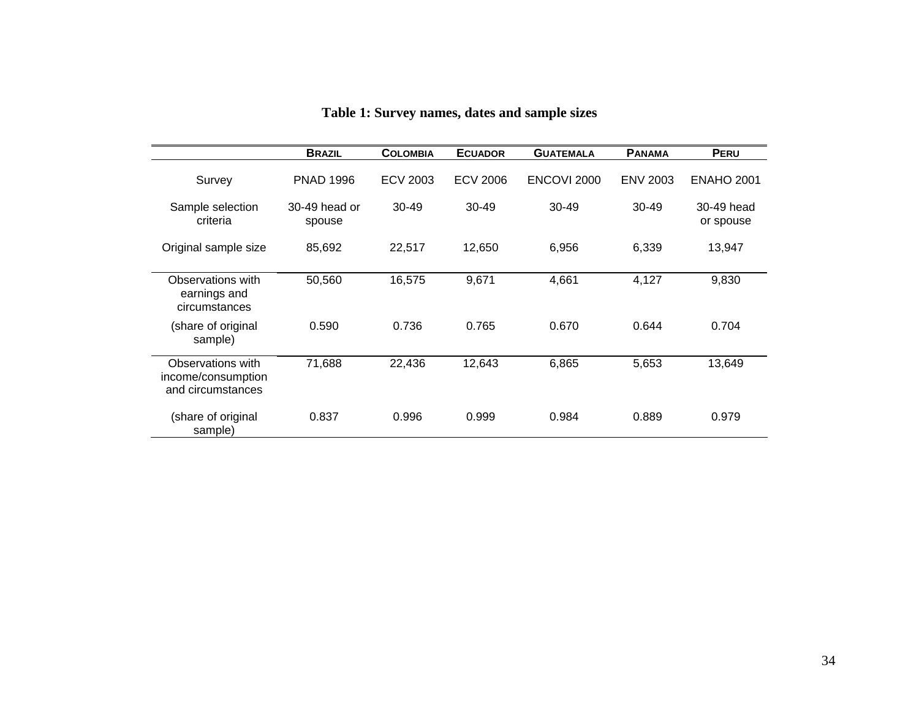**Table 1: Survey names, dates and sample sizes**

| | BRAZIL | COLOMBIA | ECUADOR | GUATEMALA | PANAMA | PERU |
|---|---|---|---|---|---|---|
| Survey | PNAD 1996 | ECV 2003 | ECV 2006 | ENCOVI 2000 | ENV 2003 | ENAHO 2001 |
| Sample selection criteria | 30-49 head or spouse | 30-49 | 30-49 | 30-49 | 30-49 | 30-49 head or spouse |
| Original sample size | 85,692 | 22,517 | 12,650 | 6,956 | 6,339 | 13,947 |
| Observations with earnings and circumstances | 50,560 | 16,575 | 9,671 | 4,661 | 4,127 | 9,830 |
| (share of original sample) | 0.590 | 0.736 | 0.765 | 0.670 | 0.644 | 0.704 |
| Observations with income/consumption and circumstances | 71,688 | 22,436 | 12,643 | 6,865 | 5,653 | 13,649 |
| (share of original sample) | 0.837 | 0.996 | 0.999 | 0.984 | 0.889 | 0.979 |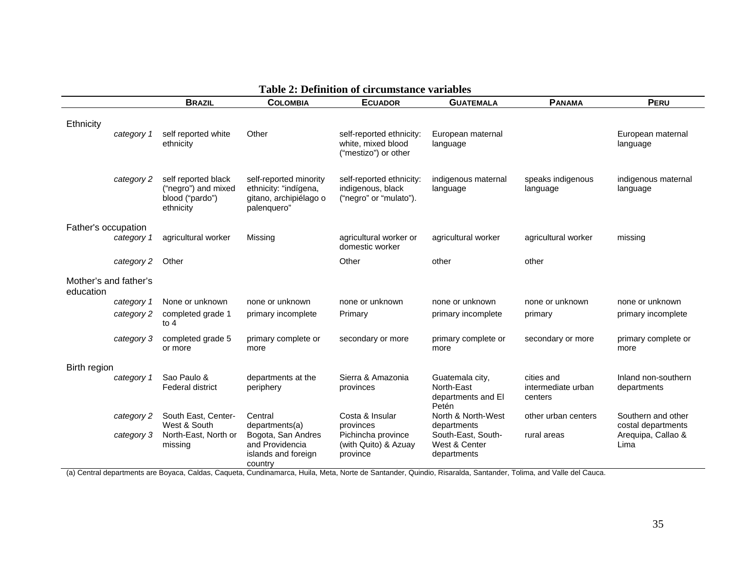**Table 2: Definition of circumstance variables**

| | | BRAZIL | COLOMBIA | ECUADOR | GUATEMALA | PANAMA | PERU |
|---|---|---|---|---|---|---|---|
| Ethnicity | | | | | | | |
| | *category 1* | self reported white ethnicity | Other | self-reported ethnicity: white, mixed blood (“mestizo”) or other | European maternal language | | European maternal language |
| | *category 2* | self reported black (“negro”) and mixed blood (“pardo”) ethnicity | self-reported minority ethnicity: “indígena, gitano, archipiélago o palenquero” | self-reported ethnicity: indigenous, black (“negro” or “mulato”). | indigenous maternal language | speaks indigenous language | indigenous maternal language |
| Father's occupation | | | | | | | |
| | *category 1* | agricultural worker | Missing | agricultural worker or domestic worker | agricultural worker | agricultural worker | missing |
| | *category 2* | Other | | Other | other | other | |
| Mother’s and father’s education | | | | | | | |
| | *category 1* | None or unknown | none or unknown | none or unknown | none or unknown | none or unknown | none or unknown |
| | *category 2* | completed grade 1 to 4 | primary incomplete | Primary | primary incomplete | primary | primary incomplete |
| | *category 3* | completed grade 5 or more | primary complete or more | secondary or more | primary complete or more | secondary or more | primary complete or more |
| Birth region | | | | | | | |
| | *category 1* | Sao Paulo & Federal district | departments at the periphery | Sierra & Amazonia provinces | Guatemala city, North-East departments and El Petén | cities and intermediate urban centers | Inland non-southern departments |
| | *category 2* | South East, Center-West & South | Central departments(a) | Costa & Insular provinces | North & North-West departments | other urban centers | Southern and other costal departments |
| | *category 3* | North-East, North or missing | Bogota, San Andres and Providencia islands and foreign country | Pichincha province (with Quito) & Azuay province | South-East, South-West & Center departments | rural areas | Arequipa, Callao & Lima |

(a) Central departments are Boyaca, Caldas, Caqueta, Cundinamarca, Huila, Meta, Norte de Santander, Quindio, Risaralda, Santander, Tolima, and Valle del Cauca.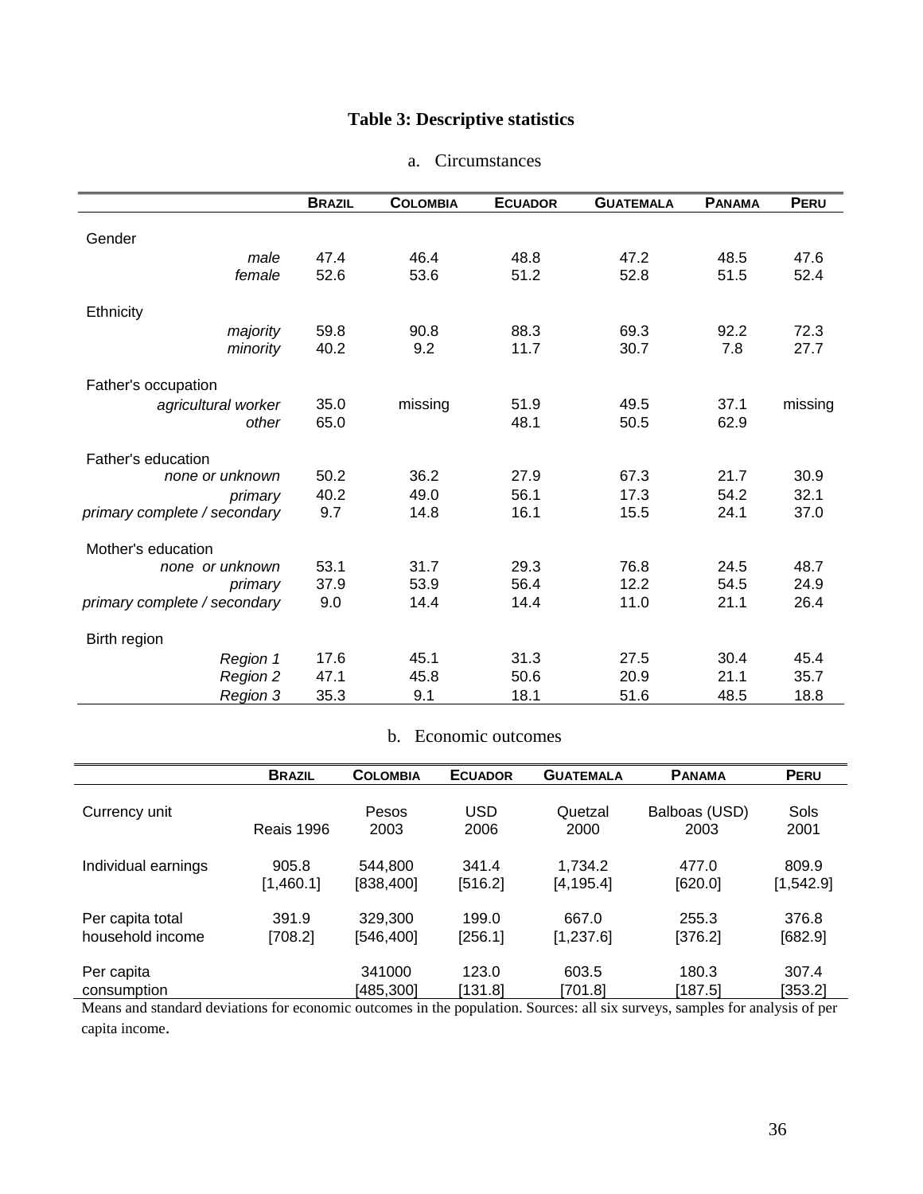**Table 3: Descriptive statistics**

a. Circumstances

| | BRAZIL | COLOMBIA | ECUADOR | GUATEMALA | PANAMA | PERU |
|---|---|---|---|---|---|---|
| Gender | | | | | | |
| *male* | 47.4 | 46.4 | 48.8 | 47.2 | 48.5 | 47.6 |
| *female* | 52.6 | 53.6 | 51.2 | 52.8 | 51.5 | 52.4 |
| Ethnicity | | | | | | |
| *majority* | 59.8 | 90.8 | 88.3 | 69.3 | 92.2 | 72.3 |
| *minority* | 40.2 | 9.2 | 11.7 | 30.7 | 7.8 | 27.7 |
| Father's occupation | | | | | | |
| *agricultural worker* | 35.0 | missing | 51.9 | 49.5 | 37.1 | missing |
| *other* | 65.0 | | 48.1 | 50.5 | 62.9 | |
| Father's education | | | | | | |
| *none or unknown* | 50.2 | 36.2 | 27.9 | 67.3 | 21.7 | 30.9 |
| *primary* | 40.2 | 49.0 | 56.1 | 17.3 | 54.2 | 32.1 |
| *primary complete / secondary* | 9.7 | 14.8 | 16.1 | 15.5 | 24.1 | 37.0 |
| Mother's education | | | | | | |
| *none or unknown* | 53.1 | 31.7 | 29.3 | 76.8 | 24.5 | 48.7 |
| *primary* | 37.9 | 53.9 | 56.4 | 12.2 | 54.5 | 24.9 |
| *primary complete / secondary* | 9.0 | 14.4 | 14.4 | 11.0 | 21.1 | 26.4 |
| Birth region | | | | | | |
| *Region 1* | 17.6 | 45.1 | 31.3 | 27.5 | 30.4 | 45.4 |
| *Region 2* | 47.1 | 45.8 | 50.6 | 20.9 | 21.1 | 35.7 |
| *Region 3* | 35.3 | 9.1 | 18.1 | 51.6 | 48.5 | 18.8 |

b. Economic outcomes

| | BRAZIL | COLOMBIA | ECUADOR | GUATEMALA | PANAMA | PERU |
|---|---|---|---|---|---|---|
| Currency unit | Reais 1996 | Pesos 2003 | USD 2006 | Quetzal 2000 | Balboas (USD) 2003 | Sols 2001 |
| Individual earnings | 905.8 [1,460.1] | 544,800 [838,400] | 341.4 [516.2] | 1,734.2 [4,195.4] | 477.0 [620.0] | 809.9 [1,542.9] |
| Per capita total household income | 391.9 [708.2] | 329,300 [546,400] | 199.0 [256.1] | 667.0 [1,237.6] | 255.3 [376.2] | 376.8 [682.9] |
| Per capita consumption | | 341000 [485,300] | 123.0 [131.8] | 603.5 [701.8] | 180.3 [187.5] | 307.4 [353.2] |

Means and standard deviations for economic outcomes in the population. Sources: all six surveys, samples for analysis of per capita income.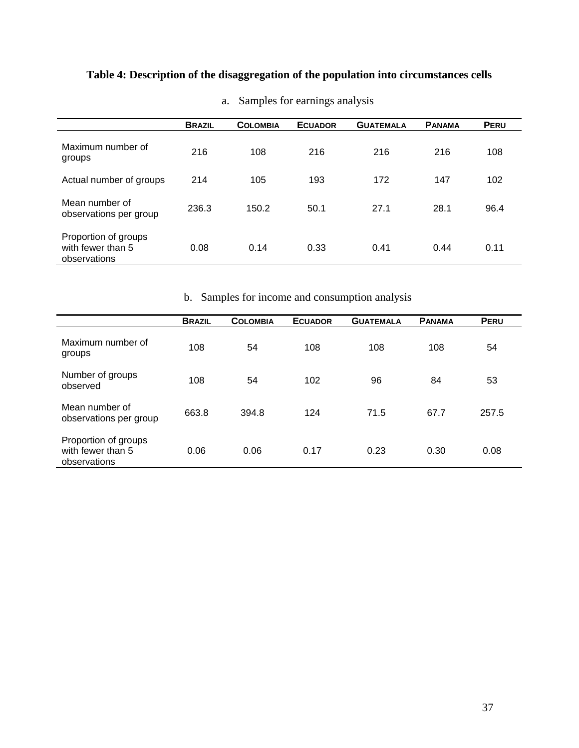**Table 4: Description of the disaggregation of the population into circumstances cells**

a. Samples for earnings analysis

| | Brazil | Colombia | Ecuador | Guatemala | Panama | Peru |
|---|---|---|---|---|---|---|
| Maximum number of groups | 216 | 108 | 216 | 216 | 216 | 108 |
| Actual number of groups | 214 | 105 | 193 | 172 | 147 | 102 |
| Mean number of observations per group | 236.3 | 150.2 | 50.1 | 27.1 | 28.1 | 96.4 |
| Proportion of groups with fewer than 5 observations | 0.08 | 0.14 | 0.33 | 0.41 | 0.44 | 0.11 |

b. Samples for income and consumption analysis

| | Brazil | Colombia | Ecuador | Guatemala | Panama | Peru |
|---|---|---|---|---|---|---|
| Maximum number of groups | 108 | 54 | 108 | 108 | 108 | 54 |
| Number of groups observed | 108 | 54 | 102 | 96 | 84 | 53 |
| Mean number of observations per group | 663.8 | 394.8 | 124 | 71.5 | 67.7 | 257.5 |
| Proportion of groups with fewer than 5 observations | 0.06 | 0.06 | 0.17 | 0.23 | 0.30 | 0.08 |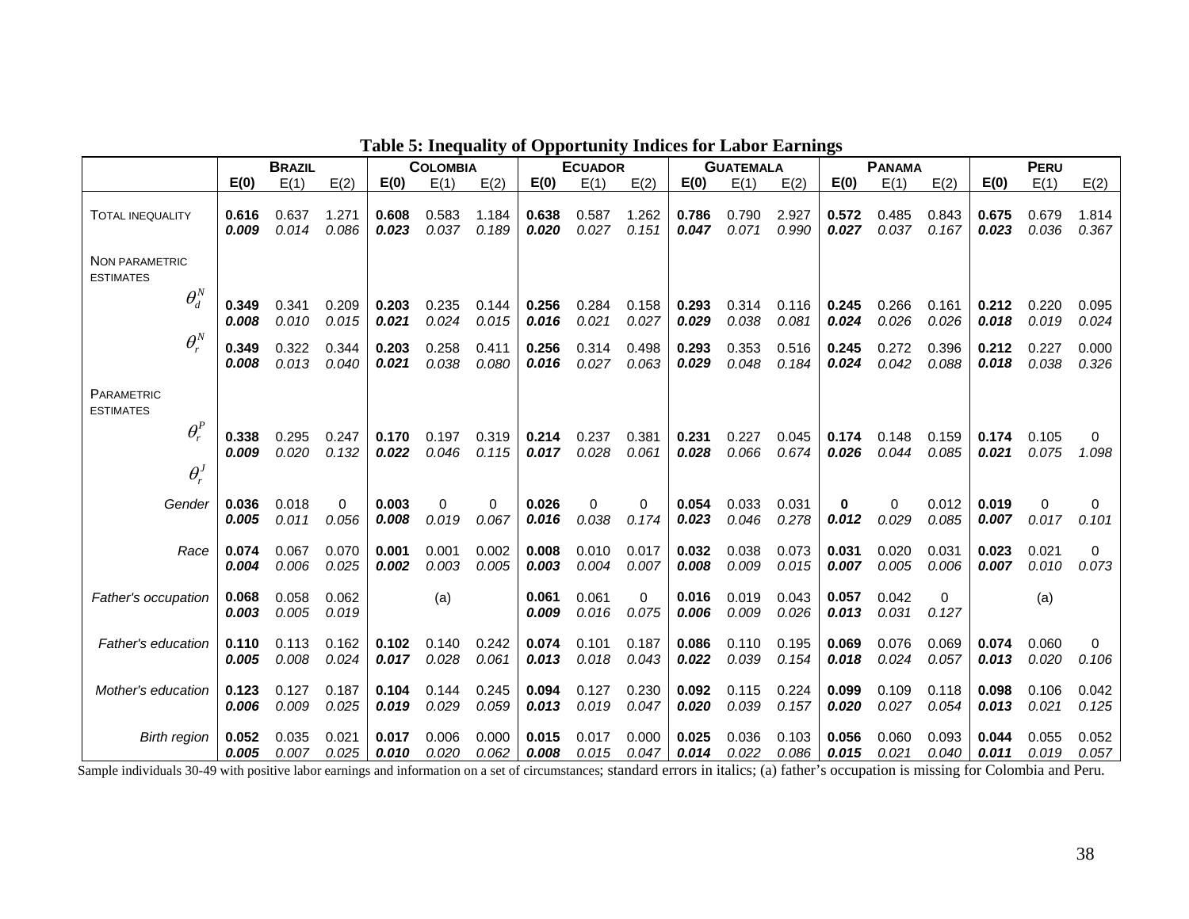**Table 5: Inequality of Opportunity Indices for Labor Earnings**

| | Brazil | | | Colombia | | | Ecuador | | | Guatemala | | | Panama | | | Peru | | |
|---|---|---|---|---|---|---|---|---|---|---|---|---|---|---|---|---|---|---|
| | **E(0)** | E(1) | E(2) | **E(0)** | E(1) | E(2) | **E(0)** | E(1) | E(2) | **E(0)** | E(1) | E(2) | **E(0)** | E(1) | E(2) | **E(0)** | E(1) | E(2) |
| Total inequality | **0.616** | 0.637 | 1.271 | **0.608** | 0.583 | 1.184 | **0.638** | 0.587 | 1.262 | **0.786** | 0.790 | 2.927 | **0.572** | 0.485 | 0.843 | **0.675** | 0.679 | 1.814 |
| | ***0.009*** | *0.014* | *0.086* | ***0.023*** | *0.037* | *0.189* | ***0.020*** | *0.027* | *0.151* | ***0.047*** | *0.071* | *0.990* | ***0.027*** | *0.037* | *0.167* | ***0.023*** | *0.036* | *0.367* |
| Non parametric estimates | | | | | | | | | | | | | | | | | | |
| $\theta_d^N$ | **0.349** | 0.341 | 0.209 | **0.203** | 0.235 | 0.144 | **0.256** | 0.284 | 0.158 | **0.293** | 0.314 | 0.116 | **0.245** | 0.266 | 0.161 | **0.212** | 0.220 | 0.095 |
| | ***0.008*** | *0.010* | *0.015* | ***0.021*** | *0.024* | *0.015* | ***0.016*** | *0.021* | *0.027* | ***0.029*** | *0.038* | *0.081* | ***0.024*** | *0.026* | *0.026* | ***0.018*** | *0.019* | *0.024* |
| $\theta_r^N$ | **0.349** | 0.322 | 0.344 | **0.203** | 0.258 | 0.411 | **0.256** | 0.314 | 0.498 | **0.293** | 0.353 | 0.516 | **0.245** | 0.272 | 0.396 | **0.212** | 0.227 | 0.000 |
| | ***0.008*** | *0.013* | *0.040* | ***0.021*** | *0.038* | *0.080* | ***0.016*** | *0.027* | *0.063* | ***0.029*** | *0.048* | *0.184* | ***0.024*** | *0.042* | *0.088* | ***0.018*** | *0.038* | *0.326* |
| Parametric estimates | | | | | | | | | | | | | | | | | | |
| $\theta_r^P$ | **0.338** | 0.295 | 0.247 | **0.170** | 0.197 | 0.319 | **0.214** | 0.237 | 0.381 | **0.231** | 0.227 | 0.045 | **0.174** | 0.148 | 0.159 | **0.174** | 0.105 | 0 |
| | ***0.009*** | *0.020* | *0.132* | ***0.022*** | *0.046* | *0.115* | ***0.017*** | *0.028* | *0.061* | ***0.028*** | *0.066* | *0.674* | ***0.026*** | *0.044* | *0.085* | ***0.021*** | *0.075* | *1.098* |
| $\theta_r^J$ | | | | | | | | | | | | | | | | | | |
| *Gender* | **0.036** | 0.018 | 0 | **0.003** | 0 | 0 | **0.026** | 0 | 0 | **0.054** | 0.033 | 0.031 | **0** | 0 | 0.012 | **0.019** | 0 | 0 |
| | ***0.005*** | *0.011* | *0.056* | ***0.008*** | *0.019* | *0.067* | ***0.016*** | *0.038* | *0.174* | ***0.023*** | *0.046* | *0.278* | ***0.012*** | *0.029* | *0.085* | ***0.007*** | *0.017* | *0.101* |
| *Race* | **0.074** | 0.067 | 0.070 | **0.001** | 0.001 | 0.002 | **0.008** | 0.010 | 0.017 | **0.032** | 0.038 | 0.073 | **0.031** | 0.020 | 0.031 | **0.023** | 0.021 | 0 |
| | ***0.004*** | *0.006* | *0.025* | ***0.002*** | *0.003* | *0.005* | ***0.003*** | *0.004* | *0.007* | ***0.008*** | *0.009* | *0.015* | ***0.007*** | *0.005* | *0.006* | ***0.007*** | *0.010* | *0.073* |
| *Father's occupation* | **0.068** | 0.058 | 0.062 | | (a) | | **0.061** | 0.061 | 0 | **0.016** | 0.019 | 0.043 | **0.057** | 0.042 | 0 | | (a) | |
| | ***0.003*** | *0.005* | *0.019* | | | | ***0.009*** | *0.016* | *0.075* | ***0.006*** | *0.009* | *0.026* | ***0.013*** | *0.031* | *0.127* | | | |
| *Father's education* | **0.110** | 0.113 | 0.162 | **0.102** | 0.140 | 0.242 | **0.074** | 0.101 | 0.187 | **0.086** | 0.110 | 0.195 | **0.069** | 0.076 | 0.069 | **0.074** | 0.060 | 0 |
| | ***0.005*** | *0.008* | *0.024* | ***0.017*** | *0.028* | *0.061* | ***0.013*** | *0.018* | *0.043* | ***0.022*** | *0.039* | *0.154* | ***0.018*** | *0.024* | *0.057* | ***0.013*** | *0.020* | *0.106* |
| *Mother's education* | **0.123** | 0.127 | 0.187 | **0.104** | 0.144 | 0.245 | **0.094** | 0.127 | 0.230 | **0.092** | 0.115 | 0.224 | **0.099** | 0.109 | 0.118 | **0.098** | 0.106 | 0.042 |
| | ***0.006*** | *0.009* | *0.025* | ***0.019*** | *0.029* | *0.059* | ***0.013*** | *0.019* | *0.047* | ***0.020*** | *0.039* | *0.157* | ***0.020*** | *0.027* | *0.054* | ***0.013*** | *0.021* | *0.125* |
| *Birth region* | **0.052** | 0.035 | 0.021 | **0.017** | 0.006 | 0.000 | **0.015** | 0.017 | 0.000 | **0.025** | 0.036 | 0.103 | **0.056** | 0.060 | 0.093 | **0.044** | 0.055 | 0.052 |
| | ***0.005*** | *0.007* | *0.025* | ***0.010*** | *0.020* | *0.062* | ***0.008*** | *0.015* | *0.047* | ***0.014*** | *0.022* | *0.086* | ***0.015*** | *0.021* | *0.040* | ***0.011*** | *0.019* | *0.057* |

Sample individuals 30-49 with positive labor earnings and information on a set of circumstances; standard errors in italics; (a) father's occupation is missing for Colombia and Peru.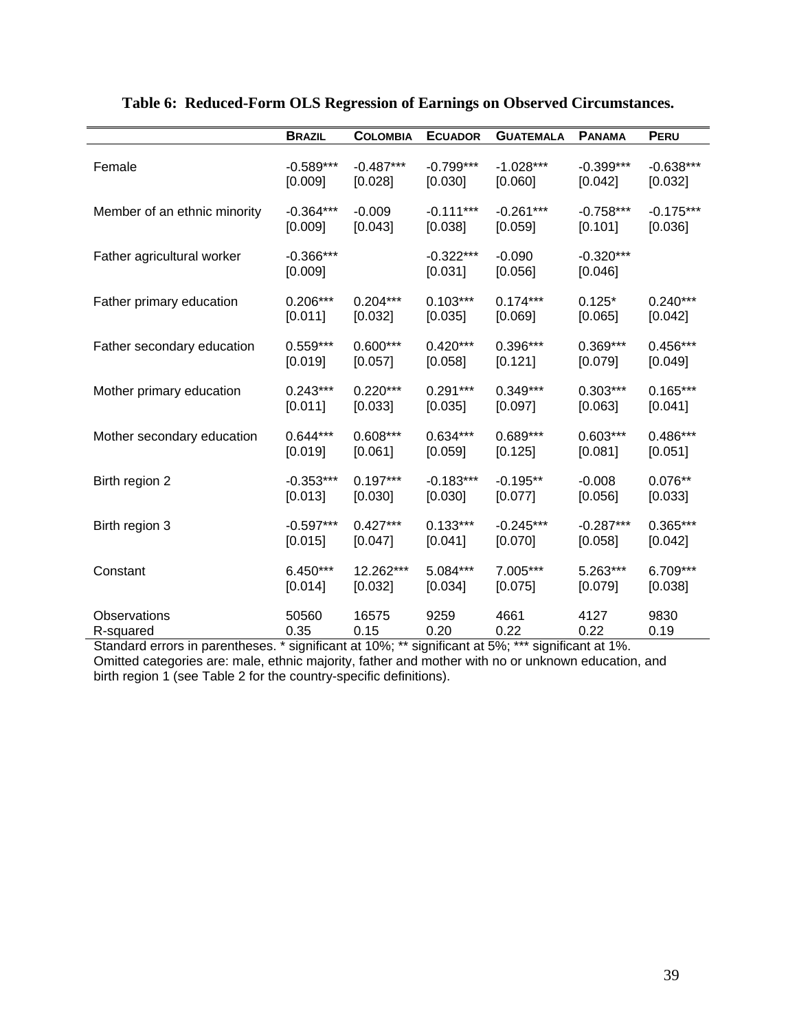**Table 6: Reduced-Form OLS Regression of Earnings on Observed Circumstances.**

| | BRAZIL | COLOMBIA | ECUADOR | GUATEMALA | PANAMA | PERU |
|---|---|---|---|---|---|---|
| Female | -0.589*** | -0.487*** | -0.799*** | -1.028*** | -0.399*** | -0.638*** |
| | [0.009] | [0.028] | [0.030] | [0.060] | [0.042] | [0.032] |
| Member of an ethnic minority | -0.364*** | -0.009 | -0.111*** | -0.261*** | -0.758*** | -0.175*** |
| | [0.009] | [0.043] | [0.038] | [0.059] | [0.101] | [0.036] |
| Father agricultural worker | -0.366*** | | -0.322*** | -0.090 | -0.320*** | |
| | [0.009] | | [0.031] | [0.056] | [0.046] | |
| Father primary education | 0.206*** | 0.204*** | 0.103*** | 0.174*** | 0.125* | 0.240*** |
| | [0.011] | [0.032] | [0.035] | [0.069] | [0.065] | [0.042] |
| Father secondary education | 0.559*** | 0.600*** | 0.420*** | 0.396*** | 0.369*** | 0.456*** |
| | [0.019] | [0.057] | [0.058] | [0.121] | [0.079] | [0.049] |
| Mother primary education | 0.243*** | 0.220*** | 0.291*** | 0.349*** | 0.303*** | 0.165*** |
| | [0.011] | [0.033] | [0.035] | [0.097] | [0.063] | [0.041] |
| Mother secondary education | 0.644*** | 0.608*** | 0.634*** | 0.689*** | 0.603*** | 0.486*** |
| | [0.019] | [0.061] | [0.059] | [0.125] | [0.081] | [0.051] |
| Birth region 2 | -0.353*** | 0.197*** | -0.183*** | -0.195** | -0.008 | 0.076** |
| | [0.013] | [0.030] | [0.030] | [0.077] | [0.056] | [0.033] |
| Birth region 3 | -0.597*** | 0.427*** | 0.133*** | -0.245*** | -0.287*** | 0.365*** |
| | [0.015] | [0.047] | [0.041] | [0.070] | [0.058] | [0.042] |
| Constant | 6.450*** | 12.262*** | 5.084*** | 7.005*** | 5.263*** | 6.709*** |
| | [0.014] | [0.032] | [0.034] | [0.075] | [0.079] | [0.038] |
| Observations | 50560 | 16575 | 9259 | 4661 | 4127 | 9830 |
| R-squared | 0.35 | 0.15 | 0.20 | 0.22 | 0.22 | 0.19 |

Standard errors in parentheses. * significant at 10%; ** significant at 5%; *** significant at 1%.
Omitted categories are: male, ethnic majority, father and mother with no or unknown education, and birth region 1 (see Table 2 for the country-specific definitions).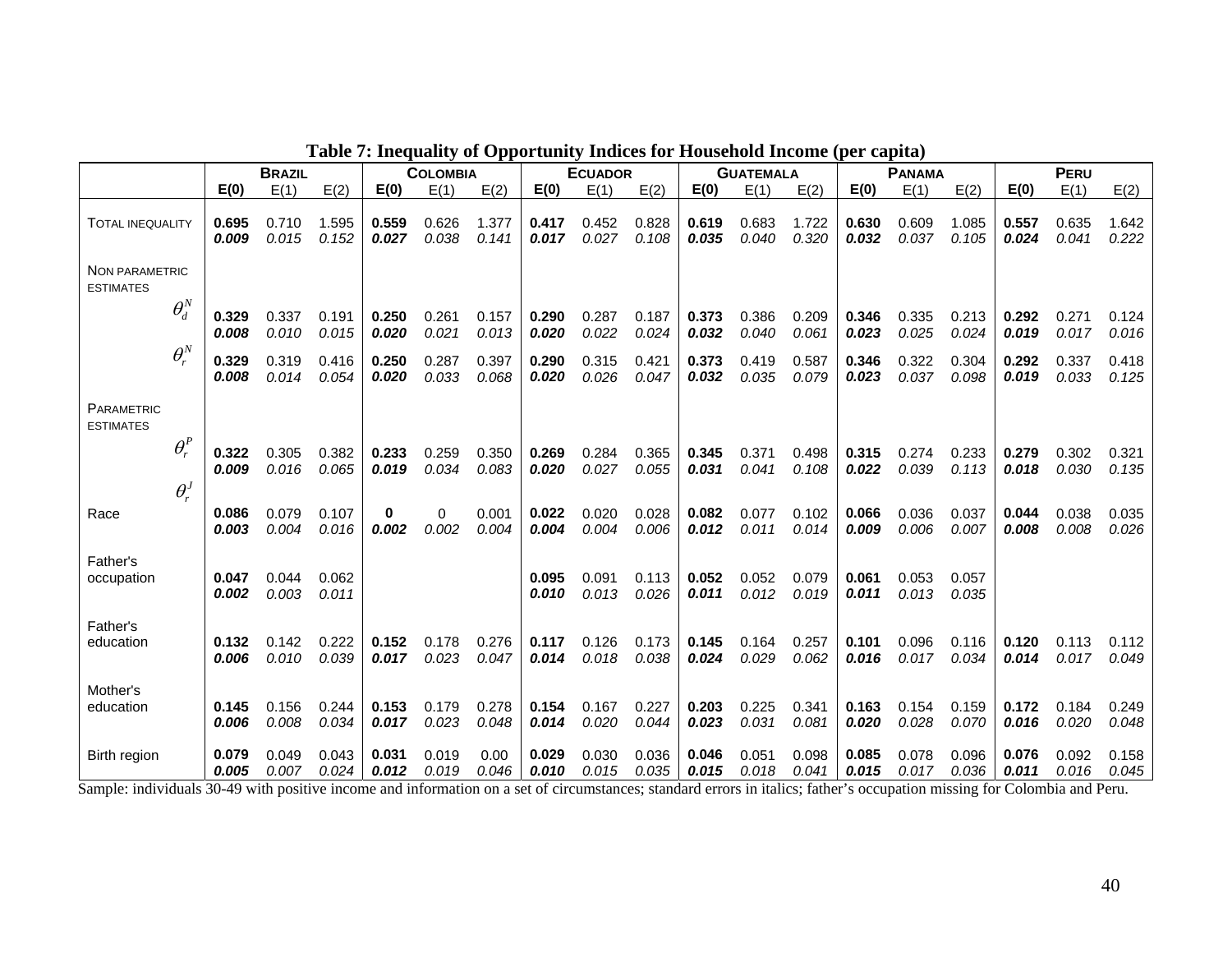**Table 7: Inequality of Opportunity Indices for Household Income (per capita)**

| | **Brazil** | | | **Colombia** | | | **Ecuador** | | | **Guatemala** | | | **Panama** | | | **Peru** | | |
|---|---|---|---|---|---|---|---|---|---|---|---|---|---|---|---|---|---|---|
| | **E(0)** | E(1) | E(2) | **E(0)** | E(1) | E(2) | **E(0)** | E(1) | E(2) | **E(0)** | E(1) | E(2) | **E(0)** | E(1) | E(2) | **E(0)** | E(1) | E(2) |
| Total inequality | **0.695** | 0.710 | 1.595 | **0.559** | 0.626 | 1.377 | **0.417** | 0.452 | 0.828 | **0.619** | 0.683 | 1.722 | **0.630** | 0.609 | 1.085 | **0.557** | 0.635 | 1.642 |
| | ***0.009*** | *0.015* | *0.152* | ***0.027*** | *0.038* | *0.141* | ***0.017*** | *0.027* | *0.108* | ***0.035*** | *0.040* | *0.320* | ***0.032*** | *0.037* | *0.105* | ***0.024*** | *0.041* | *0.222* |
| Non parametric estimates | | | | | | | | | | | | | | | | | | |
| $\theta_d^N$ | **0.329** | 0.337 | 0.191 | **0.250** | 0.261 | 0.157 | **0.290** | 0.287 | 0.187 | **0.373** | 0.386 | 0.209 | **0.346** | 0.335 | 0.213 | **0.292** | 0.271 | 0.124 |
| | ***0.008*** | *0.010* | *0.015* | ***0.020*** | *0.021* | *0.013* | ***0.020*** | *0.022* | *0.024* | ***0.032*** | *0.040* | *0.061* | ***0.023*** | *0.025* | *0.024* | ***0.019*** | *0.017* | *0.016* |
| $\theta_r^N$ | **0.329** | 0.319 | 0.416 | **0.250** | 0.287 | 0.397 | **0.290** | 0.315 | 0.421 | **0.373** | 0.419 | 0.587 | **0.346** | 0.322 | 0.304 | **0.292** | 0.337 | 0.418 |
| | ***0.008*** | *0.014* | *0.054* | ***0.020*** | *0.033* | *0.068* | ***0.020*** | *0.026* | *0.047* | ***0.032*** | *0.035* | *0.079* | ***0.023*** | *0.037* | *0.098* | ***0.019*** | *0.033* | *0.125* |
| Parametric estimates | | | | | | | | | | | | | | | | | | |
| $\theta_r^P$ | **0.322** | 0.305 | 0.382 | **0.233** | 0.259 | 0.350 | **0.269** | 0.284 | 0.365 | **0.345** | 0.371 | 0.498 | **0.315** | 0.274 | 0.233 | **0.279** | 0.302 | 0.321 |
| | ***0.009*** | *0.016* | *0.065* | ***0.019*** | *0.034* | *0.083* | ***0.020*** | *0.027* | *0.055* | ***0.031*** | *0.041* | *0.108* | ***0.022*** | *0.039* | *0.113* | ***0.018*** | *0.030* | *0.135* |
| $\theta_r^J$ | | | | | | | | | | | | | | | | | | |
| Race | **0.086** | 0.079 | 0.107 | **0** | 0 | 0.001 | **0.022** | 0.020 | 0.028 | **0.082** | 0.077 | 0.102 | **0.066** | 0.036 | 0.037 | **0.044** | 0.038 | 0.035 |
| | ***0.003*** | *0.004* | *0.016* | ***0.002*** | *0.002* | *0.004* | ***0.004*** | *0.004* | *0.006* | ***0.012*** | *0.011* | *0.014* | ***0.009*** | *0.006* | *0.007* | ***0.008*** | *0.008* | *0.026* |
| Father's occupation | **0.047** | 0.044 | 0.062 | | | | **0.095** | 0.091 | 0.113 | **0.052** | 0.052 | 0.079 | **0.061** | 0.053 | 0.057 | | | |
| | ***0.002*** | *0.003* | *0.011* | | | | ***0.010*** | *0.013* | *0.026* | ***0.011*** | *0.012* | *0.019* | ***0.011*** | *0.013* | *0.035* | | | |
| Father's education | **0.132** | 0.142 | 0.222 | **0.152** | 0.178 | 0.276 | **0.117** | 0.126 | 0.173 | **0.145** | 0.164 | 0.257 | **0.101** | 0.096 | 0.116 | **0.120** | 0.113 | 0.112 |
| | ***0.006*** | *0.010* | *0.039* | ***0.017*** | *0.023* | *0.047* | ***0.014*** | *0.018* | *0.038* | ***0.024*** | *0.029* | *0.062* | ***0.016*** | *0.017* | *0.034* | ***0.014*** | *0.017* | *0.049* |
| Mother's education | **0.145** | 0.156 | 0.244 | **0.153** | 0.179 | 0.278 | **0.154** | 0.167 | 0.227 | **0.203** | 0.225 | 0.341 | **0.163** | 0.154 | 0.159 | **0.172** | 0.184 | 0.249 |
| | ***0.006*** | *0.008* | *0.034* | ***0.017*** | *0.023* | *0.048* | ***0.014*** | *0.020* | *0.044* | ***0.023*** | *0.031* | *0.081* | ***0.020*** | *0.028* | *0.070* | ***0.016*** | *0.020* | *0.048* |
| Birth region | **0.079** | 0.049 | 0.043 | **0.031** | 0.019 | 0.00 | **0.029** | 0.030 | 0.036 | **0.046** | 0.051 | 0.098 | **0.085** | 0.078 | 0.096 | **0.076** | 0.092 | 0.158 |
| | ***0.005*** | *0.007* | *0.024* | ***0.012*** | *0.019* | *0.046* | ***0.010*** | *0.015* | *0.035* | ***0.015*** | *0.018* | *0.041* | ***0.015*** | *0.017* | *0.036* | ***0.011*** | *0.016* | *0.045* |

Sample: individuals 30-49 with positive income and information on a set of circumstances; standard errors in italics; father's occupation missing for Colombia and Peru.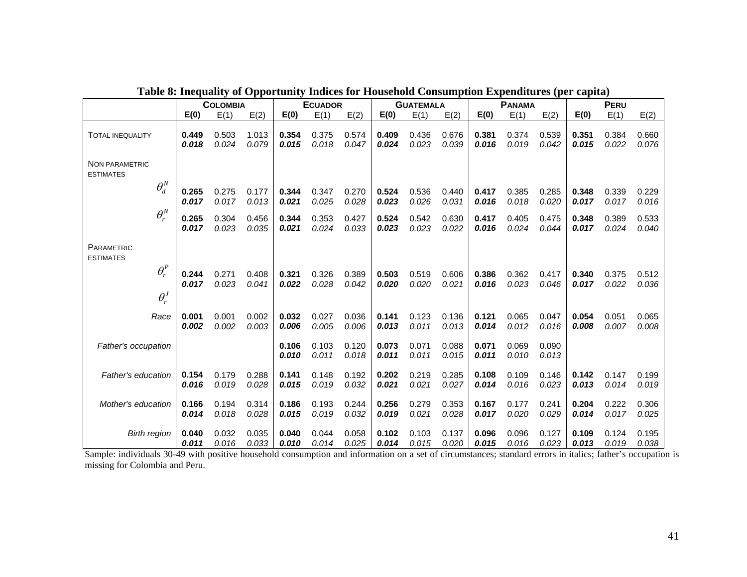**Table 8: Inequality of Opportunity Indices for Household Consumption Expenditures (per capita)**

| | COLOMBIA | | | ECUADOR | | | GUATEMALA | | | PANAMA | | | PERU | | |
|---|---|---|---|---|---|---|---|---|---|---|---|---|---|---|---|
| | **E(0)** | E(1) | E(2) | **E(0)** | E(1) | E(2) | **E(0)** | E(1) | E(2) | **E(0)** | E(1) | E(2) | **E(0)** | E(1) | E(2) |
| TOTAL INEQUALITY | **0.449** | 0.503 | 1.013 | **0.354** | 0.375 | 0.574 | **0.409** | 0.436 | 0.676 | **0.381** | 0.374 | 0.539 | **0.351** | 0.384 | 0.660 |
| | ***0.018*** | *0.024* | *0.079* | ***0.015*** | *0.018* | *0.047* | ***0.024*** | *0.023* | *0.039* | ***0.016*** | *0.019* | *0.042* | ***0.015*** | *0.022* | *0.076* |
| NON PARAMETRIC ESTIMATES | | | | | | | | | | | | | | | |
| $\theta_d^N$ | **0.265** | 0.275 | 0.177 | **0.344** | 0.347 | 0.270 | **0.524** | 0.536 | 0.440 | **0.417** | 0.385 | 0.285 | **0.348** | 0.339 | 0.229 |
| | ***0.017*** | *0.017* | *0.013* | ***0.021*** | *0.025* | *0.028* | ***0.023*** | *0.026* | *0.031* | ***0.016*** | *0.018* | *0.020* | ***0.017*** | *0.017* | *0.016* |
| $\theta_r^N$ | **0.265** | 0.304 | 0.456 | **0.344** | 0.353 | 0.427 | **0.524** | 0.542 | 0.630 | **0.417** | 0.405 | 0.475 | **0.348** | 0.389 | 0.533 |
| | ***0.017*** | *0.023* | *0.035* | ***0.021*** | *0.024* | *0.033* | ***0.023*** | *0.023* | *0.022* | ***0.016*** | *0.024* | *0.044* | ***0.017*** | *0.024* | *0.040* |
| PARAMETRIC ESTIMATES | | | | | | | | | | | | | | | |
| $\theta_r^P$ | **0.244** | 0.271 | 0.408 | **0.321** | 0.326 | 0.389 | **0.503** | 0.519 | 0.606 | **0.386** | 0.362 | 0.417 | **0.340** | 0.375 | 0.512 |
| | ***0.017*** | *0.023* | *0.041* | ***0.022*** | *0.028* | *0.042* | ***0.020*** | *0.020* | *0.021* | ***0.016*** | *0.023* | *0.046* | ***0.017*** | *0.022* | *0.036* |
| $\theta_r^J$ | | | | | | | | | | | | | | | |
| *Race* | **0.001** | 0.001 | 0.002 | **0.032** | 0.027 | 0.036 | **0.141** | 0.123 | 0.136 | **0.121** | 0.065 | 0.047 | **0.054** | 0.051 | 0.065 |
| | ***0.002*** | *0.002* | *0.003* | ***0.006*** | *0.005* | *0.006* | ***0.013*** | *0.011* | *0.013* | ***0.014*** | *0.012* | *0.016* | ***0.008*** | *0.007* | *0.008* |
| *Father's occupation* | | | | **0.106** | 0.103 | 0.120 | **0.073** | 0.071 | 0.088 | **0.071** | 0.069 | 0.090 | | | |
| | | | | ***0.010*** | *0.011* | *0.018* | ***0.011*** | *0.011* | *0.015* | ***0.011*** | *0.010* | *0.013* | | | |
| *Father's education* | **0.154** | 0.179 | 0.288 | **0.141** | 0.148 | 0.192 | **0.202** | 0.219 | 0.285 | **0.108** | 0.109 | 0.146 | **0.142** | 0.147 | 0.199 |
| | ***0.016*** | *0.019* | *0.028* | ***0.015*** | *0.019* | *0.032* | ***0.021*** | *0.021* | *0.027* | ***0.014*** | *0.016* | *0.023* | ***0.013*** | *0.014* | *0.019* |
| *Mother's education* | **0.166** | 0.194 | 0.314 | **0.186** | 0.193 | 0.244 | **0.256** | 0.279 | 0.353 | **0.167** | 0.177 | 0.241 | **0.204** | 0.222 | 0.306 |
| | ***0.014*** | *0.018* | *0.028* | ***0.015*** | *0.019* | *0.032* | ***0.019*** | *0.021* | *0.028* | ***0.017*** | *0.020* | *0.029* | ***0.014*** | *0.017* | *0.025* |
| *Birth region* | **0.040** | 0.032 | 0.035 | **0.040** | 0.044 | 0.058 | **0.102** | 0.103 | 0.137 | **0.096** | 0.096 | 0.127 | **0.109** | 0.124 | 0.195 |
| | ***0.011*** | *0.016* | *0.033* | ***0.010*** | *0.014* | *0.025* | ***0.014*** | *0.015* | *0.020* | ***0.015*** | *0.016* | *0.023* | ***0.013*** | *0.019* | *0.038* |

Sample: individuals 30-49 with positive household consumption and information on a set of circumstances; standard errors in italics; father's occupation is missing for Colombia and Peru.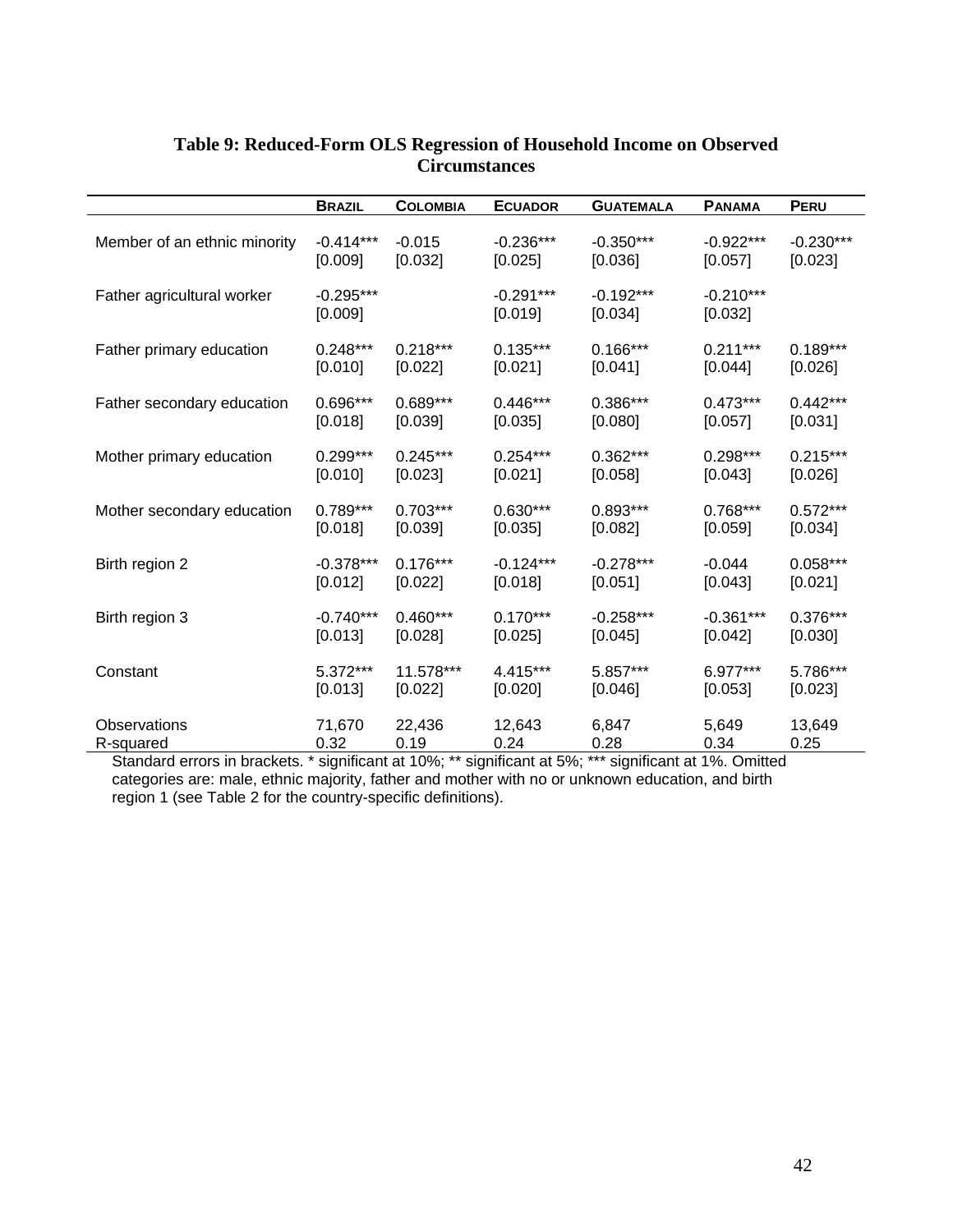**Table 9: Reduced-Form OLS Regression of Household Income on Observed Circumstances**

| | BRAZIL | COLOMBIA | ECUADOR | GUATEMALA | PANAMA | PERU |
|---|---|---|---|---|---|---|
| Member of an ethnic minority | -0.414*** | -0.015 | -0.236*** | -0.350*** | -0.922*** | -0.230*** |
| | [0.009] | [0.032] | [0.025] | [0.036] | [0.057] | [0.023] |
| Father agricultural worker | -0.295*** | | -0.291*** | -0.192*** | -0.210*** | |
| | [0.009] | | [0.019] | [0.034] | [0.032] | |
| Father primary education | 0.248*** | 0.218*** | 0.135*** | 0.166*** | 0.211*** | 0.189*** |
| | [0.010] | [0.022] | [0.021] | [0.041] | [0.044] | [0.026] |
| Father secondary education | 0.696*** | 0.689*** | 0.446*** | 0.386*** | 0.473*** | 0.442*** |
| | [0.018] | [0.039] | [0.035] | [0.080] | [0.057] | [0.031] |
| Mother primary education | 0.299*** | 0.245*** | 0.254*** | 0.362*** | 0.298*** | 0.215*** |
| | [0.010] | [0.023] | [0.021] | [0.058] | [0.043] | [0.026] |
| Mother secondary education | 0.789*** | 0.703*** | 0.630*** | 0.893*** | 0.768*** | 0.572*** |
| | [0.018] | [0.039] | [0.035] | [0.082] | [0.059] | [0.034] |
| Birth region 2 | -0.378*** | 0.176*** | -0.124*** | -0.278*** | -0.044 | 0.058*** |
| | [0.012] | [0.022] | [0.018] | [0.051] | [0.043] | [0.021] |
| Birth region 3 | -0.740*** | 0.460*** | 0.170*** | -0.258*** | -0.361*** | 0.376*** |
| | [0.013] | [0.028] | [0.025] | [0.045] | [0.042] | [0.030] |
| Constant | 5.372*** | 11.578*** | 4.415*** | 5.857*** | 6.977*** | 5.786*** |
| | [0.013] | [0.022] | [0.020] | [0.046] | [0.053] | [0.023] |
| Observations | 71,670 | 22,436 | 12,643 | 6,847 | 5,649 | 13,649 |
| R-squared | 0.32 | 0.19 | 0.24 | 0.28 | 0.34 | 0.25 |

Standard errors in brackets. * significant at 10%; ** significant at 5%; *** significant at 1%. Omitted categories are: male, ethnic majority, father and mother with no or unknown education, and birth region 1 (see Table 2 for the country-specific definitions).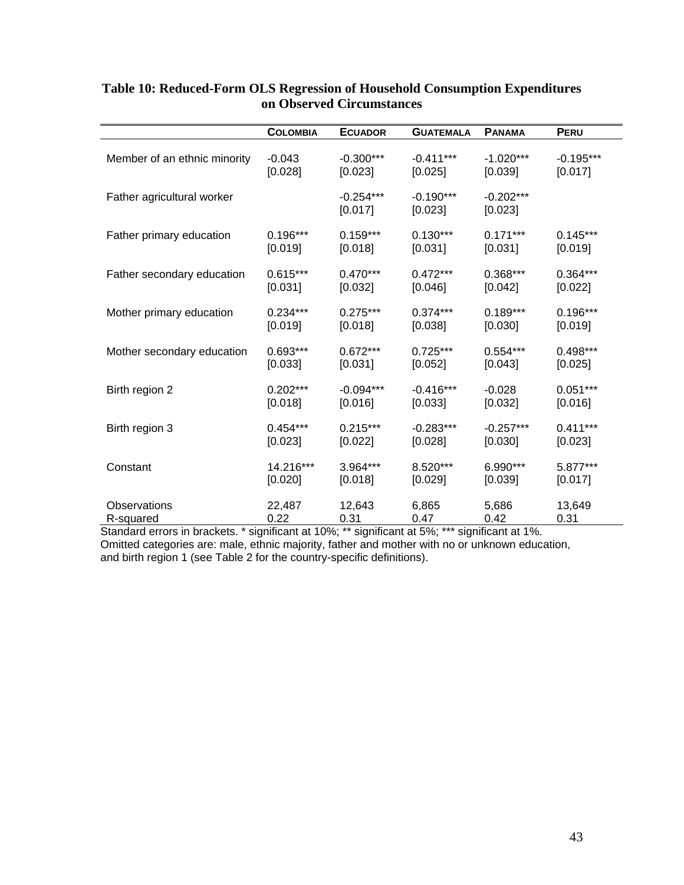**Table 10: Reduced-Form OLS Regression of Household Consumption Expenditures on Observed Circumstances**

| | COLOMBIA | ECUADOR | GUATEMALA | PANAMA | PERU |
|---|---|---|---|---|---|
| Member of an ethnic minority | -0.043 | -0.300*** | -0.411*** | -1.020*** | -0.195*** |
| | [0.028] | [0.023] | [0.025] | [0.039] | [0.017] |
| Father agricultural worker | | -0.254*** | -0.190*** | -0.202*** | |
| | | [0.017] | [0.023] | [0.023] | |
| Father primary education | 0.196*** | 0.159*** | 0.130*** | 0.171*** | 0.145*** |
| | [0.019] | [0.018] | [0.031] | [0.031] | [0.019] |
| Father secondary education | 0.615*** | 0.470*** | 0.472*** | 0.368*** | 0.364*** |
| | [0.031] | [0.032] | [0.046] | [0.042] | [0.022] |
| Mother primary education | 0.234*** | 0.275*** | 0.374*** | 0.189*** | 0.196*** |
| | [0.019] | [0.018] | [0.038] | [0.030] | [0.019] |
| Mother secondary education | 0.693*** | 0.672*** | 0.725*** | 0.554*** | 0.498*** |
| | [0.033] | [0.031] | [0.052] | [0.043] | [0.025] |
| Birth region 2 | 0.202*** | -0.094*** | -0.416*** | -0.028 | 0.051*** |
| | [0.018] | [0.016] | [0.033] | [0.032] | [0.016] |
| Birth region 3 | 0.454*** | 0.215*** | -0.283*** | -0.257*** | 0.411*** |
| | [0.023] | [0.022] | [0.028] | [0.030] | [0.023] |
| Constant | 14.216*** | 3.964*** | 8.520*** | 6.990*** | 5.877*** |
| | [0.020] | [0.018] | [0.029] | [0.039] | [0.017] |
| Observations | 22,487 | 12,643 | 6,865 | 5,686 | 13,649 |
| R-squared | 0.22 | 0.31 | 0.47 | 0.42 | 0.31 |

Standard errors in brackets. * significant at 10%; ** significant at 5%; *** significant at 1%.
Omitted categories are: male, ethnic majority, father and mother with no or unknown education, and birth region 1 (see Table 2 for the country-specific definitions).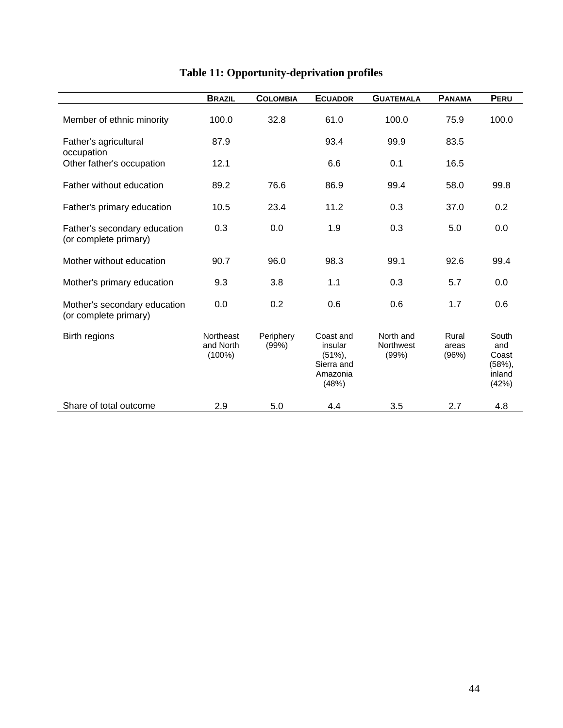**Table 11: Opportunity-deprivation profiles**

| | BRAZIL | COLOMBIA | ECUADOR | GUATEMALA | PANAMA | PERU |
|---|---|---|---|---|---|---|
| Member of ethnic minority | 100.0 | 32.8 | 61.0 | 100.0 | 75.9 | 100.0 |
| Father's agricultural occupation | 87.9 | | 93.4 | 99.9 | 83.5 | |
| Other father's occupation | 12.1 | | 6.6 | 0.1 | 16.5 | |
| Father without education | 89.2 | 76.6 | 86.9 | 99.4 | 58.0 | 99.8 |
| Father's primary education | 10.5 | 23.4 | 11.2 | 0.3 | 37.0 | 0.2 |
| Father's secondary education (or complete primary) | 0.3 | 0.0 | 1.9 | 0.3 | 5.0 | 0.0 |
| Mother without education | 90.7 | 96.0 | 98.3 | 99.1 | 92.6 | 99.4 |
| Mother's primary education | 9.3 | 3.8 | 1.1 | 0.3 | 5.7 | 0.0 |
| Mother's secondary education (or complete primary) | 0.0 | 0.2 | 0.6 | 0.6 | 1.7 | 0.6 |
| Birth regions | Northeast and North (100%) | Periphery (99%) | Coast and insular (51%), Sierra and Amazonia (48%) | North and Northwest (99%) | Rural areas (96%) | South and Coast (58%), inland (42%) |
| Share of total outcome | 2.9 | 5.0 | 4.4 | 3.5 | 2.7 | 4.8 |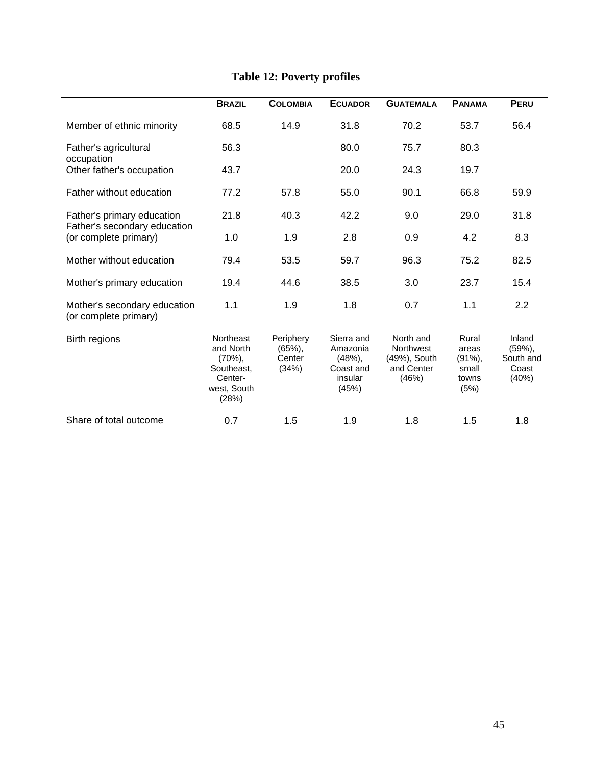**Table 12: Poverty profiles**

| | BRAZIL | COLOMBIA | ECUADOR | GUATEMALA | PANAMA | PERU |
|---|---|---|---|---|---|---|
| Member of ethnic minority | 68.5 | 14.9 | 31.8 | 70.2 | 53.7 | 56.4 |
| Father's agricultural occupation | 56.3 | | 80.0 | 75.7 | 80.3 | |
| Other father's occupation | 43.7 | | 20.0 | 24.3 | 19.7 | |
| Father without education | 77.2 | 57.8 | 55.0 | 90.1 | 66.8 | 59.9 |
| Father's primary education | 21.8 | 40.3 | 42.2 | 9.0 | 29.0 | 31.8 |
| Father's secondary education (or complete primary) | 1.0 | 1.9 | 2.8 | 0.9 | 4.2 | 8.3 |
| Mother without education | 79.4 | 53.5 | 59.7 | 96.3 | 75.2 | 82.5 |
| Mother's primary education | 19.4 | 44.6 | 38.5 | 3.0 | 23.7 | 15.4 |
| Mother's secondary education (or complete primary) | 1.1 | 1.9 | 1.8 | 0.7 | 1.1 | 2.2 |
| Birth regions | Northeast and North (70%), Southeast, Center-west, South (28%) | Periphery (65%), Center (34%) | Sierra and Amazonia (48%), Coast and insular (45%) | North and Northwest (49%), South and Center (46%) | Rural areas (91%), small towns (5%) | Inland (59%), South and Coast (40%) |
| Share of total outcome | 0.7 | 1.5 | 1.9 | 1.8 | 1.5 | 1.8 |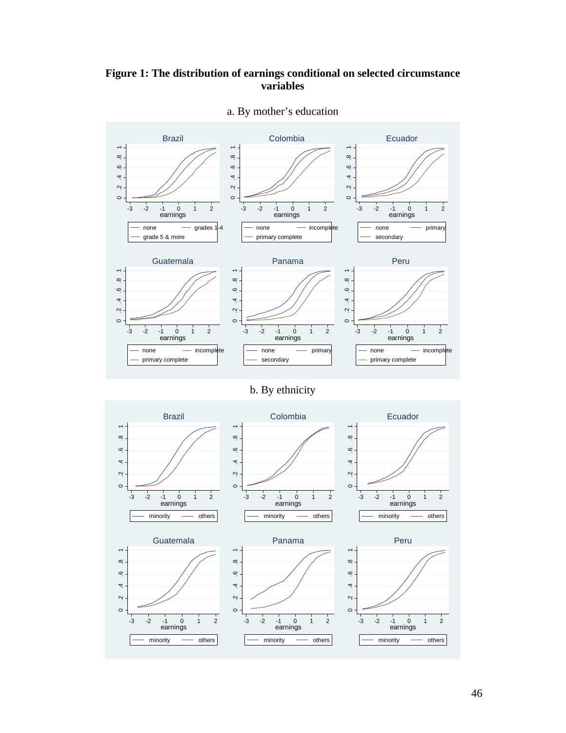**Figure 1: The distribution of earnings conditional on selected circumstance variables**

a. By mother's education

b. By ethnicity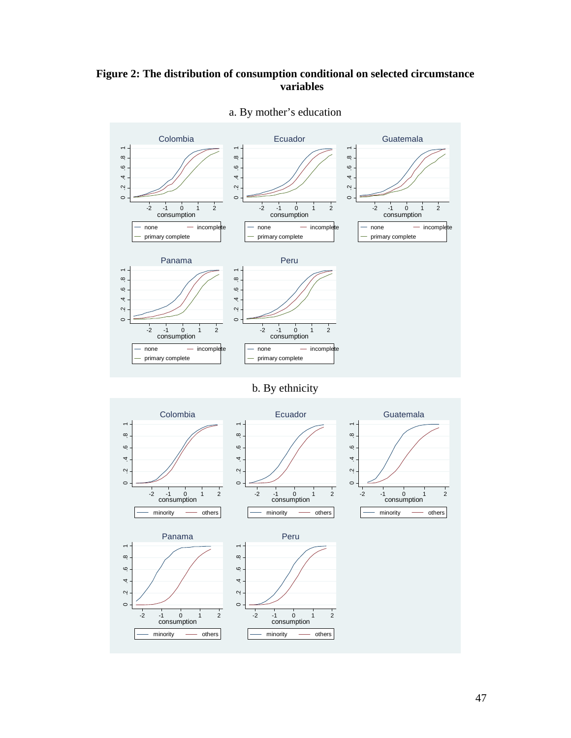**Figure 2: The distribution of consumption conditional on selected circumstance variables**

a. By mother's education

Colombia

consumption

— none — incomplete
— primary complete

Ecuador

consumption

— none — incomplete
— primary complete

Guatemala

consumption

— none — incomplete
— primary complete

Panama

consumption

— none — incomplete
— primary complete

Peru

consumption

— none — incomplete
— primary complete

b. By ethnicity

Colombia

consumption

— minority — others

Ecuador

consumption

— minority — others

Guatemala

consumption

— minority — others

Panama

consumption

— minority — others

Peru

consumption

— minority — others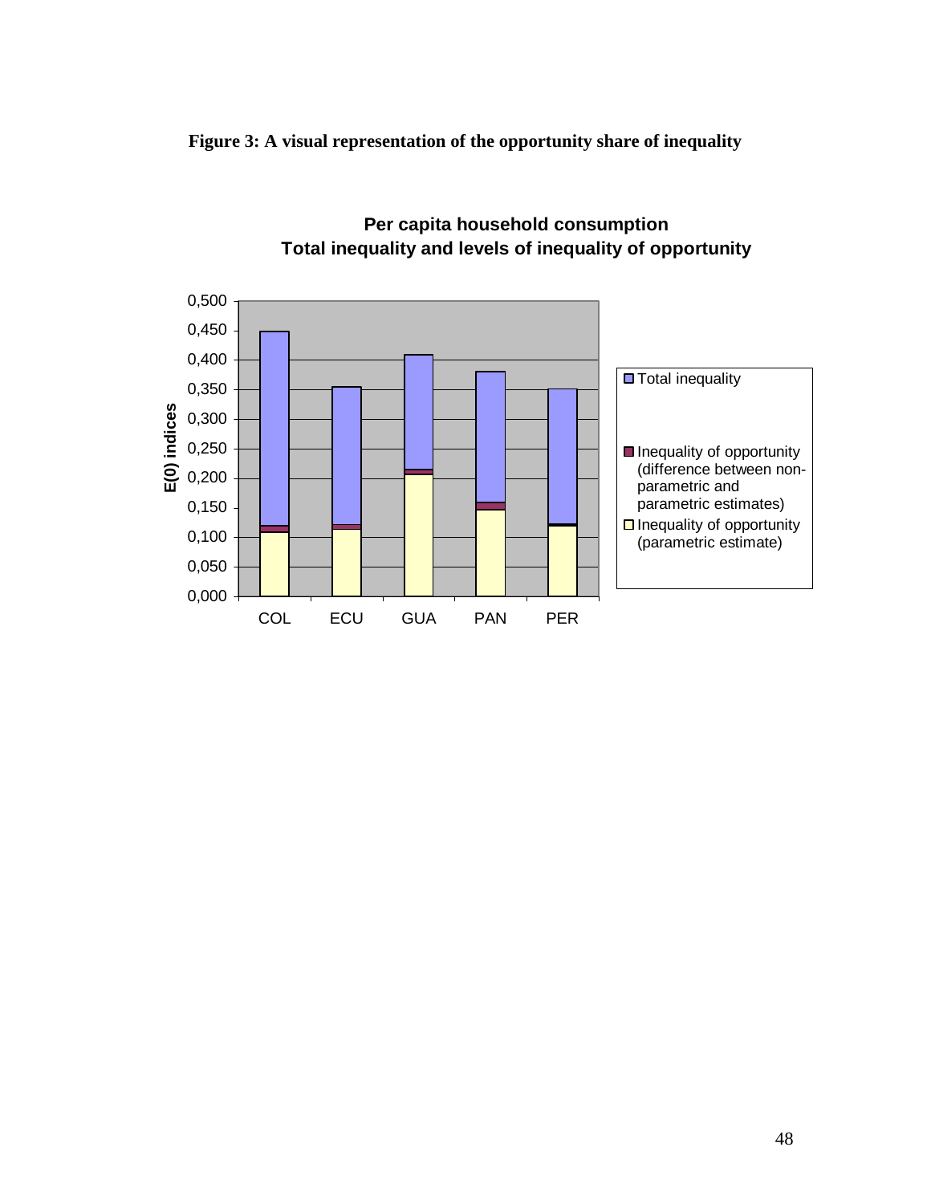**Figure 3: A visual representation of the opportunity share of inequality**

**Per capita household consumption**
**Total inequality and levels of inequality of opportunity**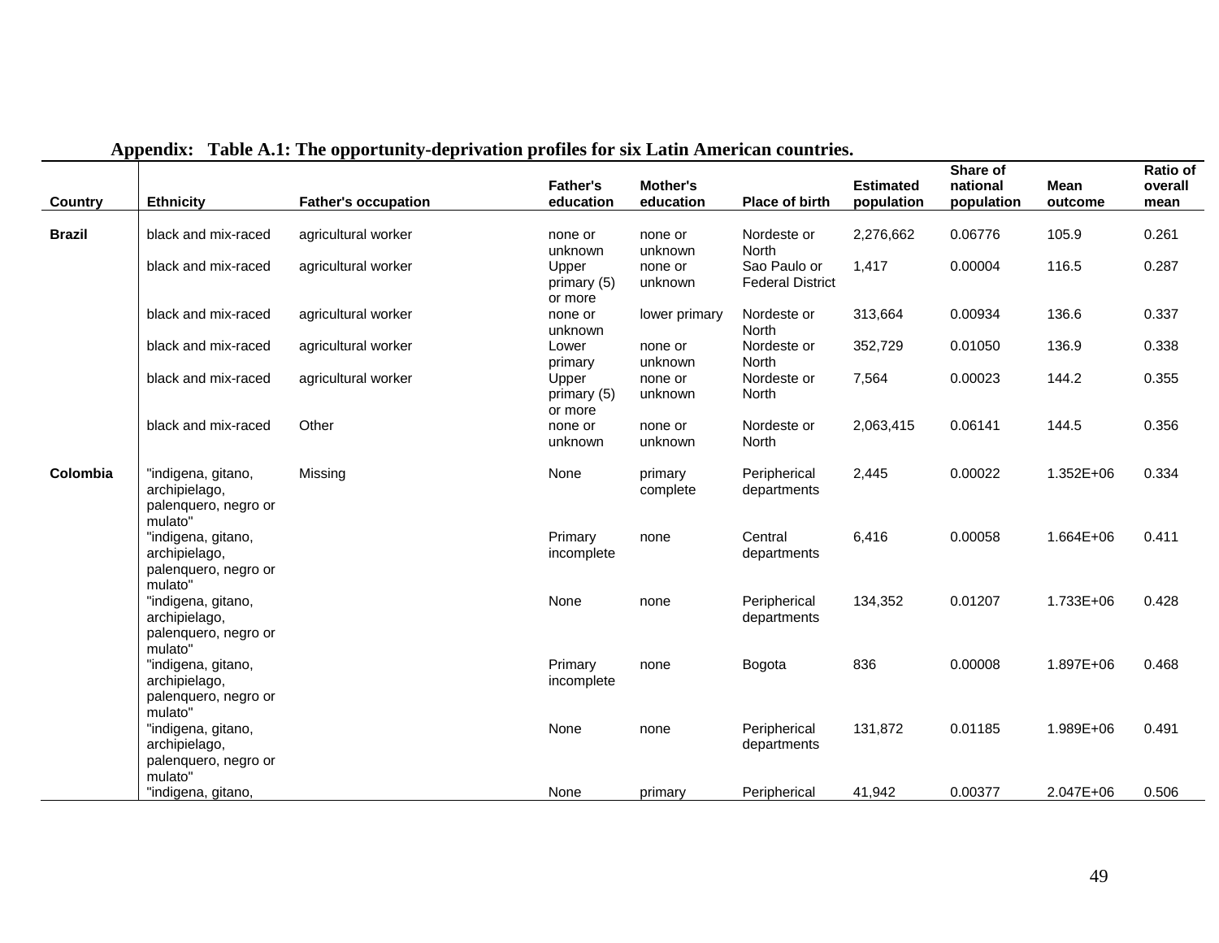**Appendix: Table A.1: The opportunity-deprivation profiles for six Latin American countries.**

| Country | Ethnicity | Father's occupation | Father's education | Mother's education | Place of birth | Estimated population | Share of national population | Mean outcome | Ratio of overall mean |
|---|---|---|---|---|---|---|---|---|---|
| **Brazil** | black and mix-raced | agricultural worker | none or unknown | none or unknown | Nordeste or North | 2,276,662 | 0.06776 | 105.9 | 0.261 |
| | black and mix-raced | agricultural worker | Upper primary (5) or more | none or unknown | Sao Paulo or Federal District | 1,417 | 0.00004 | 116.5 | 0.287 |
| | black and mix-raced | agricultural worker | none or unknown | lower primary | Nordeste or North | 313,664 | 0.00934 | 136.6 | 0.337 |
| | black and mix-raced | agricultural worker | Lower primary | none or unknown | Nordeste or North | 352,729 | 0.01050 | 136.9 | 0.338 |
| | black and mix-raced | agricultural worker | Upper primary (5) or more | none or unknown | Nordeste or North | 7,564 | 0.00023 | 144.2 | 0.355 |
| | black and mix-raced | Other | none or unknown | none or unknown | Nordeste or North | 2,063,415 | 0.06141 | 144.5 | 0.356 |
| **Colombia** | "indigena, gitano, archipielago, palenquero, negro or mulato" | Missing | None | primary complete | Peripherical departments | 2,445 | 0.00022 | 1.352E+06 | 0.334 |
| | "indigena, gitano, archipielago, palenquero, negro or mulato" | | Primary incomplete | none | Central departments | 6,416 | 0.00058 | 1.664E+06 | 0.411 |
| | "indigena, gitano, archipielago, palenquero, negro or mulato" | | None | none | Peripherical departments | 134,352 | 0.01207 | 1.733E+06 | 0.428 |
| | "indigena, gitano, archipielago, palenquero, negro or mulato" | | Primary incomplete | none | Bogota | 836 | 0.00008 | 1.897E+06 | 0.468 |
| | "indigena, gitano, archipielago, palenquero, negro or mulato" | | None | none | Peripherical departments | 131,872 | 0.01185 | 1.989E+06 | 0.491 |
| | "indigena, gitano, | | None | primary | Peripherical | 41,942 | 0.00377 | 2.047E+06 | 0.506 |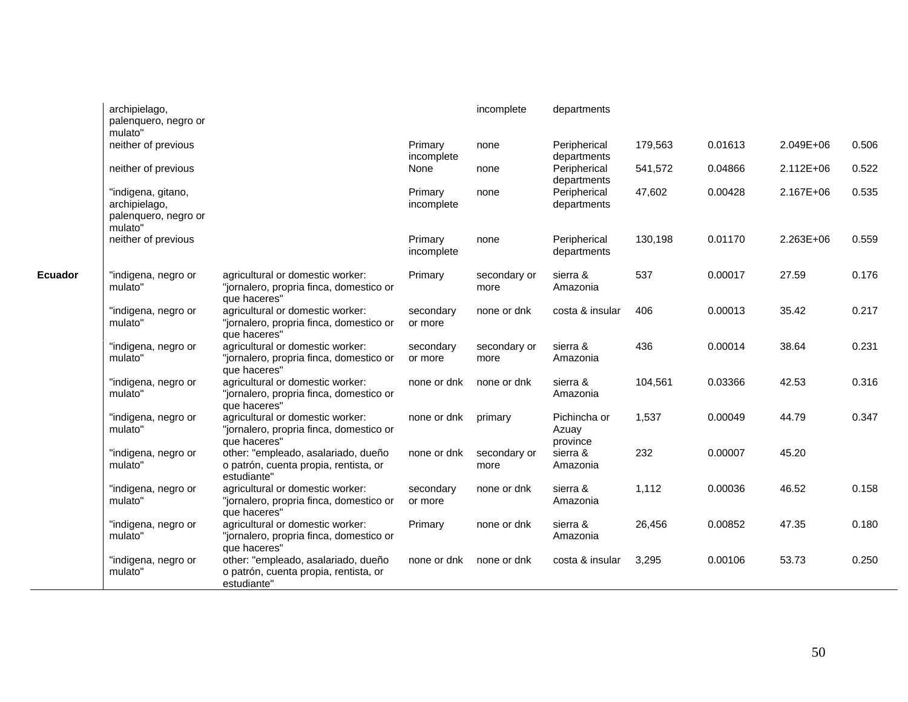| | | | | | | | | | |
|---|---|---|---|---|---|---|---|---|---|
| | archipielago, palenquero, negro or mulato" | | | incomplete | departments | | | | |
| | neither of previous | | Primary incomplete | none | Peripherical departments | 179,563 | 0.01613 | 2.049E+06 | 0.506 |
| | neither of previous | | None | none | Peripherical departments | 541,572 | 0.04866 | 2.112E+06 | 0.522 |
| | "indigena, gitano, archipielago, palenquero, negro or mulato" | | Primary incomplete | none | Peripherical departments | 47,602 | 0.00428 | 2.167E+06 | 0.535 |
| | neither of previous | | Primary incomplete | none | Peripherical departments | 130,198 | 0.01170 | 2.263E+06 | 0.559 |
| **Ecuador** | "indigena, negro or mulato" | agricultural or domestic worker: "jornalero, propria finca, domestico or que haceres" | Primary | secondary or more | sierra & Amazonia | 537 | 0.00017 | 27.59 | 0.176 |
| | "indigena, negro or mulato" | agricultural or domestic worker: "jornalero, propria finca, domestico or que haceres" | secondary or more | none or dnk | costa & insular | 406 | 0.00013 | 35.42 | 0.217 |
| | "indigena, negro or mulato" | agricultural or domestic worker: "jornalero, propria finca, domestico or que haceres" | secondary or more | secondary or more | sierra & Amazonia | 436 | 0.00014 | 38.64 | 0.231 |
| | "indigena, negro or mulato" | agricultural or domestic worker: "jornalero, propria finca, domestico or que haceres" | none or dnk | none or dnk | sierra & Amazonia | 104,561 | 0.03366 | 42.53 | 0.316 |
| | "indigena, negro or mulato" | agricultural or domestic worker: "jornalero, propria finca, domestico or que haceres" | none or dnk | primary | Pichincha or Azuay province | 1,537 | 0.00049 | 44.79 | 0.347 |
| | "indigena, negro or mulato" | other: "empleado, asalariado, dueño o patrón, cuenta propia, rentista, or estudiante" | none or dnk | secondary or more | sierra & Amazonia | 232 | 0.00007 | 45.20 | |
| | "indigena, negro or mulato" | agricultural or domestic worker: "jornalero, propria finca, domestico or que haceres" | secondary or more | none or dnk | sierra & Amazonia | 1,112 | 0.00036 | 46.52 | 0.158 |
| | "indigena, negro or mulato" | agricultural or domestic worker: "jornalero, propria finca, domestico or que haceres" | Primary | none or dnk | sierra & Amazonia | 26,456 | 0.00852 | 47.35 | 0.180 |
| | "indigena, negro or mulato" | other: "empleado, asalariado, dueño o patrón, cuenta propia, rentista, or estudiante" | none or dnk | none or dnk | costa & insular | 3,295 | 0.00106 | 53.73 | 0.250 |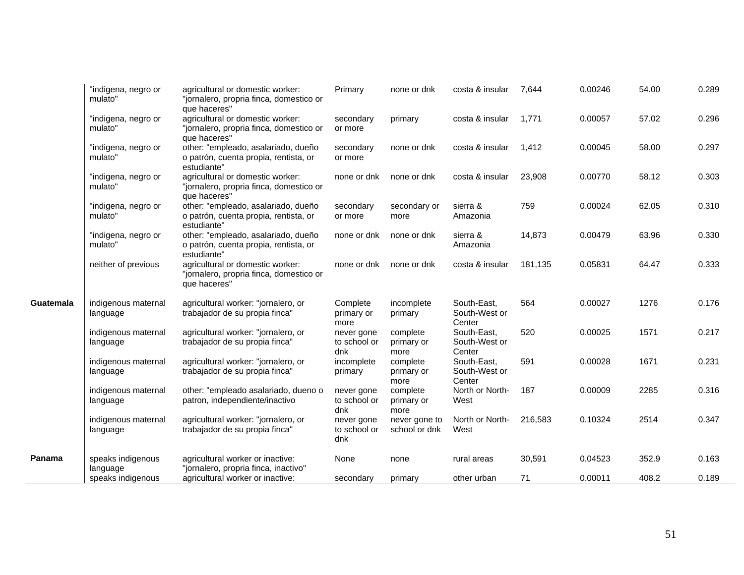| | | | | | | | | | |
|---|---|---|---|---|---|---|---|---|---|
| | "indigena, negro or mulato" | agricultural or domestic worker: "jornalero, propria finca, domestico or que haceres" | Primary | none or dnk | costa & insular | 7,644 | 0.00246 | 54.00 | 0.289 |
| | "indigena, negro or mulato" | agricultural or domestic worker: "jornalero, propria finca, domestico or que haceres" | secondary or more | primary | costa & insular | 1,771 | 0.00057 | 57.02 | 0.296 |
| | "indigena, negro or mulato" | other: "empleado, asalariado, dueño o patrón, cuenta propia, rentista, or estudiante" | secondary or more | none or dnk | costa & insular | 1,412 | 0.00045 | 58.00 | 0.297 |
| | "indigena, negro or mulato" | agricultural or domestic worker: "jornalero, propria finca, domestico or que haceres" | none or dnk | none or dnk | costa & insular | 23,908 | 0.00770 | 58.12 | 0.303 |
| | "indigena, negro or mulato" | other: "empleado, asalariado, dueño o patrón, cuenta propia, rentista, or estudiante" | secondary or more | secondary or more | sierra & Amazonia | 759 | 0.00024 | 62.05 | 0.310 |
| | "indigena, negro or mulato" | other: "empleado, asalariado, dueño o patrón, cuenta propia, rentista, or estudiante" | none or dnk | none or dnk | sierra & Amazonia | 14,873 | 0.00479 | 63.96 | 0.330 |
| | neither of previous | agricultural or domestic worker: "jornalero, propria finca, domestico or que haceres" | none or dnk | none or dnk | costa & insular | 181,135 | 0.05831 | 64.47 | 0.333 |
| **Guatemala** | indigenous maternal language | agricultural worker: "jornalero, or trabajador de su propia finca" | Complete primary or more | incomplete primary | South-East, South-West or Center | 564 | 0.00027 | 1276 | 0.176 |
| | indigenous maternal language | agricultural worker: "jornalero, or trabajador de su propia finca" | never gone to school or dnk | complete primary or more | South-East, South-West or Center | 520 | 0.00025 | 1571 | 0.217 |
| | indigenous maternal language | agricultural worker: "jornalero, or trabajador de su propia finca" | incomplete primary | complete primary or more | South-East, South-West or Center | 591 | 0.00028 | 1671 | 0.231 |
| | indigenous maternal language | other: "empleado asalariado, dueno o patron, independiente/inactivo | never gone to school or dnk | complete primary or more | North or North-West | 187 | 0.00009 | 2285 | 0.316 |
| | indigenous maternal language | agricultural worker: "jornalero, or trabajador de su propia finca" | never gone to school or dnk | never gone to school or dnk | North or North-West | 216,583 | 0.10324 | 2514 | 0.347 |
| **Panama** | speaks indigenous language | agricultural worker or inactive: "jornalero, propria finca, inactivo" | None | none | rural areas | 30,591 | 0.04523 | 352.9 | 0.163 |
| | speaks indigenous | agricultural worker or inactive: | secondary | primary | other urban | 71 | 0.00011 | 408.2 | 0.189 |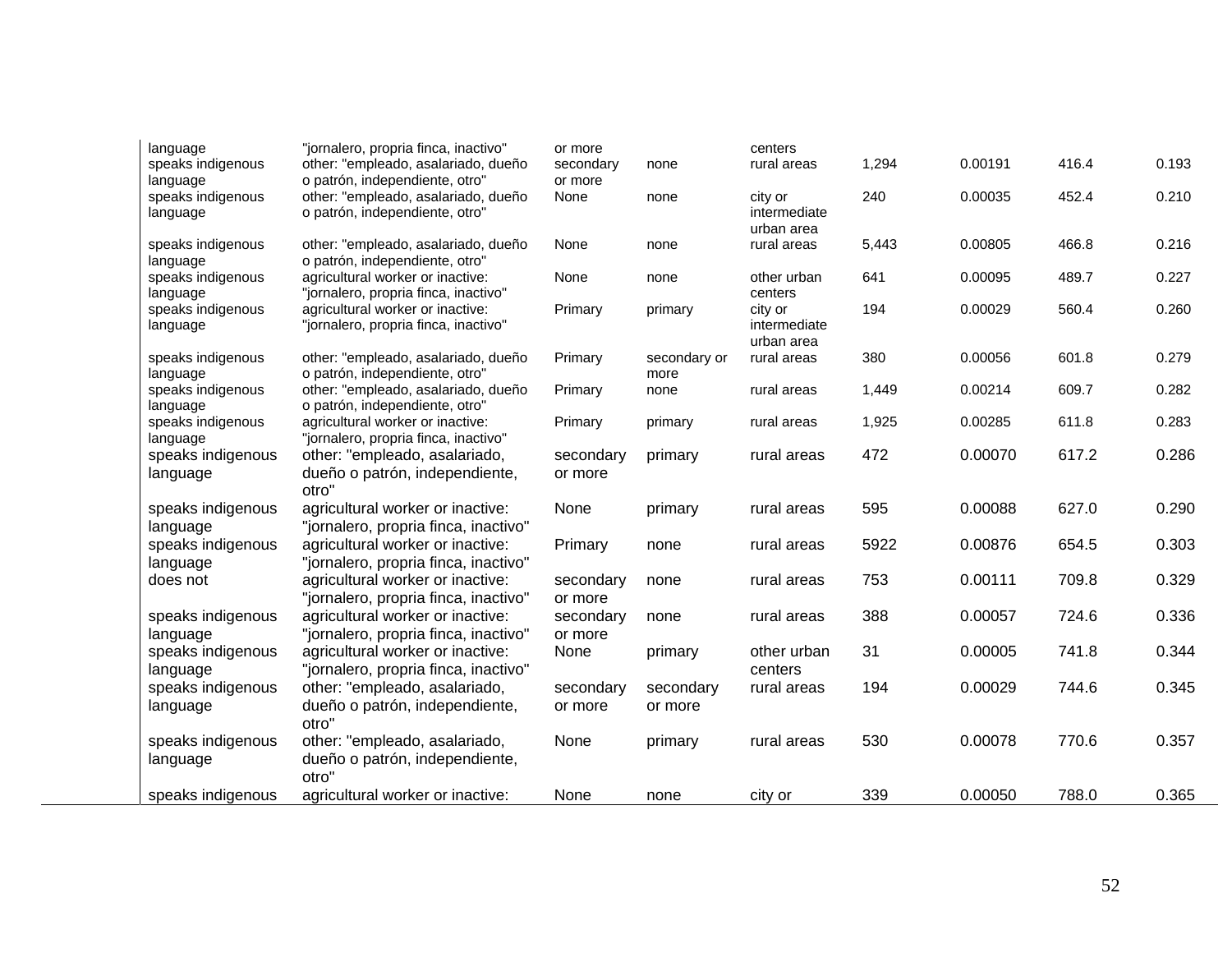| | | | | | | | | |
|---|---|---|---|---|---|---|---|---|
| language | "jornalero, propria finca, inactivo" | or more | | centers | | | | |
| speaks indigenous language | other: "empleado, asalariado, dueño o patrón, independiente, otro" | secondary or more | none | rural areas | 1,294 | 0.00191 | 416.4 | 0.193 |
| speaks indigenous language | other: "empleado, asalariado, dueño o patrón, independiente, otro" | None | none | city or intermediate urban area | 240 | 0.00035 | 452.4 | 0.210 |
| speaks indigenous language | other: "empleado, asalariado, dueño o patrón, independiente, otro" | None | none | rural areas | 5,443 | 0.00805 | 466.8 | 0.216 |
| speaks indigenous language | agricultural worker or inactive: "jornalero, propria finca, inactivo" | None | none | other urban centers | 641 | 0.00095 | 489.7 | 0.227 |
| speaks indigenous language | agricultural worker or inactive: "jornalero, propria finca, inactivo" | Primary | primary | city or intermediate urban area | 194 | 0.00029 | 560.4 | 0.260 |
| speaks indigenous language | other: "empleado, asalariado, dueño o patrón, independiente, otro" | Primary | secondary or more | rural areas | 380 | 0.00056 | 601.8 | 0.279 |
| speaks indigenous language | other: "empleado, asalariado, dueño o patrón, independiente, otro" | Primary | none | rural areas | 1,449 | 0.00214 | 609.7 | 0.282 |
| speaks indigenous language | agricultural worker or inactive: "jornalero, propria finca, inactivo" | Primary | primary | rural areas | 1,925 | 0.00285 | 611.8 | 0.283 |
| speaks indigenous language | other: "empleado, asalariado, dueño o patrón, independiente, otro" | secondary or more | primary | rural areas | 472 | 0.00070 | 617.2 | 0.286 |
| speaks indigenous language | agricultural worker or inactive: "jornalero, propria finca, inactivo" | None | primary | rural areas | 595 | 0.00088 | 627.0 | 0.290 |
| speaks indigenous language | agricultural worker or inactive: "jornalero, propria finca, inactivo" | Primary | none | rural areas | 5922 | 0.00876 | 654.5 | 0.303 |
| does not | agricultural worker or inactive: "jornalero, propria finca, inactivo" | secondary or more | none | rural areas | 753 | 0.00111 | 709.8 | 0.329 |
| speaks indigenous language | agricultural worker or inactive: "jornalero, propria finca, inactivo" | secondary or more | none | rural areas | 388 | 0.00057 | 724.6 | 0.336 |
| speaks indigenous language | agricultural worker or inactive: "jornalero, propria finca, inactivo" | None | primary | other urban centers | 31 | 0.00005 | 741.8 | 0.344 |
| speaks indigenous language | other: "empleado, asalariado, dueño o patrón, independiente, otro" | secondary or more | secondary or more | rural areas | 194 | 0.00029 | 744.6 | 0.345 |
| speaks indigenous language | other: "empleado, asalariado, dueño o patrón, independiente, otro" | None | primary | rural areas | 530 | 0.00078 | 770.6 | 0.357 |
| speaks indigenous | agricultural worker or inactive: | None | none | city or | 339 | 0.00050 | 788.0 | 0.365 |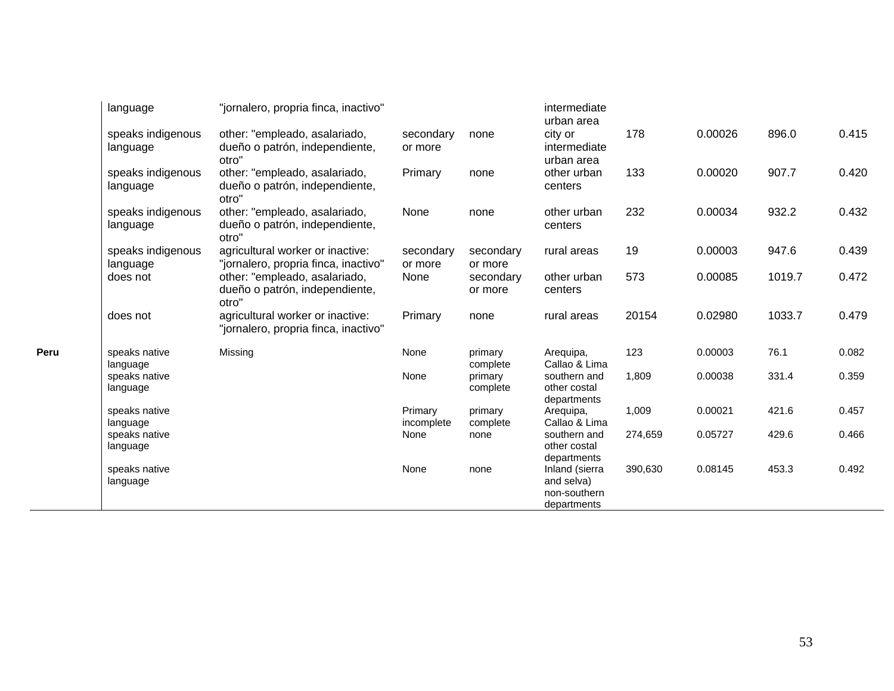| | | | | | | | | | |
|---|---|---|---|---|---|---|---|---|---|
| | language | "jornalero, propria finca, inactivo" | | | intermediate urban area | | | | |
| | speaks indigenous language | other: "empleado, asalariado, dueño o patrón, independiente, otro" | secondary or more | none | city or intermediate urban area | 178 | 0.00026 | 896.0 | 0.415 |
| | speaks indigenous language | other: "empleado, asalariado, dueño o patrón, independiente, otro" | Primary | none | other urban centers | 133 | 0.00020 | 907.7 | 0.420 |
| | speaks indigenous language | other: "empleado, asalariado, dueño o patrón, independiente, otro" | None | none | other urban centers | 232 | 0.00034 | 932.2 | 0.432 |
| | speaks indigenous language | agricultural worker or inactive: "jornalero, propria finca, inactivo" | secondary or more | secondary or more | rural areas | 19 | 0.00003 | 947.6 | 0.439 |
| | does not | other: "empleado, asalariado, dueño o patrón, independiente, otro" | None | secondary or more | other urban centers | 573 | 0.00085 | 1019.7 | 0.472 |
| | does not | agricultural worker or inactive: "jornalero, propria finca, inactivo" | Primary | none | rural areas | 20154 | 0.02980 | 1033.7 | 0.479 |
| **Peru** | speaks native language | Missing | None | primary complete | Arequipa, Callao & Lima | 123 | 0.00003 | 76.1 | 0.082 |
| | speaks native language | | None | primary complete | southern and other costal departments | 1,809 | 0.00038 | 331.4 | 0.359 |
| | speaks native language | | Primary incomplete | primary complete | Arequipa, Callao & Lima | 1,009 | 0.00021 | 421.6 | 0.457 |
| | speaks native language | | None | none | southern and other costal departments | 274,659 | 0.05727 | 429.6 | 0.466 |
| | speaks native language | | None | none | Inland (sierra and selva) non-southern departments | 390,630 | 0.08145 | 453.3 | 0.492 |